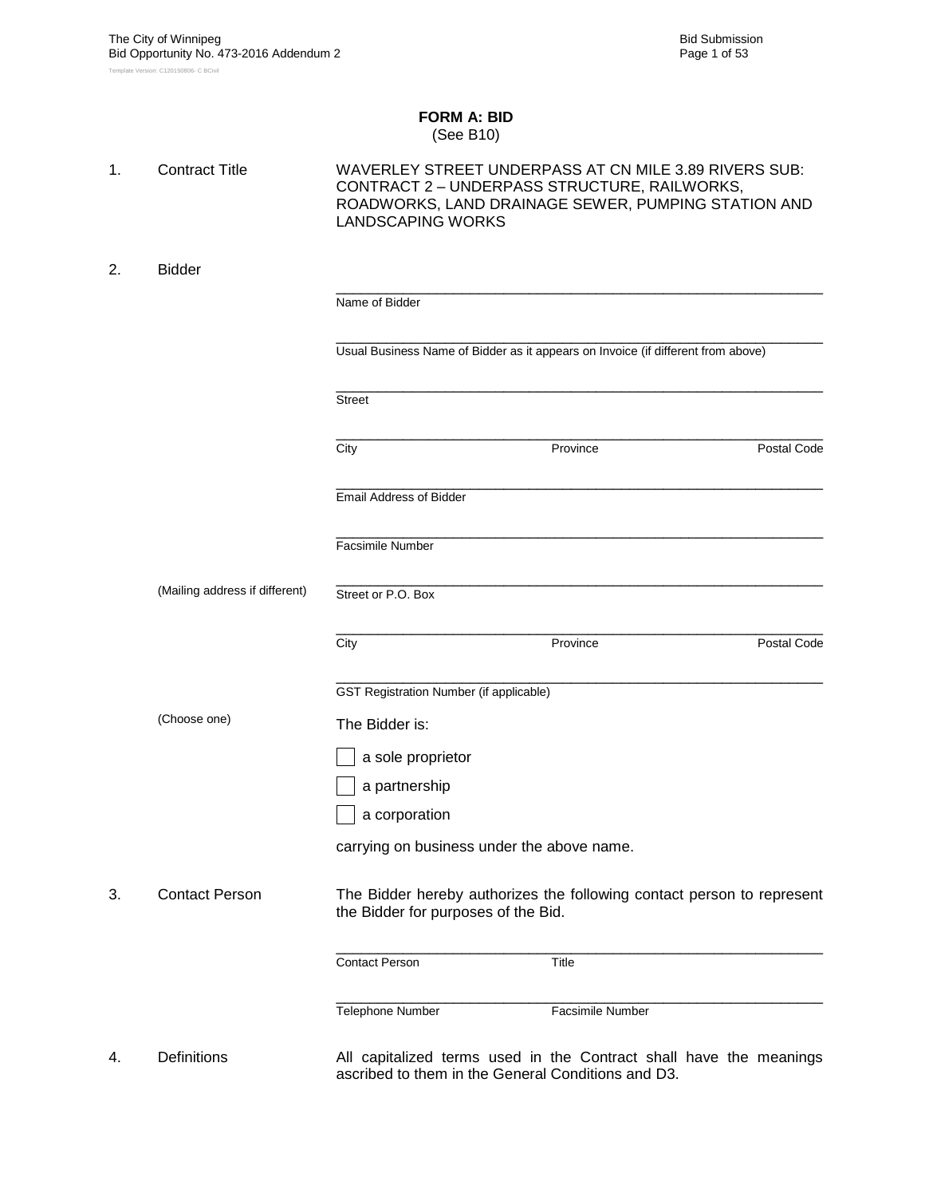# FORM A: BID
(See B10)

1. Contract Title

   WAVERLEY STREET UNDERPASS AT CN MILE 3.89 RIVERS SUB: CONTRACT 2 – UNDERPASS STRUCTURE, RAILWORKS, ROADWORKS, LAND DRAINAGE SEWER, PUMPING STATION AND LANDSCAPING WORKS

2. Bidder

   ______________________________________________
   Name of Bidder

   ______________________________________________
   Usual Business Name of Bidder as it appears on Invoice (if different from above)

   ______________________________________________
   Street

   ______________________________________________
   City Province Postal Code

   ______________________________________________
   Email Address of Bidder

   ______________________________________________
   Facsimile Number

   (Mailing address if different)

   ______________________________________________
   Street or P.O. Box

   ______________________________________________
   City Province Postal Code

   ______________________________________________
   GST Registration Number (if applicable)

   (Choose one)

   The Bidder is:

   ☐ a sole proprietor

   ☐ a partnership

   ☐ a corporation

   carrying on business under the above name.

3. Contact Person

   The Bidder hereby authorizes the following contact person to represent the Bidder for purposes of the Bid.

   ______________________________________________
   Contact Person Title

   ______________________________________________
   Telephone Number Facsimile Number

4. Definitions

   All capitalized terms used in the Contract shall have the meanings ascribed to them in the General Conditions and D3.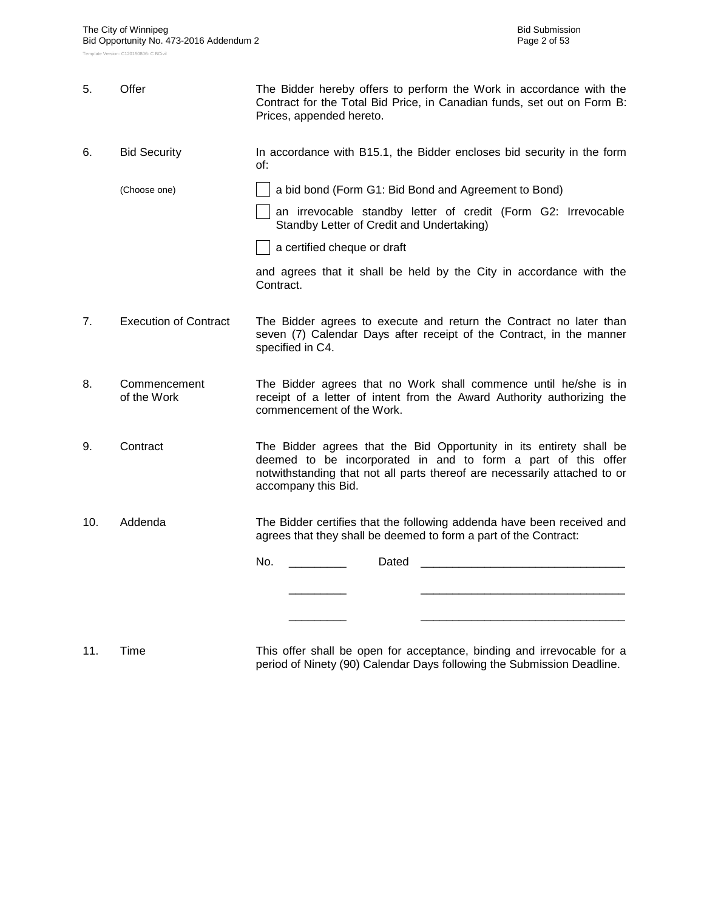5. **Offer** — The Bidder hereby offers to perform the Work in accordance with the Contract for the Total Bid Price, in Canadian funds, set out on Form B: Prices, appended hereto.

6. **Bid Security** — In accordance with B15.1, the Bidder encloses bid security in the form of:

   (Choose one)

   - [ ] a bid bond (Form G1: Bid Bond and Agreement to Bond)
   - [ ] an irrevocable standby letter of credit (Form G2: Irrevocable Standby Letter of Credit and Undertaking)
   - [ ] a certified cheque or draft

   and agrees that it shall be held by the City in accordance with the Contract.

7. **Execution of Contract** — The Bidder agrees to execute and return the Contract no later than seven (7) Calendar Days after receipt of the Contract, in the manner specified in C4.

8. **Commencement of the Work** — The Bidder agrees that no Work shall commence until he/she is in receipt of a letter of intent from the Award Authority authorizing the commencement of the Work.

9. **Contract** — The Bidder agrees that the Bid Opportunity in its entirety shall be deemed to be incorporated in and to form a part of this offer notwithstanding that not all parts thereof are necessarily attached to or accompany this Bid.

10. **Addenda** — The Bidder certifies that the following addenda have been received and agrees that they shall be deemed to form a part of the Contract:

    No. _________ Dated ________________________________

    _________ ________________________________

    _________ ________________________________

11. **Time** — This offer shall be open for acceptance, binding and irrevocable for a period of Ninety (90) Calendar Days following the Submission Deadline.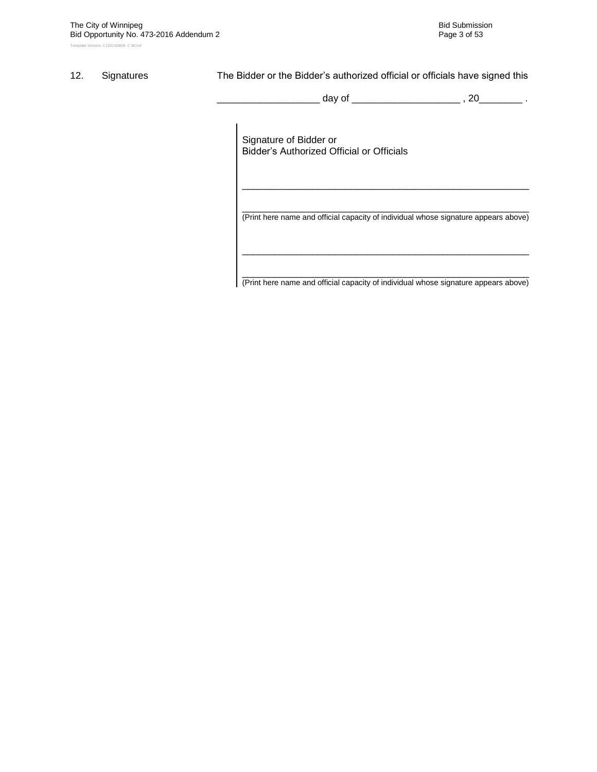12. Signatures

The Bidder or the Bidder's authorized official or officials have signed this

___________________ day of ____________________ , 20________ .

Signature of Bidder or
Bidder's Authorized Official or Officials

_____________________________________________________________

_____________________________________________________________
(Print here name and official capacity of individual whose signature appears above)

_____________________________________________________________

_____________________________________________________________
(Print here name and official capacity of individual whose signature appears above)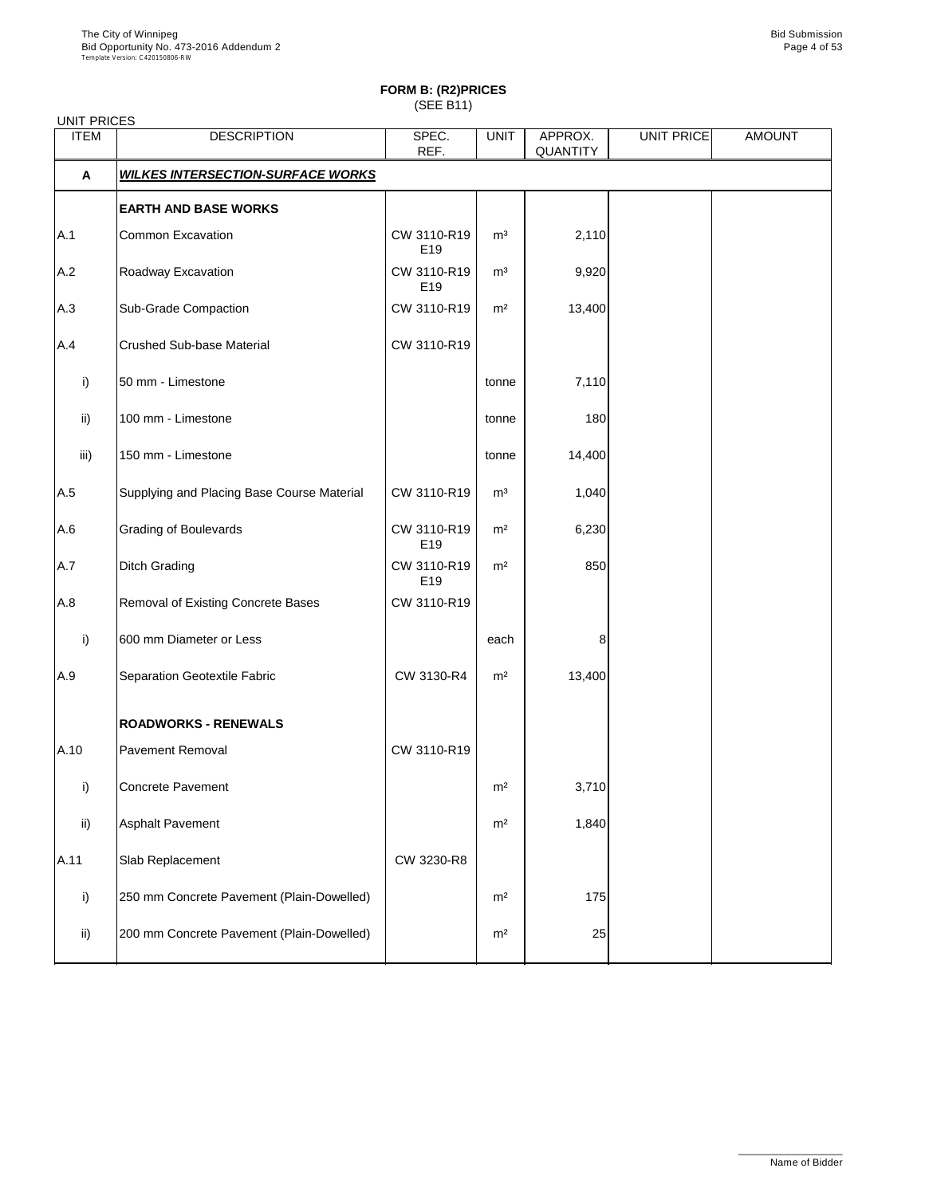**FORM B: (R2)PRICES**
(SEE B11)

UNIT PRICES

| ITEM | DESCRIPTION | SPEC. REF. | UNIT | APPROX. QUANTITY | UNIT PRICE | AMOUNT |
|---|---|---|---|---|---|---|
| **A** | ***WILKES INTERSECTION-SURFACE WORKS*** | | | | | |
| | **EARTH AND BASE WORKS** | | | | | |
| A.1 | Common Excavation | CW 3110-R19 E19 | m³ | 2,110 | | |
| A.2 | Roadway Excavation | CW 3110-R19 E19 | m³ | 9,920 | | |
| A.3 | Sub-Grade Compaction | CW 3110-R19 | m² | 13,400 | | |
| A.4 | Crushed Sub-base Material | CW 3110-R19 | | | | |
| i) | 50 mm - Limestone | | tonne | 7,110 | | |
| ii) | 100 mm - Limestone | | tonne | 180 | | |
| iii) | 150 mm - Limestone | | tonne | 14,400 | | |
| A.5 | Supplying and Placing Base Course Material | CW 3110-R19 | m³ | 1,040 | | |
| A.6 | Grading of Boulevards | CW 3110-R19 E19 | m² | 6,230 | | |
| A.7 | Ditch Grading | CW 3110-R19 E19 | m² | 850 | | |
| A.8 | Removal of Existing Concrete Bases | CW 3110-R19 | | | | |
| i) | 600 mm Diameter or Less | | each | 8 | | |
| A.9 | Separation Geotextile Fabric | CW 3130-R4 | m² | 13,400 | | |
| | **ROADWORKS - RENEWALS** | | | | | |
| A.10 | Pavement Removal | CW 3110-R19 | | | | |
| i) | Concrete Pavement | | m² | 3,710 | | |
| ii) | Asphalt Pavement | | m² | 1,840 | | |
| A.11 | Slab Replacement | CW 3230-R8 | | | | |
| i) | 250 mm Concrete Pavement (Plain-Dowelled) | | m² | 175 | | |
| ii) | 200 mm Concrete Pavement (Plain-Dowelled) | | m² | 25 | | |

Name of Bidder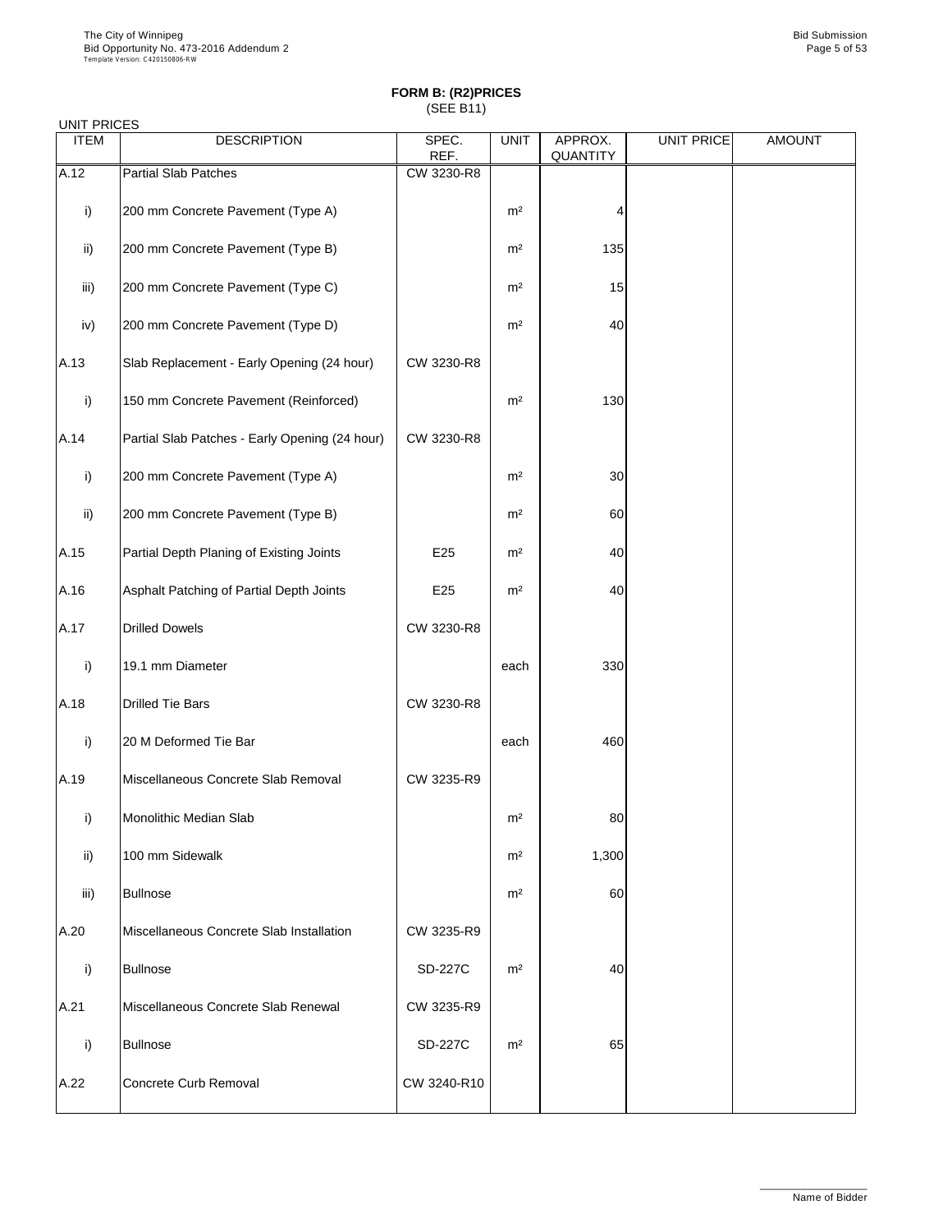**FORM B: (R2)PRICES**
(SEE B11)

UNIT PRICES

| ITEM | DESCRIPTION | SPEC. REF. | UNIT | APPROX. QUANTITY | UNIT PRICE | AMOUNT |
|---|---|---|---|---|---|---|
| A.12 | Partial Slab Patches | CW 3230-R8 | | | | |
| i) | 200 mm Concrete Pavement (Type A) | | m² | 4 | | |
| ii) | 200 mm Concrete Pavement (Type B) | | m² | 135 | | |
| iii) | 200 mm Concrete Pavement (Type C) | | m² | 15 | | |
| iv) | 200 mm Concrete Pavement (Type D) | | m² | 40 | | |
| A.13 | Slab Replacement - Early Opening (24 hour) | CW 3230-R8 | | | | |
| i) | 150 mm Concrete Pavement (Reinforced) | | m² | 130 | | |
| A.14 | Partial Slab Patches - Early Opening (24 hour) | CW 3230-R8 | | | | |
| i) | 200 mm Concrete Pavement (Type A) | | m² | 30 | | |
| ii) | 200 mm Concrete Pavement (Type B) | | m² | 60 | | |
| A.15 | Partial Depth Planing of Existing Joints | E25 | m² | 40 | | |
| A.16 | Asphalt Patching of Partial Depth Joints | E25 | m² | 40 | | |
| A.17 | Drilled Dowels | CW 3230-R8 | | | | |
| i) | 19.1 mm Diameter | | each | 330 | | |
| A.18 | Drilled Tie Bars | CW 3230-R8 | | | | |
| i) | 20 M Deformed Tie Bar | | each | 460 | | |
| A.19 | Miscellaneous Concrete Slab Removal | CW 3235-R9 | | | | |
| i) | Monolithic Median Slab | | m² | 80 | | |
| ii) | 100 mm Sidewalk | | m² | 1,300 | | |
| iii) | Bullnose | | m² | 60 | | |
| A.20 | Miscellaneous Concrete Slab Installation | CW 3235-R9 | | | | |
| i) | Bullnose | SD-227C | m² | 40 | | |
| A.21 | Miscellaneous Concrete Slab Renewal | CW 3235-R9 | | | | |
| i) | Bullnose | SD-227C | m² | 65 | | |
| A.22 | Concrete Curb Removal | CW 3240-R10 | | | | |

Name of Bidder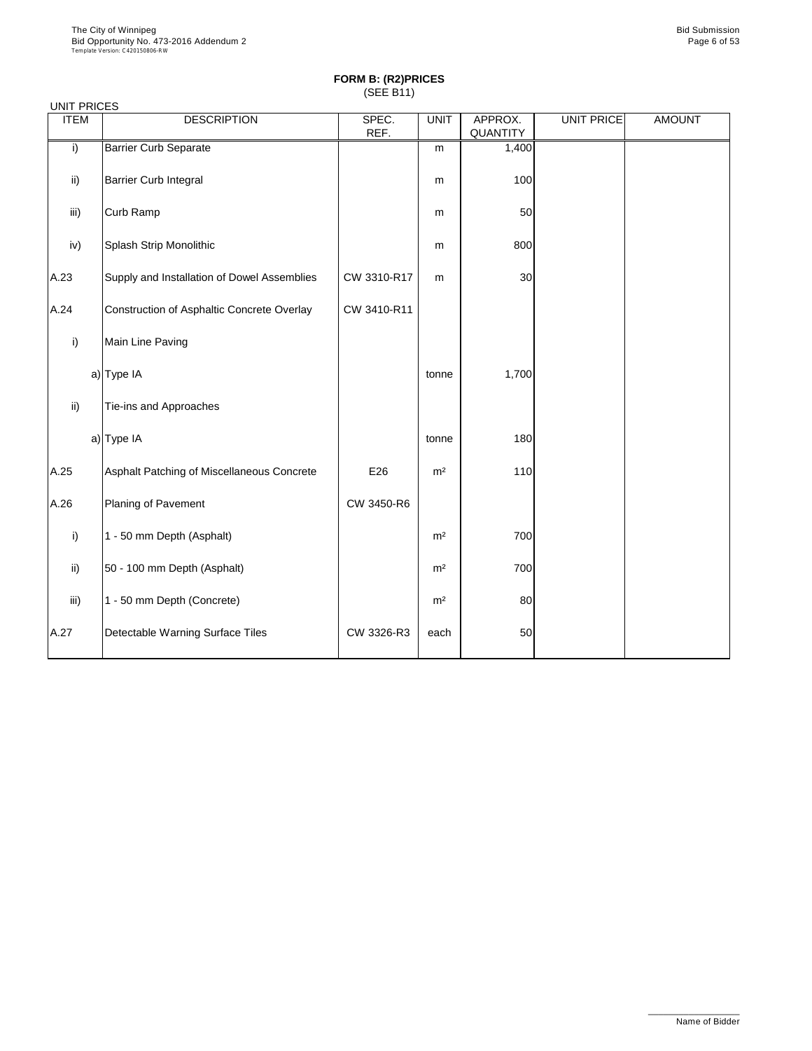## FORM B: (R2)PRICES

(SEE B11)

UNIT PRICES

| ITEM | DESCRIPTION | SPEC. REF. | UNIT | APPROX. QUANTITY | UNIT PRICE | AMOUNT |
|---|---|---|---|---|---|---|
| i) | Barrier Curb Separate | | m | 1,400 | | |
| ii) | Barrier Curb Integral | | m | 100 | | |
| iii) | Curb Ramp | | m | 50 | | |
| iv) | Splash Strip Monolithic | | m | 800 | | |
| A.23 | Supply and Installation of Dowel Assemblies | CW 3310-R17 | m | 30 | | |
| A.24 | Construction of Asphaltic Concrete Overlay | CW 3410-R11 | | | | |
| i) | Main Line Paving | | | | | |
| a) | Type IA | | tonne | 1,700 | | |
| ii) | Tie-ins and Approaches | | | | | |
| a) | Type IA | | tonne | 180 | | |
| A.25 | Asphalt Patching of Miscellaneous Concrete | E26 | m² | 110 | | |
| A.26 | Planing of Pavement | CW 3450-R6 | | | | |
| i) | 1 - 50 mm Depth (Asphalt) | | m² | 700 | | |
| ii) | 50 - 100 mm Depth (Asphalt) | | m² | 700 | | |
| iii) | 1 - 50 mm Depth (Concrete) | | m² | 80 | | |
| A.27 | Detectable Warning Surface Tiles | CW 3326-R3 | each | 50 | | |

Name of Bidder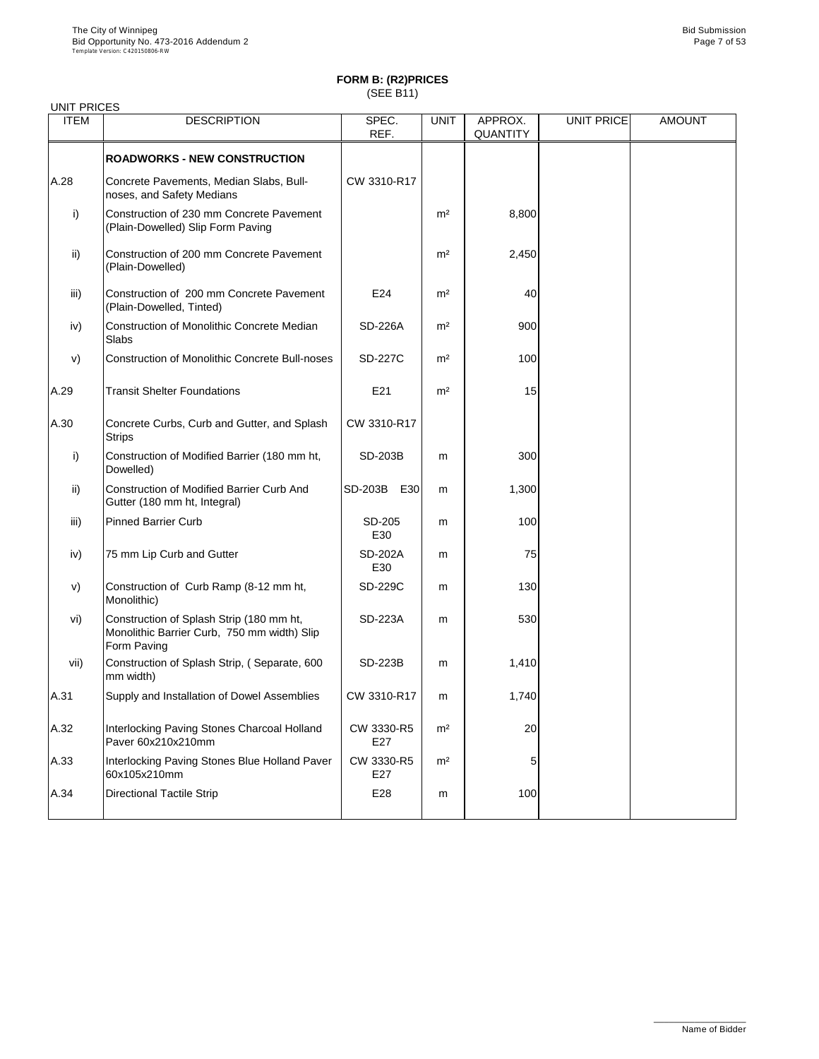## FORM B: (R2)PRICES
(SEE B11)

UNIT PRICES

| ITEM | DESCRIPTION | SPEC. REF. | UNIT | APPROX. QUANTITY | UNIT PRICE | AMOUNT |
|---|---|---|---|---|---|---|
| | **ROADWORKS - NEW CONSTRUCTION** | | | | | |
| A.28 | Concrete Pavements, Median Slabs, Bull-noses, and Safety Medians | CW 3310-R17 | | | | |
| i) | Construction of 230 mm Concrete Pavement (Plain-Dowelled) Slip Form Paving | | m² | 8,800 | | |
| ii) | Construction of 200 mm Concrete Pavement (Plain-Dowelled) | | m² | 2,450 | | |
| iii) | Construction of 200 mm Concrete Pavement (Plain-Dowelled, Tinted) | E24 | m² | 40 | | |
| iv) | Construction of Monolithic Concrete Median Slabs | SD-226A | m² | 900 | | |
| v) | Construction of Monolithic Concrete Bull-noses | SD-227C | m² | 100 | | |
| A.29 | Transit Shelter Foundations | E21 | m² | 15 | | |
| A.30 | Concrete Curbs, Curb and Gutter, and Splash Strips | CW 3310-R17 | | | | |
| i) | Construction of Modified Barrier (180 mm ht, Dowelled) | SD-203B | m | 300 | | |
| ii) | Construction of Modified Barrier Curb And Gutter (180 mm ht, Integral) | SD-203B E30 | m | 1,300 | | |
| iii) | Pinned Barrier Curb | SD-205 E30 | m | 100 | | |
| iv) | 75 mm Lip Curb and Gutter | SD-202A E30 | m | 75 | | |
| v) | Construction of Curb Ramp (8-12 mm ht, Monolithic) | SD-229C | m | 130 | | |
| vi) | Construction of Splash Strip (180 mm ht, Monolithic Barrier Curb, 750 mm width) Slip Form Paving | SD-223A | m | 530 | | |
| vii) | Construction of Splash Strip, ( Separate, 600 mm width) | SD-223B | m | 1,410 | | |
| A.31 | Supply and Installation of Dowel Assemblies | CW 3310-R17 | m | 1,740 | | |
| A.32 | Interlocking Paving Stones Charcoal Holland Paver 60x210x210mm | CW 3330-R5 E27 | m² | 20 | | |
| A.33 | Interlocking Paving Stones Blue Holland Paver 60x105x210mm | CW 3330-R5 E27 | m² | 5 | | |
| A.34 | Directional Tactile Strip | E28 | m | 100 | | |

Name of Bidder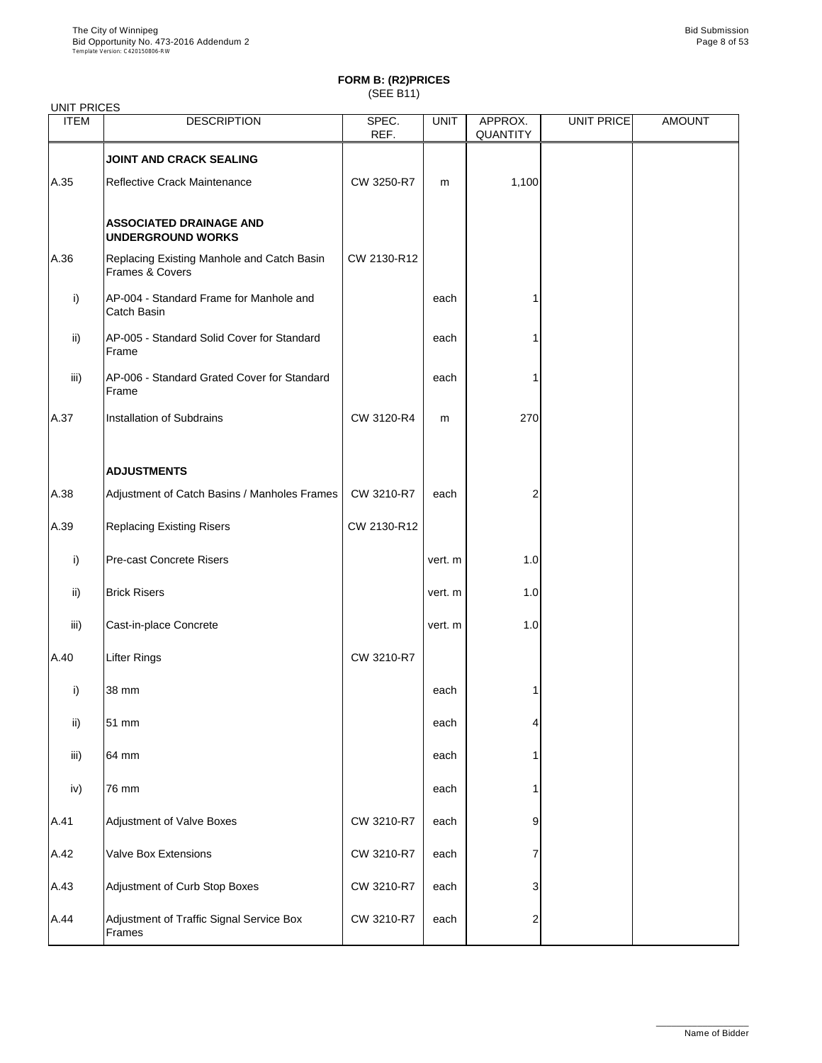**FORM B: (R2)PRICES**
(SEE B11)

UNIT PRICES

| ITEM | DESCRIPTION | SPEC. REF. | UNIT | APPROX. QUANTITY | UNIT PRICE | AMOUNT |
|---|---|---|---|---|---|---|
| | **JOINT AND CRACK SEALING** | | | | | |
| A.35 | Reflective Crack Maintenance | CW 3250-R7 | m | 1,100 | | |
| | **ASSOCIATED DRAINAGE AND UNDERGROUND WORKS** | | | | | |
| A.36 | Replacing Existing Manhole and Catch Basin Frames & Covers | CW 2130-R12 | | | | |
| i) | AP-004 - Standard Frame for Manhole and Catch Basin | | each | 1 | | |
| ii) | AP-005 - Standard Solid Cover for Standard Frame | | each | 1 | | |
| iii) | AP-006 - Standard Grated Cover for Standard Frame | | each | 1 | | |
| A.37 | Installation of Subdrains | CW 3120-R4 | m | 270 | | |
| | **ADJUSTMENTS** | | | | | |
| A.38 | Adjustment of Catch Basins / Manholes Frames | CW 3210-R7 | each | 2 | | |
| A.39 | Replacing Existing Risers | CW 2130-R12 | | | | |
| i) | Pre-cast Concrete Risers | | vert. m | 1.0 | | |
| ii) | Brick Risers | | vert. m | 1.0 | | |
| iii) | Cast-in-place Concrete | | vert. m | 1.0 | | |
| A.40 | Lifter Rings | CW 3210-R7 | | | | |
| i) | 38 mm | | each | 1 | | |
| ii) | 51 mm | | each | 4 | | |
| iii) | 64 mm | | each | 1 | | |
| iv) | 76 mm | | each | 1 | | |
| A.41 | Adjustment of Valve Boxes | CW 3210-R7 | each | 9 | | |
| A.42 | Valve Box Extensions | CW 3210-R7 | each | 7 | | |
| A.43 | Adjustment of Curb Stop Boxes | CW 3210-R7 | each | 3 | | |
| A.44 | Adjustment of Traffic Signal Service Box Frames | CW 3210-R7 | each | 2 | | |

Name of Bidder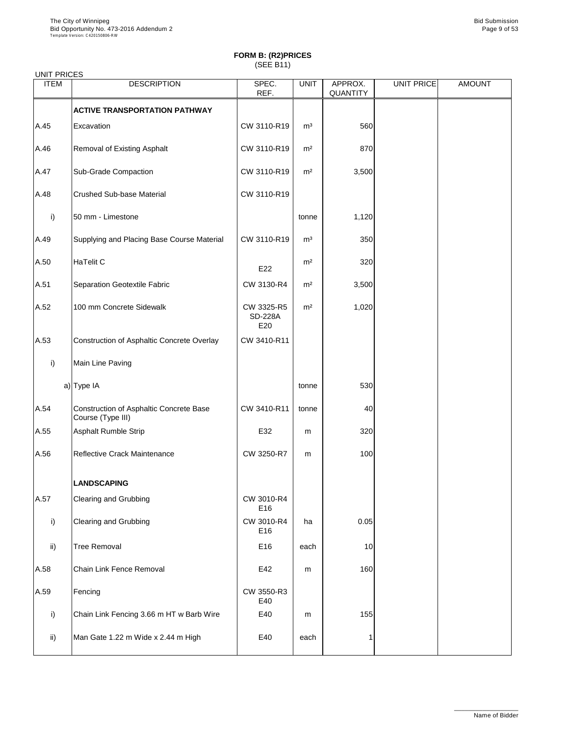**FORM B: (R2)PRICES**
(SEE B11)

UNIT PRICES

| ITEM | DESCRIPTION | SPEC. REF. | UNIT | APPROX. QUANTITY | UNIT PRICE | AMOUNT |
|---|---|---|---|---|---|---|
| | **ACTIVE TRANSPORTATION PATHWAY** | | | | | |
| A.45 | Excavation | CW 3110-R19 | m³ | 560 | | |
| A.46 | Removal of Existing Asphalt | CW 3110-R19 | m² | 870 | | |
| A.47 | Sub-Grade Compaction | CW 3110-R19 | m² | 3,500 | | |
| A.48 | Crushed Sub-base Material | CW 3110-R19 | | | | |
| i) | 50 mm - Limestone | | tonne | 1,120 | | |
| A.49 | Supplying and Placing Base Course Material | CW 3110-R19 | m³ | 350 | | |
| A.50 | HaTelit C | E22 | m² | 320 | | |
| A.51 | Separation Geotextile Fabric | CW 3130-R4 | m² | 3,500 | | |
| A.52 | 100 mm Concrete Sidewalk | CW 3325-R5 SD-228A E20 | m² | 1,020 | | |
| A.53 | Construction of Asphaltic Concrete Overlay | CW 3410-R11 | | | | |
| i) | Main Line Paving | | | | | |
| a) | Type IA | | tonne | 530 | | |
| A.54 | Construction of Asphaltic Concrete Base Course (Type III) | CW 3410-R11 | tonne | 40 | | |
| A.55 | Asphalt Rumble Strip | E32 | m | 320 | | |
| A.56 | Reflective Crack Maintenance | CW 3250-R7 | m | 100 | | |
| | **LANDSCAPING** | | | | | |
| A.57 | Clearing and Grubbing | CW 3010-R4 E16 | | | | |
| i) | Clearing and Grubbing | CW 3010-R4 E16 | ha | 0.05 | | |
| ii) | Tree Removal | E16 | each | 10 | | |
| A.58 | Chain Link Fence Removal | E42 | m | 160 | | |
| A.59 | Fencing | CW 3550-R3 E40 | | | | |
| i) | Chain Link Fencing 3.66 m HT w Barb Wire | E40 | m | 155 | | |
| ii) | Man Gate 1.22 m Wide x 2.44 m High | E40 | each | 1 | | |

Name of Bidder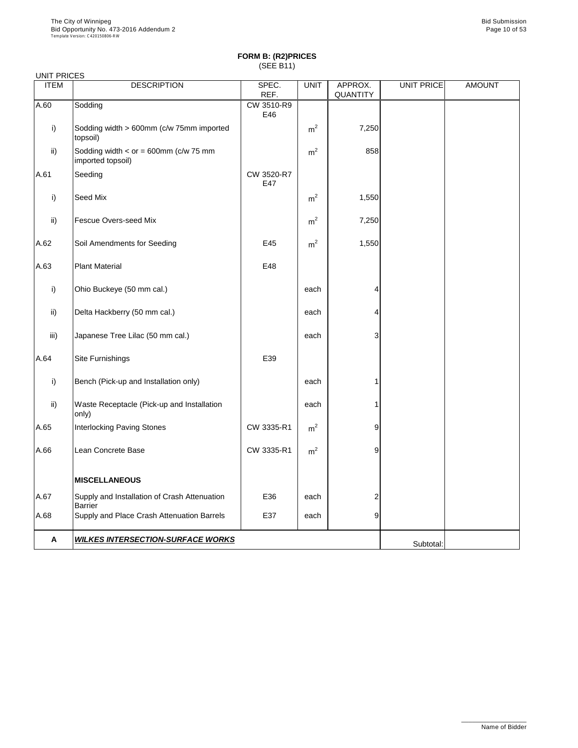**FORM B: (R2)PRICES**
(SEE B11)

UNIT PRICES

| ITEM | DESCRIPTION | SPEC. REF. | UNIT | APPROX. QUANTITY | UNIT PRICE | AMOUNT |
|---|---|---|---|---|---|---|
| A.60 | Sodding | CW 3510-R9 E46 | | | | |
| i) | Sodding width > 600mm (c/w 75mm imported topsoil) | | $m^2$ | 7,250 | | |
| ii) | Sodding width < or = 600mm (c/w 75 mm imported topsoil) | | $m^2$ | 858 | | |
| A.61 | Seeding | CW 3520-R7 E47 | | | | |
| i) | Seed Mix | | $m^2$ | 1,550 | | |
| ii) | Fescue Overs-seed Mix | | $m^2$ | 7,250 | | |
| A.62 | Soil Amendments for Seeding | E45 | $m^2$ | 1,550 | | |
| A.63 | Plant Material | E48 | | | | |
| i) | Ohio Buckeye (50 mm cal.) | | each | 4 | | |
| ii) | Delta Hackberry (50 mm cal.) | | each | 4 | | |
| iii) | Japanese Tree Lilac (50 mm cal.) | | each | 3 | | |
| A.64 | Site Furnishings | E39 | | | | |
| i) | Bench (Pick-up and Installation only) | | each | 1 | | |
| ii) | Waste Receptacle (Pick-up and Installation only) | | each | 1 | | |
| A.65 | Interlocking Paving Stones | CW 3335-R1 | $m^2$ | 9 | | |
| A.66 | Lean Concrete Base | CW 3335-R1 | $m^2$ | 9 | | |
| | **MISCELLANEOUS** | | | | | |
| A.67 | Supply and Installation of Crash Attenuation Barrier | E36 | each | 2 | | |
| A.68 | Supply and Place Crash Attenuation Barrels | E37 | each | 9 | | |
| **A** | ***WILKES INTERSECTION-SURFACE WORKS*** | | | | Subtotal: | |

Name of Bidder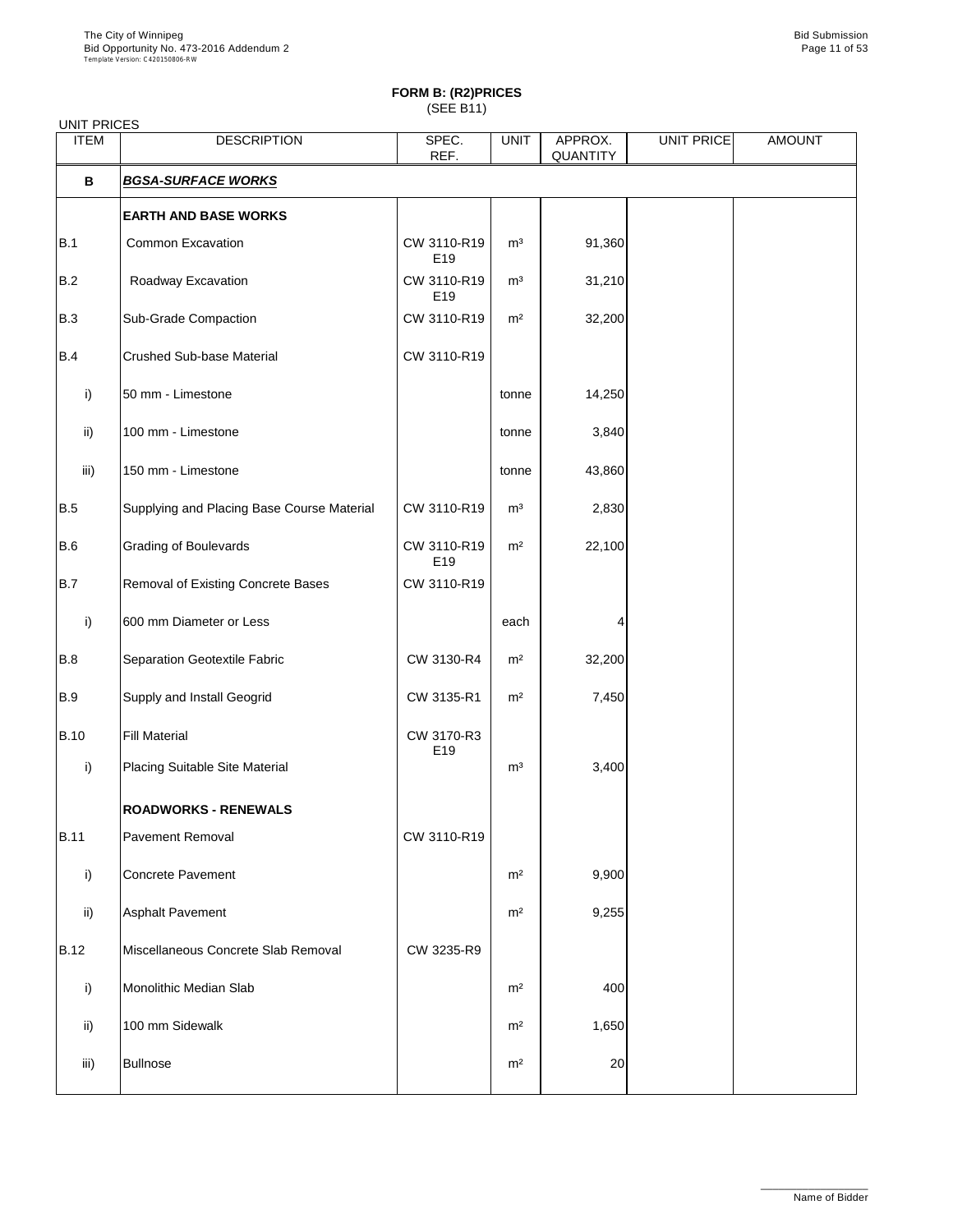**FORM B: (R2)PRICES**
(SEE B11)

UNIT PRICES

| ITEM | DESCRIPTION | SPEC. REF. | UNIT | APPROX. QUANTITY | UNIT PRICE | AMOUNT |
|---|---|---|---|---|---|---|
| **B** | ***BGSA-SURFACE WORKS*** | | | | | |
| | **EARTH AND BASE WORKS** | | | | | |
| B.1 | Common Excavation | CW 3110-R19 E19 | m³ | 91,360 | | |
| B.2 | Roadway Excavation | CW 3110-R19 E19 | m³ | 31,210 | | |
| B.3 | Sub-Grade Compaction | CW 3110-R19 | m² | 32,200 | | |
| B.4 | Crushed Sub-base Material | CW 3110-R19 | | | | |
| i) | 50 mm - Limestone | | tonne | 14,250 | | |
| ii) | 100 mm - Limestone | | tonne | 3,840 | | |
| iii) | 150 mm - Limestone | | tonne | 43,860 | | |
| B.5 | Supplying and Placing Base Course Material | CW 3110-R19 | m³ | 2,830 | | |
| B.6 | Grading of Boulevards | CW 3110-R19 E19 | m² | 22,100 | | |
| B.7 | Removal of Existing Concrete Bases | CW 3110-R19 | | | | |
| i) | 600 mm Diameter or Less | | each | 4 | | |
| B.8 | Separation Geotextile Fabric | CW 3130-R4 | m² | 32,200 | | |
| B.9 | Supply and Install Geogrid | CW 3135-R1 | m² | 7,450 | | |
| B.10 | Fill Material | CW 3170-R3 E19 | | | | |
| i) | Placing Suitable Site Material | | m³ | 3,400 | | |
| | **ROADWORKS - RENEWALS** | | | | | |
| B.11 | Pavement Removal | CW 3110-R19 | | | | |
| i) | Concrete Pavement | | m² | 9,900 | | |
| ii) | Asphalt Pavement | | m² | 9,255 | | |
| B.12 | Miscellaneous Concrete Slab Removal | CW 3235-R9 | | | | |
| i) | Monolithic Median Slab | | m² | 400 | | |
| ii) | 100 mm Sidewalk | | m² | 1,650 | | |
| iii) | Bullnose | | m² | 20 | | |

Name of Bidder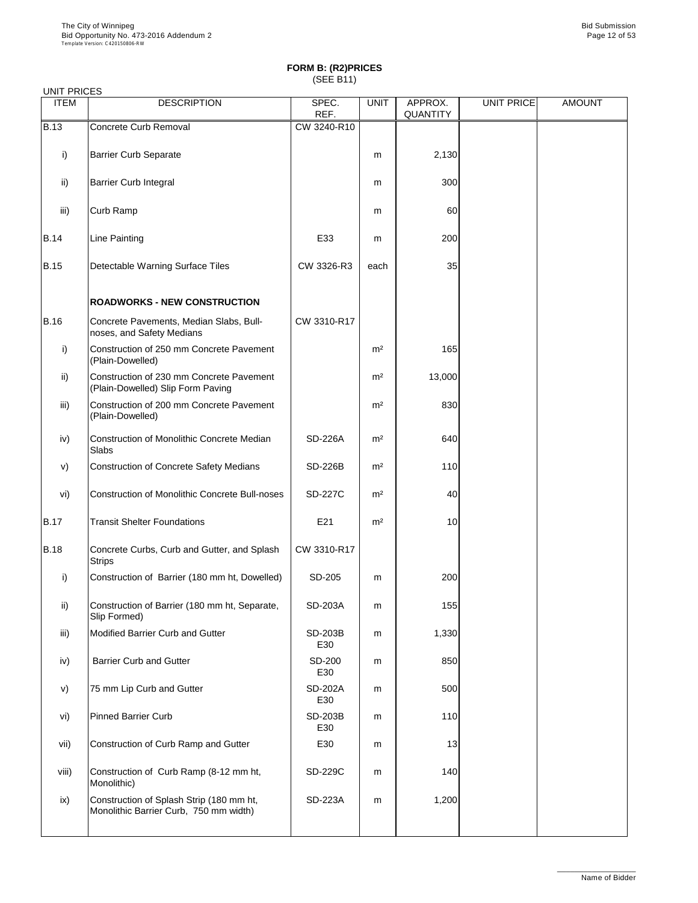**FORM B: (R2)PRICES**
(SEE B11)

UNIT PRICES

| ITEM | DESCRIPTION | SPEC. REF. | UNIT | APPROX. QUANTITY | UNIT PRICE | AMOUNT |
|---|---|---|---|---|---|---|
| B.13 | Concrete Curb Removal | CW 3240-R10 | | | | |
| i) | Barrier Curb Separate | | m | 2,130 | | |
| ii) | Barrier Curb Integral | | m | 300 | | |
| iii) | Curb Ramp | | m | 60 | | |
| B.14 | Line Painting | E33 | m | 200 | | |
| B.15 | Detectable Warning Surface Tiles | CW 3326-R3 | each | 35 | | |
| | **ROADWORKS - NEW CONSTRUCTION** | | | | | |
| B.16 | Concrete Pavements, Median Slabs, Bull-noses, and Safety Medians | CW 3310-R17 | | | | |
| i) | Construction of 250 mm Concrete Pavement (Plain-Dowelled) | | m² | 165 | | |
| ii) | Construction of 230 mm Concrete Pavement (Plain-Dowelled) Slip Form Paving | | m² | 13,000 | | |
| iii) | Construction of 200 mm Concrete Pavement (Plain-Dowelled) | | m² | 830 | | |
| iv) | Construction of Monolithic Concrete Median Slabs | SD-226A | m² | 640 | | |
| v) | Construction of Concrete Safety Medians | SD-226B | m² | 110 | | |
| vi) | Construction of Monolithic Concrete Bull-noses | SD-227C | m² | 40 | | |
| B.17 | Transit Shelter Foundations | E21 | m² | 10 | | |
| B.18 | Concrete Curbs, Curb and Gutter, and Splash Strips | CW 3310-R17 | | | | |
| i) | Construction of Barrier (180 mm ht, Dowelled) | SD-205 | m | 200 | | |
| ii) | Construction of Barrier (180 mm ht, Separate, Slip Formed) | SD-203A | m | 155 | | |
| iii) | Modified Barrier Curb and Gutter | SD-203B E30 | m | 1,330 | | |
| iv) | Barrier Curb and Gutter | SD-200 E30 | m | 850 | | |
| v) | 75 mm Lip Curb and Gutter | SD-202A E30 | m | 500 | | |
| vi) | Pinned Barrier Curb | SD-203B E30 | m | 110 | | |
| vii) | Construction of Curb Ramp and Gutter | E30 | m | 13 | | |
| viii) | Construction of Curb Ramp (8-12 mm ht, Monolithic) | SD-229C | m | 140 | | |
| ix) | Construction of Splash Strip (180 mm ht, Monolithic Barrier Curb, 750 mm width) | SD-223A | m | 1,200 | | |

Name of Bidder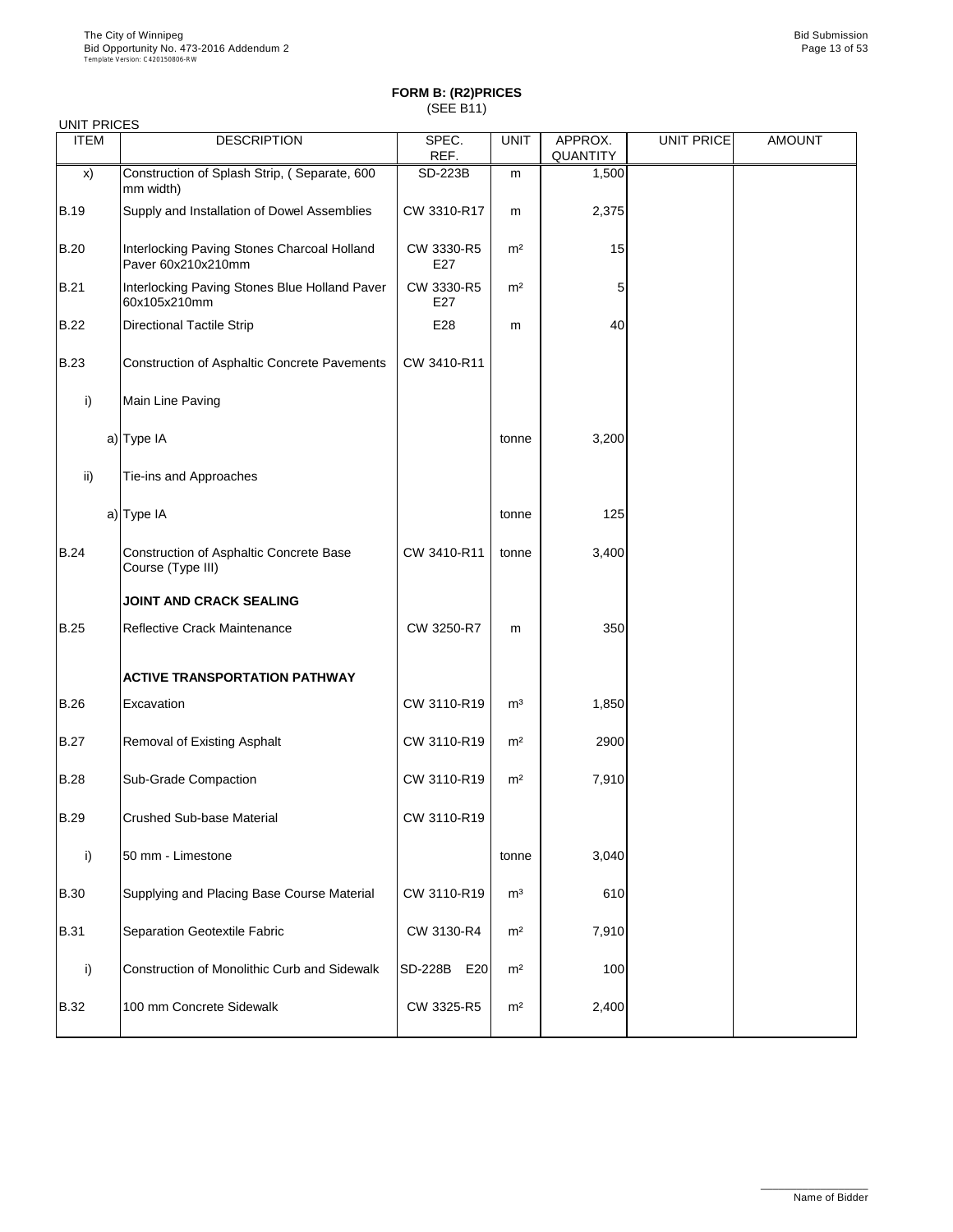## FORM B: (R2)PRICES
(SEE B11)

UNIT PRICES

| ITEM | DESCRIPTION | SPEC. REF. | UNIT | APPROX. QUANTITY | UNIT PRICE | AMOUNT |
|---|---|---|---|---|---|---|
| x) | Construction of Splash Strip, ( Separate, 600 mm width) | SD-223B | m | 1,500 | | |
| B.19 | Supply and Installation of Dowel Assemblies | CW 3310-R17 | m | 2,375 | | |
| B.20 | Interlocking Paving Stones Charcoal Holland Paver 60x210x210mm | CW 3330-R5 E27 | m² | 15 | | |
| B.21 | Interlocking Paving Stones Blue Holland Paver 60x105x210mm | CW 3330-R5 E27 | m² | 5 | | |
| B.22 | Directional Tactile Strip | E28 | m | 40 | | |
| B.23 | Construction of Asphaltic Concrete Pavements | CW 3410-R11 | | | | |
| i) | Main Line Paving | | | | | |
| a) | Type IA | | tonne | 3,200 | | |
| ii) | Tie-ins and Approaches | | | | | |
| a) | Type IA | | tonne | 125 | | |
| B.24 | Construction of Asphaltic Concrete Base Course (Type III) | CW 3410-R11 | tonne | 3,400 | | |
| | **JOINT AND CRACK SEALING** | | | | | |
| B.25 | Reflective Crack Maintenance | CW 3250-R7 | m | 350 | | |
| | **ACTIVE TRANSPORTATION PATHWAY** | | | | | |
| B.26 | Excavation | CW 3110-R19 | m³ | 1,850 | | |
| B.27 | Removal of Existing Asphalt | CW 3110-R19 | m² | 2900 | | |
| B.28 | Sub-Grade Compaction | CW 3110-R19 | m² | 7,910 | | |
| B.29 | Crushed Sub-base Material | CW 3110-R19 | | | | |
| i) | 50 mm - Limestone | | tonne | 3,040 | | |
| B.30 | Supplying and Placing Base Course Material | CW 3110-R19 | m³ | 610 | | |
| B.31 | Separation Geotextile Fabric | CW 3130-R4 | m² | 7,910 | | |
| i) | Construction of Monolithic Curb and Sidewalk | SD-228B E20 | m² | 100 | | |
| B.32 | 100 mm Concrete Sidewalk | CW 3325-R5 | m² | 2,400 | | |

Name of Bidder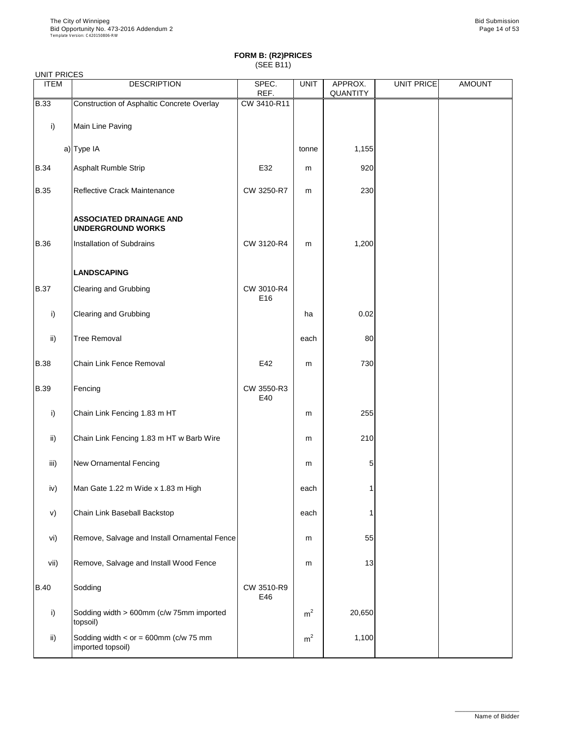## FORM B: (R2)PRICES

(SEE B11)

UNIT PRICES

| ITEM | DESCRIPTION | SPEC. REF. | UNIT | APPROX. QUANTITY | UNIT PRICE | AMOUNT |
|---|---|---|---|---|---|---|
| B.33 | Construction of Asphaltic Concrete Overlay | CW 3410-R11 | | | | |
| i) | Main Line Paving | | | | | |
| a) | Type IA | | tonne | 1,155 | | |
| B.34 | Asphalt Rumble Strip | E32 | m | 920 | | |
| B.35 | Reflective Crack Maintenance | CW 3250-R7 | m | 230 | | |
| | **ASSOCIATED DRAINAGE AND UNDERGROUND WORKS** | | | | | |
| B.36 | Installation of Subdrains | CW 3120-R4 | m | 1,200 | | |
| | **LANDSCAPING** | | | | | |
| B.37 | Clearing and Grubbing | CW 3010-R4 E16 | | | | |
| i) | Clearing and Grubbing | | ha | 0.02 | | |
| ii) | Tree Removal | | each | 80 | | |
| B.38 | Chain Link Fence Removal | E42 | m | 730 | | |
| B.39 | Fencing | CW 3550-R3 E40 | | | | |
| i) | Chain Link Fencing 1.83 m HT | | m | 255 | | |
| ii) | Chain Link Fencing 1.83 m HT w Barb Wire | | m | 210 | | |
| iii) | New Ornamental Fencing | | m | 5 | | |
| iv) | Man Gate 1.22 m Wide x 1.83 m High | | each | 1 | | |
| v) | Chain Link Baseball Backstop | | each | 1 | | |
| vi) | Remove, Salvage and Install Ornamental Fence | | m | 55 | | |
| vii) | Remove, Salvage and Install Wood Fence | | m | 13 | | |
| B.40 | Sodding | CW 3510-R9 E46 | | | | |
| i) | Sodding width > 600mm (c/w 75mm imported topsoil) | | $m^2$ | 20,650 | | |
| ii) | Sodding width < or = 600mm (c/w 75 mm imported topsoil) | | $m^2$ | 1,100 | | |

Name of Bidder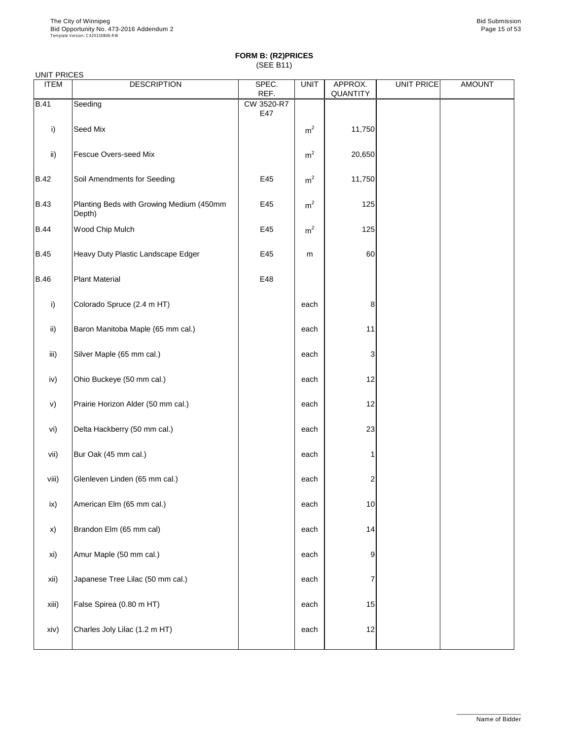## FORM B: (R2)PRICES

(SEE B11)

UNIT PRICES

| ITEM | DESCRIPTION | SPEC. REF. | UNIT | APPROX. QUANTITY | UNIT PRICE | AMOUNT |
|---|---|---|---|---|---|---|
| B.41 | Seeding | CW 3520-R7 E47 | | | | |
| i) | Seed Mix | | $m^2$ | 11,750 | | |
| ii) | Fescue Overs-seed Mix | | $m^2$ | 20,650 | | |
| B.42 | Soil Amendments for Seeding | E45 | $m^2$ | 11,750 | | |
| B.43 | Planting Beds with Growing Medium (450mm Depth) | E45 | $m^2$ | 125 | | |
| B.44 | Wood Chip Mulch | E45 | $m^2$ | 125 | | |
| B.45 | Heavy Duty Plastic Landscape Edger | E45 | m | 60 | | |
| B.46 | Plant Material | E48 | | | | |
| i) | Colorado Spruce (2.4 m HT) | | each | 8 | | |
| ii) | Baron Manitoba Maple (65 mm cal.) | | each | 11 | | |
| iii) | Silver Maple (65 mm cal.) | | each | 3 | | |
| iv) | Ohio Buckeye (50 mm cal.) | | each | 12 | | |
| v) | Prairie Horizon Alder (50 mm cal.) | | each | 12 | | |
| vi) | Delta Hackberry (50 mm cal.) | | each | 23 | | |
| vii) | Bur Oak (45 mm cal.) | | each | 1 | | |
| viii) | Glenleven Linden (65 mm cal.) | | each | 2 | | |
| ix) | American Elm (65 mm cal.) | | each | 10 | | |
| x) | Brandon Elm (65 mm cal) | | each | 14 | | |
| xi) | Amur Maple (50 mm cal.) | | each | 9 | | |
| xii) | Japanese Tree Lilac (50 mm cal.) | | each | 7 | | |
| xiii) | False Spirea (0.80 m HT) | | each | 15 | | |
| xiv) | Charles Joly Lilac (1.2 m HT) | | each | 12 | | |

Name of Bidder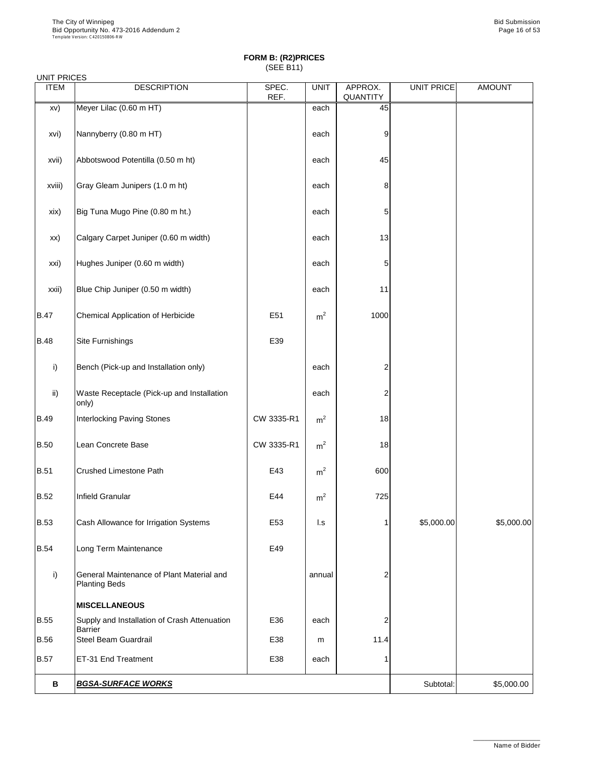**FORM B: (R2)PRICES**
(SEE B11)

UNIT PRICES

| ITEM | DESCRIPTION | SPEC. REF. | UNIT | APPROX. QUANTITY | UNIT PRICE | AMOUNT |
|---|---|---|---|---|---|---|
| xv) | Meyer Lilac (0.60 m HT) | | each | 45 | | |
| xvi) | Nannyberry (0.80 m HT) | | each | 9 | | |
| xvii) | Abbotswood Potentilla (0.50 m ht) | | each | 45 | | |
| xviii) | Gray Gleam Junipers (1.0 m ht) | | each | 8 | | |
| xix) | Big Tuna Mugo Pine (0.80 m ht.) | | each | 5 | | |
| xx) | Calgary Carpet Juniper (0.60 m width) | | each | 13 | | |
| xxi) | Hughes Juniper (0.60 m width) | | each | 5 | | |
| xxii) | Blue Chip Juniper (0.50 m width) | | each | 11 | | |
| B.47 | Chemical Application of Herbicide | E51 | $m^2$ | 1000 | | |
| B.48 | Site Furnishings | E39 | | | | |
| i) | Bench (Pick-up and Installation only) | | each | 2 | | |
| ii) | Waste Receptacle (Pick-up and Installation only) | | each | 2 | | |
| B.49 | Interlocking Paving Stones | CW 3335-R1 | $m^2$ | 18 | | |
| B.50 | Lean Concrete Base | CW 3335-R1 | $m^2$ | 18 | | |
| B.51 | Crushed Limestone Path | E43 | $m^2$ | 600 | | |
| B.52 | Infield Granular | E44 | $m^2$ | 725 | | |
| B.53 | Cash Allowance for Irrigation Systems | E53 | l.s | 1 | $5,000.00 | $5,000.00 |
| B.54 | Long Term Maintenance | E49 | | | | |
| i) | General Maintenance of Plant Material and Planting Beds | | annual | 2 | | |
| | **MISCELLANEOUS** | | | | | |
| B.55 | Supply and Installation of Crash Attenuation Barrier | E36 | each | 2 | | |
| B.56 | Steel Beam Guardrail | E38 | m | 11.4 | | |
| B.57 | ET-31 End Treatment | E38 | each | 1 | | |
| **B** | ***BGSA-SURFACE WORKS*** | | | | Subtotal: | $5,000.00 |

Name of Bidder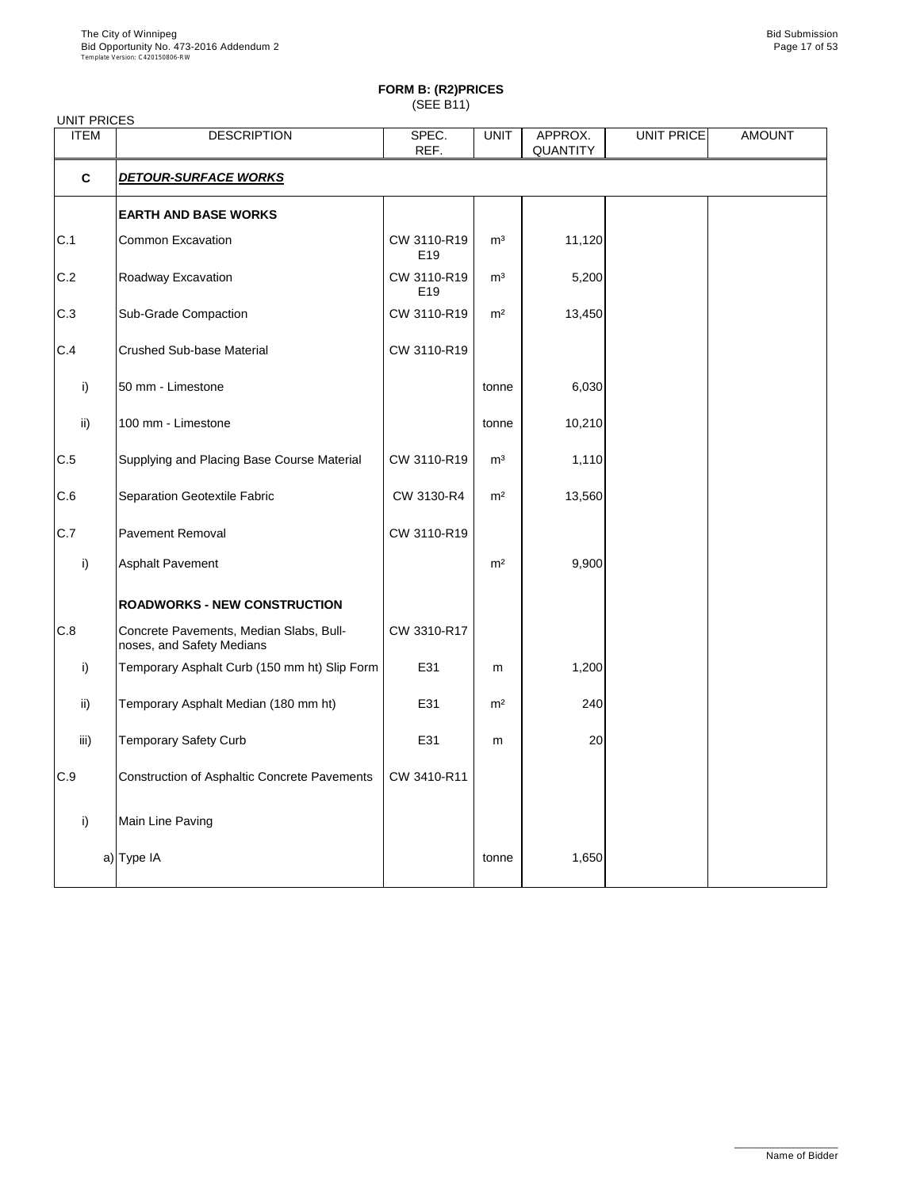## FORM B: (R2)PRICES
(SEE B11)

UNIT PRICES

| ITEM | DESCRIPTION | SPEC. REF. | UNIT | APPROX. QUANTITY | UNIT PRICE | AMOUNT |
|---|---|---|---|---|---|---|
| **C** | ***DETOUR-SURFACE WORKS*** | | | | | |
| | **EARTH AND BASE WORKS** | | | | | |
| C.1 | Common Excavation | CW 3110-R19 E19 | m³ | 11,120 | | |
| C.2 | Roadway Excavation | CW 3110-R19 E19 | m³ | 5,200 | | |
| C.3 | Sub-Grade Compaction | CW 3110-R19 | m² | 13,450 | | |
| C.4 | Crushed Sub-base Material | CW 3110-R19 | | | | |
| i) | 50 mm - Limestone | | tonne | 6,030 | | |
| ii) | 100 mm - Limestone | | tonne | 10,210 | | |
| C.5 | Supplying and Placing Base Course Material | CW 3110-R19 | m³ | 1,110 | | |
| C.6 | Separation Geotextile Fabric | CW 3130-R4 | m² | 13,560 | | |
| C.7 | Pavement Removal | CW 3110-R19 | | | | |
| i) | Asphalt Pavement | | m² | 9,900 | | |
| | **ROADWORKS - NEW CONSTRUCTION** | | | | | |
| C.8 | Concrete Pavements, Median Slabs, Bull-noses, and Safety Medians | CW 3310-R17 | | | | |
| i) | Temporary Asphalt Curb (150 mm ht) Slip Form | E31 | m | 1,200 | | |
| ii) | Temporary Asphalt Median (180 mm ht) | E31 | m² | 240 | | |
| iii) | Temporary Safety Curb | E31 | m | 20 | | |
| C.9 | Construction of Asphaltic Concrete Pavements | CW 3410-R11 | | | | |
| i) | Main Line Paving | | | | | |
| a) | Type IA | | tonne | 1,650 | | |

Name of Bidder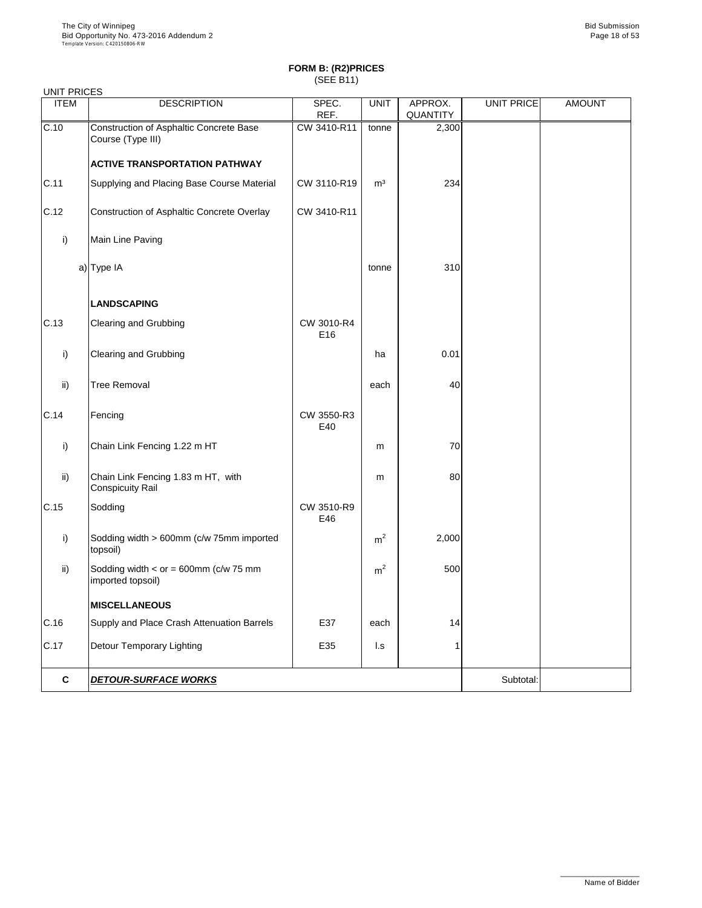## FORM B: (R2)PRICES
(SEE B11)

UNIT PRICES

| ITEM | DESCRIPTION | SPEC. REF. | UNIT | APPROX. QUANTITY | UNIT PRICE | AMOUNT |
|---|---|---|---|---|---|---|
| C.10 | Construction of Asphaltic Concrete Base Course (Type III) | CW 3410-R11 | tonne | 2,300 | | |
| | **ACTIVE TRANSPORTATION PATHWAY** | | | | | |
| C.11 | Supplying and Placing Base Course Material | CW 3110-R19 | m³ | 234 | | |
| C.12 | Construction of Asphaltic Concrete Overlay | CW 3410-R11 | | | | |
| i) | Main Line Paving | | | | | |
| a) | Type IA | | tonne | 310 | | |
| | **LANDSCAPING** | | | | | |
| C.13 | Clearing and Grubbing | CW 3010-R4 E16 | | | | |
| i) | Clearing and Grubbing | | ha | 0.01 | | |
| ii) | Tree Removal | | each | 40 | | |
| C.14 | Fencing | CW 3550-R3 E40 | | | | |
| i) | Chain Link Fencing 1.22 m HT | | m | 70 | | |
| ii) | Chain Link Fencing 1.83 m HT, with Conspicuity Rail | | m | 80 | | |
| C.15 | Sodding | CW 3510-R9 E46 | | | | |
| i) | Sodding width > 600mm (c/w 75mm imported topsoil) | | m² | 2,000 | | |
| ii) | Sodding width < or = 600mm (c/w 75 mm imported topsoil) | | m² | 500 | | |
| | **MISCELLANEOUS** | | | | | |
| C.16 | Supply and Place Crash Attenuation Barrels | E37 | each | 14 | | |
| C.17 | Detour Temporary Lighting | E35 | l.s | 1 | | |
| **C** | ***DETOUR-SURFACE WORKS*** | | | | Subtotal: | |

Name of Bidder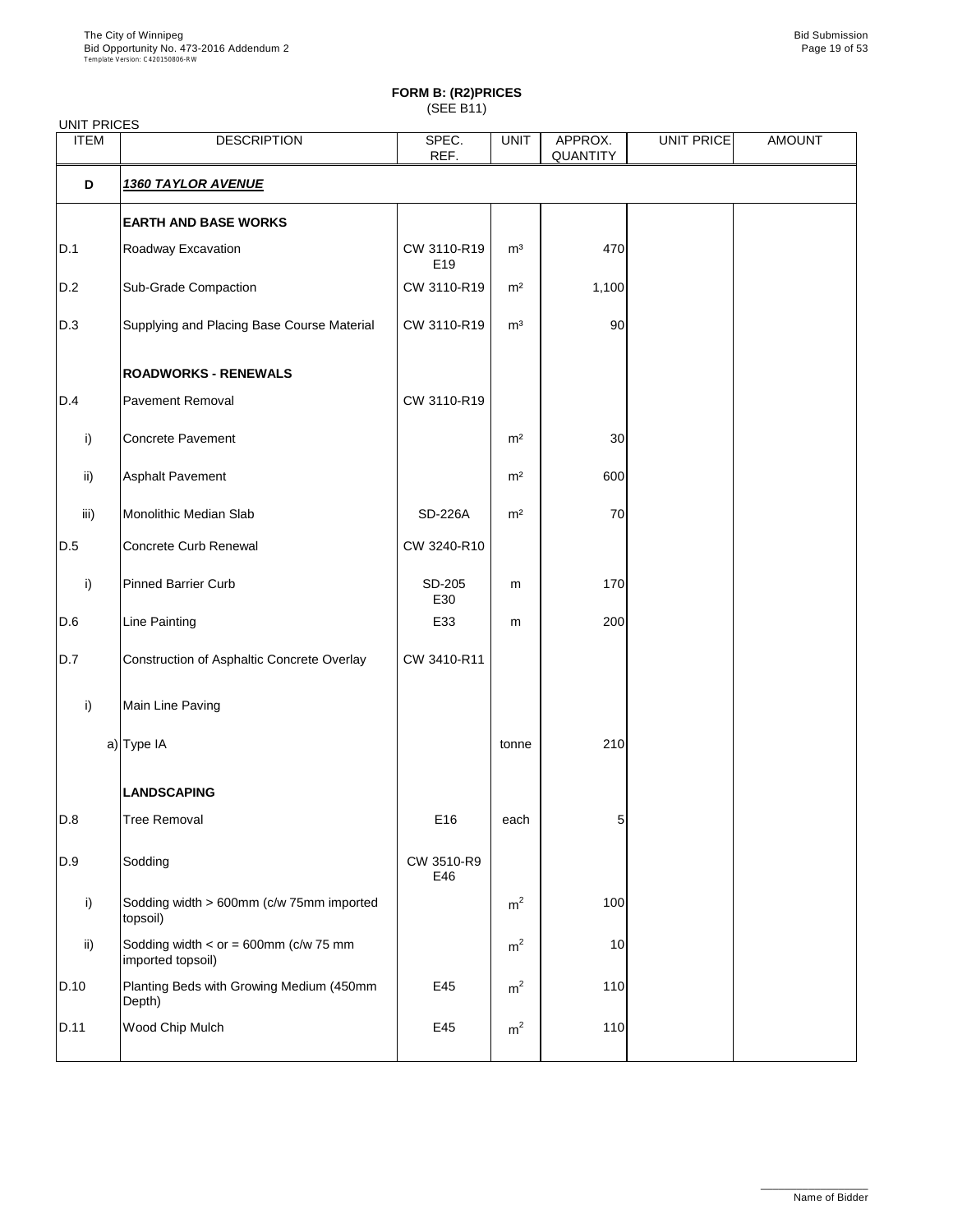**FORM B: (R2)PRICES**
(SEE B11)

UNIT PRICES

| ITEM | DESCRIPTION | SPEC. REF. | UNIT | APPROX. QUANTITY | UNIT PRICE | AMOUNT |
|---|---|---|---|---|---|---|
| **D** | ***1360 TAYLOR AVENUE*** | | | | | |
| | **EARTH AND BASE WORKS** | | | | | |
| D.1 | Roadway Excavation | CW 3110-R19 E19 | m³ | 470 | | |
| D.2 | Sub-Grade Compaction | CW 3110-R19 | m² | 1,100 | | |
| D.3 | Supplying and Placing Base Course Material | CW 3110-R19 | m³ | 90 | | |
| | **ROADWORKS - RENEWALS** | | | | | |
| D.4 | Pavement Removal | CW 3110-R19 | | | | |
| i) | Concrete Pavement | | m² | 30 | | |
| ii) | Asphalt Pavement | | m² | 600 | | |
| iii) | Monolithic Median Slab | SD-226A | m² | 70 | | |
| D.5 | Concrete Curb Renewal | CW 3240-R10 | | | | |
| i) | Pinned Barrier Curb | SD-205 E30 | m | 170 | | |
| D.6 | Line Painting | E33 | m | 200 | | |
| D.7 | Construction of Asphaltic Concrete Overlay | CW 3410-R11 | | | | |
| i) | Main Line Paving | | | | | |
| a) | Type IA | | tonne | 210 | | |
| | **LANDSCAPING** | | | | | |
| D.8 | Tree Removal | E16 | each | 5 | | |
| D.9 | Sodding | CW 3510-R9 E46 | | | | |
| i) | Sodding width > 600mm (c/w 75mm imported topsoil) | | m² | 100 | | |
| ii) | Sodding width < or = 600mm (c/w 75 mm imported topsoil) | | m² | 10 | | |
| D.10 | Planting Beds with Growing Medium (450mm Depth) | E45 | m² | 110 | | |
| D.11 | Wood Chip Mulch | E45 | m² | 110 | | |

Name of Bidder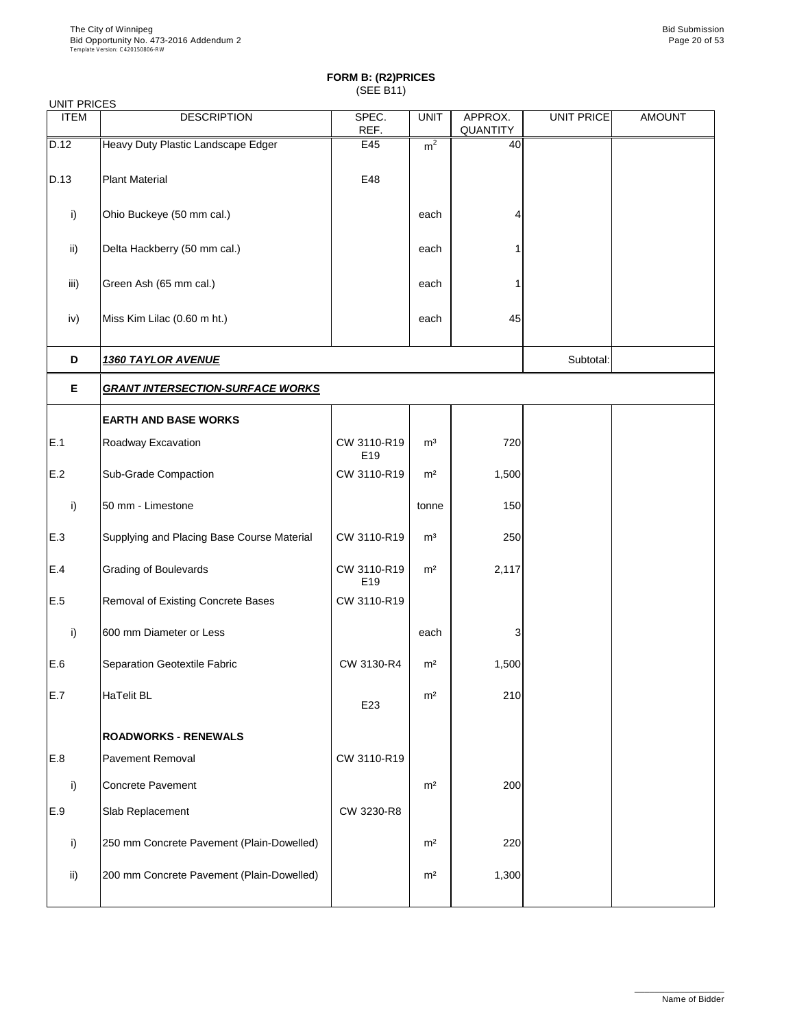**FORM B: (R2)PRICES**
(SEE B11)

UNIT PRICES

| ITEM | DESCRIPTION | SPEC. REF. | UNIT | APPROX. QUANTITY | UNIT PRICE | AMOUNT |
|---|---|---|---|---|---|---|
| D.12 | Heavy Duty Plastic Landscape Edger | E45 | $m^2$ | 40 | | |
| D.13 | Plant Material | E48 | | | | |
| i) | Ohio Buckeye (50 mm cal.) | | each | 4 | | |
| ii) | Delta Hackberry (50 mm cal.) | | each | 1 | | |
| iii) | Green Ash (65 mm cal.) | | each | 1 | | |
| iv) | Miss Kim Lilac (0.60 m ht.) | | each | 45 | | |
| **D** | ***1360 TAYLOR AVENUE*** | | | | Subtotal: | |
| **E** | ***GRANT INTERSECTION-SURFACE WORKS*** | | | | | |
| | **EARTH AND BASE WORKS** | | | | | |
| E.1 | Roadway Excavation | CW 3110-R19 E19 | m³ | 720 | | |
| E.2 | Sub-Grade Compaction | CW 3110-R19 | m² | 1,500 | | |
| i) | 50 mm - Limestone | | tonne | 150 | | |
| E.3 | Supplying and Placing Base Course Material | CW 3110-R19 | m³ | 250 | | |
| E.4 | Grading of Boulevards | CW 3110-R19 E19 | m² | 2,117 | | |
| E.5 | Removal of Existing Concrete Bases | CW 3110-R19 | | | | |
| i) | 600 mm Diameter or Less | | each | 3 | | |
| E.6 | Separation Geotextile Fabric | CW 3130-R4 | m² | 1,500 | | |
| E.7 | HaTelit BL | E23 | m² | 210 | | |
| | **ROADWORKS - RENEWALS** | | | | | |
| E.8 | Pavement Removal | CW 3110-R19 | | | | |
| i) | Concrete Pavement | | m² | 200 | | |
| E.9 | Slab Replacement | CW 3230-R8 | | | | |
| i) | 250 mm Concrete Pavement (Plain-Dowelled) | | m² | 220 | | |
| ii) | 200 mm Concrete Pavement (Plain-Dowelled) | | m² | 1,300 | | |

Name of Bidder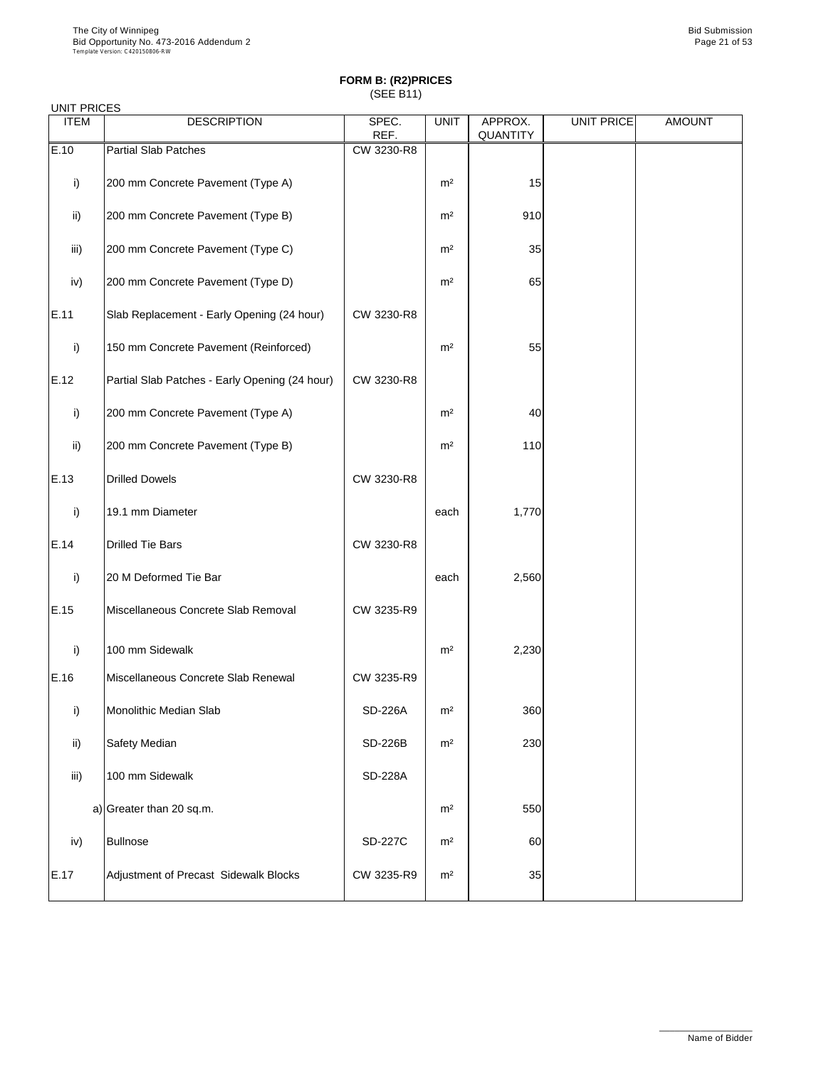**FORM B: (R2)PRICES**
(SEE B11)

UNIT PRICES

| ITEM | DESCRIPTION | SPEC. REF. | UNIT | APPROX. QUANTITY | UNIT PRICE | AMOUNT |
|---|---|---|---|---|---|---|
| E.10 | Partial Slab Patches | CW 3230-R8 | | | | |
| i) | 200 mm Concrete Pavement (Type A) | | m² | 15 | | |
| ii) | 200 mm Concrete Pavement (Type B) | | m² | 910 | | |
| iii) | 200 mm Concrete Pavement (Type C) | | m² | 35 | | |
| iv) | 200 mm Concrete Pavement (Type D) | | m² | 65 | | |
| E.11 | Slab Replacement - Early Opening (24 hour) | CW 3230-R8 | | | | |
| i) | 150 mm Concrete Pavement (Reinforced) | | m² | 55 | | |
| E.12 | Partial Slab Patches - Early Opening (24 hour) | CW 3230-R8 | | | | |
| i) | 200 mm Concrete Pavement (Type A) | | m² | 40 | | |
| ii) | 200 mm Concrete Pavement (Type B) | | m² | 110 | | |
| E.13 | Drilled Dowels | CW 3230-R8 | | | | |
| i) | 19.1 mm Diameter | | each | 1,770 | | |
| E.14 | Drilled Tie Bars | CW 3230-R8 | | | | |
| i) | 20 M Deformed Tie Bar | | each | 2,560 | | |
| E.15 | Miscellaneous Concrete Slab Removal | CW 3235-R9 | | | | |
| i) | 100 mm Sidewalk | | m² | 2,230 | | |
| E.16 | Miscellaneous Concrete Slab Renewal | CW 3235-R9 | | | | |
| i) | Monolithic Median Slab | SD-226A | m² | 360 | | |
| ii) | Safety Median | SD-226B | m² | 230 | | |
| iii) | 100 mm Sidewalk | SD-228A | | | | |
| a) | Greater than 20 sq.m. | | m² | 550 | | |
| iv) | Bullnose | SD-227C | m² | 60 | | |
| E.17 | Adjustment of Precast Sidewalk Blocks | CW 3235-R9 | m² | 35 | | |

Name of Bidder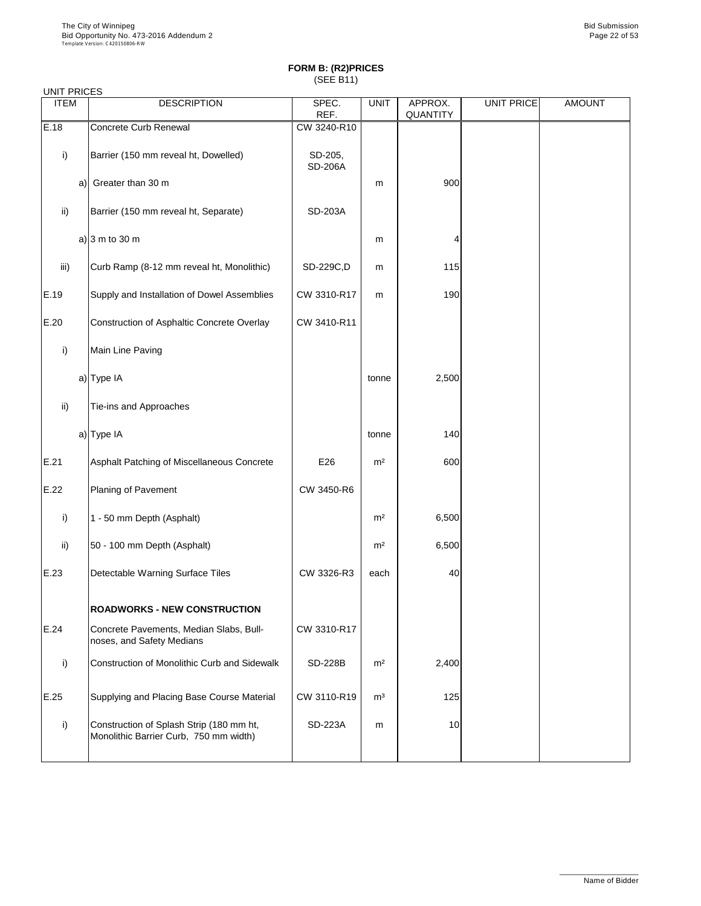## FORM B: (R2)PRICES

(SEE B11)

UNIT PRICES

| ITEM | DESCRIPTION | SPEC. REF. | UNIT | APPROX. QUANTITY | UNIT PRICE | AMOUNT |
|---|---|---|---|---|---|---|
| E.18 | Concrete Curb Renewal | CW 3240-R10 | | | | |
| i) | Barrier (150 mm reveal ht, Dowelled) | SD-205, SD-206A | | | | |
| a) | Greater than 30 m | | m | 900 | | |
| ii) | Barrier (150 mm reveal ht, Separate) | SD-203A | | | | |
| a) | 3 m to 30 m | | m | 4 | | |
| iii) | Curb Ramp (8-12 mm reveal ht, Monolithic) | SD-229C,D | m | 115 | | |
| E.19 | Supply and Installation of Dowel Assemblies | CW 3310-R17 | m | 190 | | |
| E.20 | Construction of Asphaltic Concrete Overlay | CW 3410-R11 | | | | |
| i) | Main Line Paving | | | | | |
| a) | Type IA | | tonne | 2,500 | | |
| ii) | Tie-ins and Approaches | | | | | |
| a) | Type IA | | tonne | 140 | | |
| E.21 | Asphalt Patching of Miscellaneous Concrete | E26 | m² | 600 | | |
| E.22 | Planing of Pavement | CW 3450-R6 | | | | |
| i) | 1 - 50 mm Depth (Asphalt) | | m² | 6,500 | | |
| ii) | 50 - 100 mm Depth (Asphalt) | | m² | 6,500 | | |
| E.23 | Detectable Warning Surface Tiles | CW 3326-R3 | each | 40 | | |
| | **ROADWORKS - NEW CONSTRUCTION** | | | | | |
| E.24 | Concrete Pavements, Median Slabs, Bull-noses, and Safety Medians | CW 3310-R17 | | | | |
| i) | Construction of Monolithic Curb and Sidewalk | SD-228B | m² | 2,400 | | |
| E.25 | Supplying and Placing Base Course Material | CW 3110-R19 | m³ | 125 | | |
| i) | Construction of Splash Strip (180 mm ht, Monolithic Barrier Curb, 750 mm width) | SD-223A | m | 10 | | |

Name of Bidder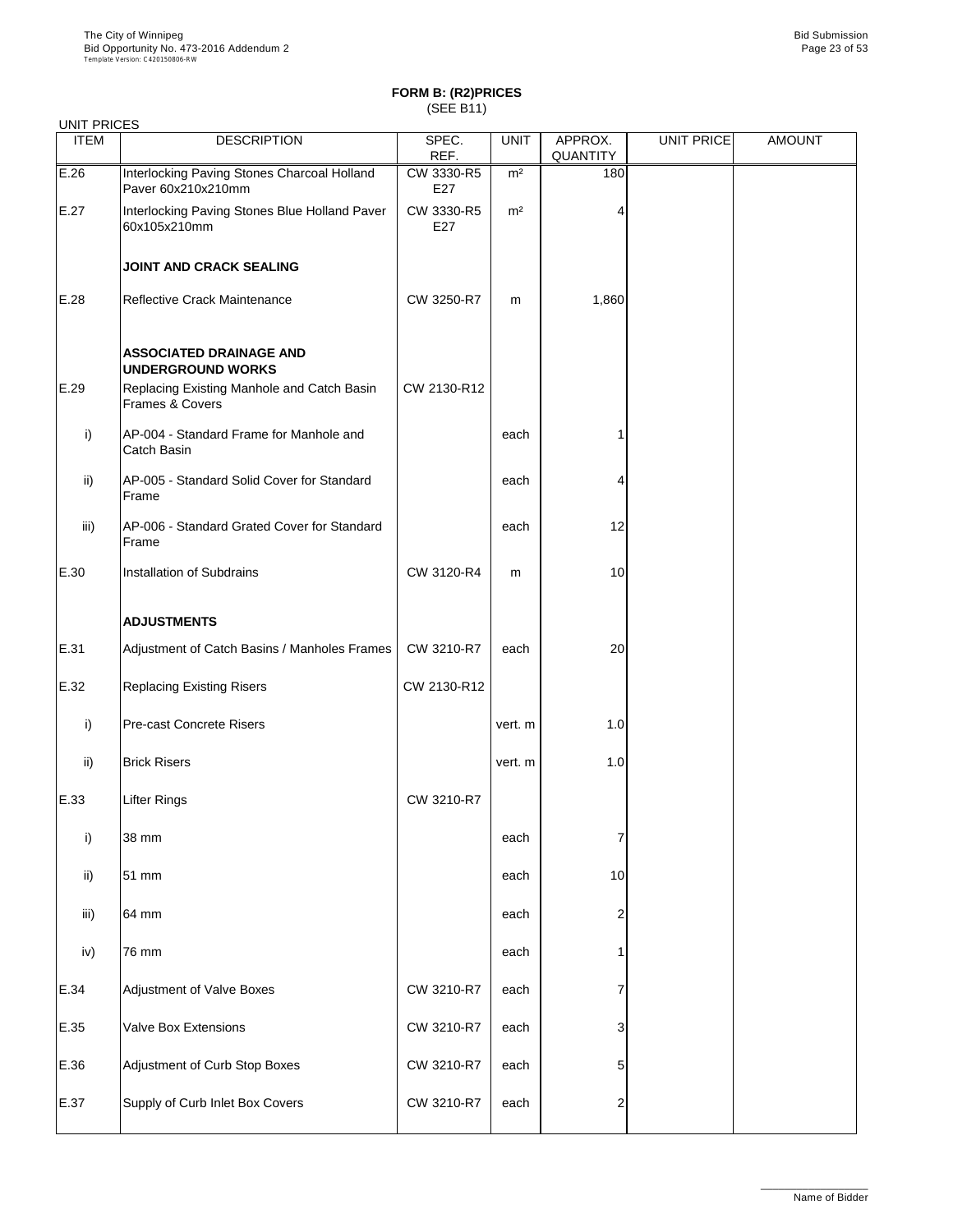## FORM B: (R2)PRICES

(SEE B11)

UNIT PRICES

| ITEM | DESCRIPTION | SPEC. REF. | UNIT | APPROX. QUANTITY | UNIT PRICE | AMOUNT |
|---|---|---|---|---|---|---|
| E.26 | Interlocking Paving Stones Charcoal Holland Paver 60x210x210mm | CW 3330-R5 E27 | m² | 180 | | |
| E.27 | Interlocking Paving Stones Blue Holland Paver 60x105x210mm | CW 3330-R5 E27 | m² | 4 | | |
| | **JOINT AND CRACK SEALING** | | | | | |
| E.28 | Reflective Crack Maintenance | CW 3250-R7 | m | 1,860 | | |
| | **ASSOCIATED DRAINAGE AND UNDERGROUND WORKS** | | | | | |
| E.29 | Replacing Existing Manhole and Catch Basin Frames & Covers | CW 2130-R12 | | | | |
| i) | AP-004 - Standard Frame for Manhole and Catch Basin | | each | 1 | | |
| ii) | AP-005 - Standard Solid Cover for Standard Frame | | each | 4 | | |
| iii) | AP-006 - Standard Grated Cover for Standard Frame | | each | 12 | | |
| E.30 | Installation of Subdrains | CW 3120-R4 | m | 10 | | |
| | **ADJUSTMENTS** | | | | | |
| E.31 | Adjustment of Catch Basins / Manholes Frames | CW 3210-R7 | each | 20 | | |
| E.32 | Replacing Existing Risers | CW 2130-R12 | | | | |
| i) | Pre-cast Concrete Risers | | vert. m | 1.0 | | |
| ii) | Brick Risers | | vert. m | 1.0 | | |
| E.33 | Lifter Rings | CW 3210-R7 | | | | |
| i) | 38 mm | | each | 7 | | |
| ii) | 51 mm | | each | 10 | | |
| iii) | 64 mm | | each | 2 | | |
| iv) | 76 mm | | each | 1 | | |
| E.34 | Adjustment of Valve Boxes | CW 3210-R7 | each | 7 | | |
| E.35 | Valve Box Extensions | CW 3210-R7 | each | 3 | | |
| E.36 | Adjustment of Curb Stop Boxes | CW 3210-R7 | each | 5 | | |
| E.37 | Supply of Curb Inlet Box Covers | CW 3210-R7 | each | 2 | | |

Name of Bidder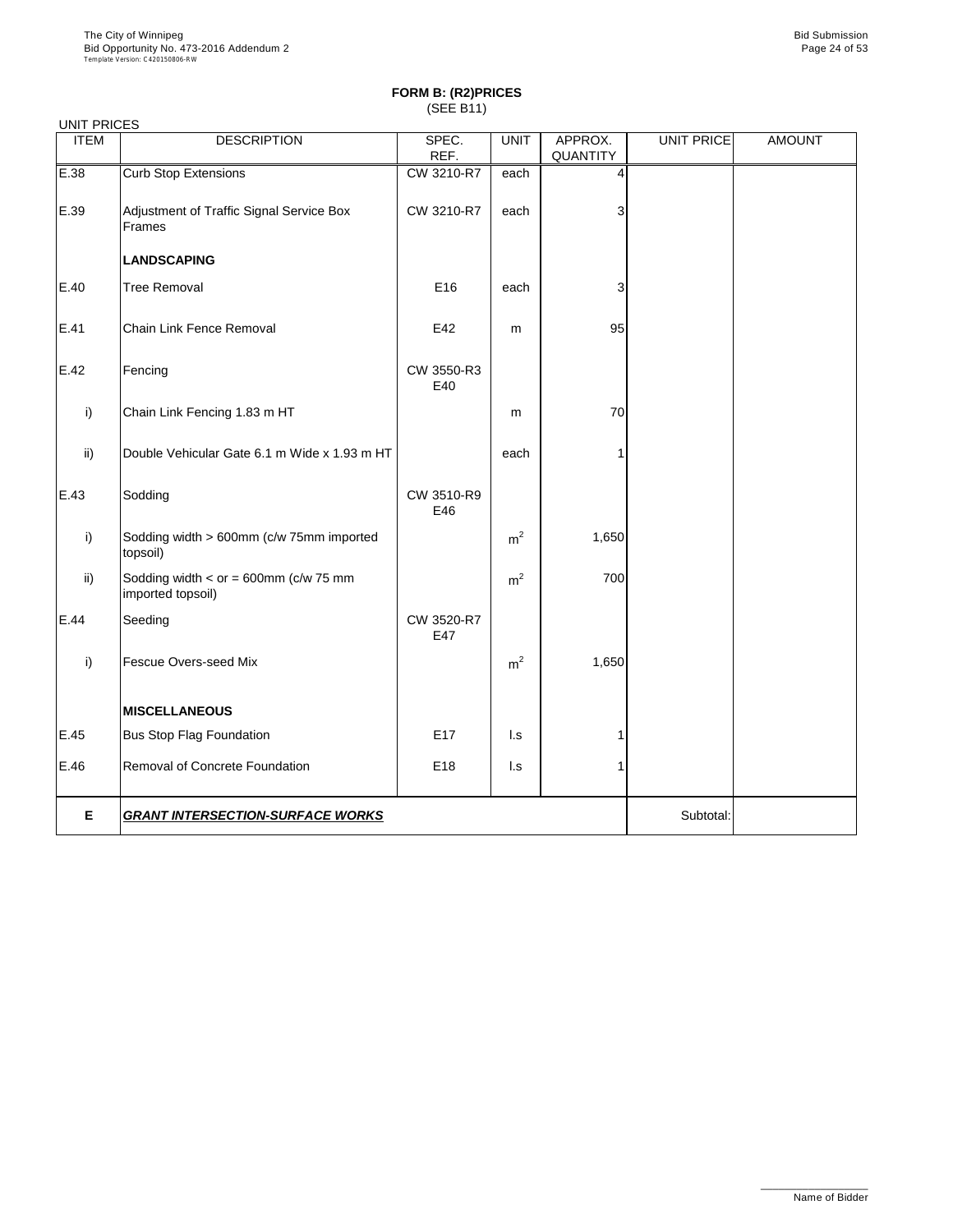## FORM B: (R2)PRICES

(SEE B11)

UNIT PRICES

| ITEM | DESCRIPTION | SPEC. REF. | UNIT | APPROX. QUANTITY | UNIT PRICE | AMOUNT |
|---|---|---|---|---|---|---|
| E.38 | Curb Stop Extensions | CW 3210-R7 | each | 4 | | |
| E.39 | Adjustment of Traffic Signal Service Box Frames | CW 3210-R7 | each | 3 | | |
| | **LANDSCAPING** | | | | | |
| E.40 | Tree Removal | E16 | each | 3 | | |
| E.41 | Chain Link Fence Removal | E42 | m | 95 | | |
| E.42 | Fencing | CW 3550-R3 E40 | | | | |
| i) | Chain Link Fencing 1.83 m HT | | m | 70 | | |
| ii) | Double Vehicular Gate 6.1 m Wide x 1.93 m HT | | each | 1 | | |
| E.43 | Sodding | CW 3510-R9 E46 | | | | |
| i) | Sodding width > 600mm (c/w 75mm imported topsoil) | | $m^2$ | 1,650 | | |
| ii) | Sodding width < or = 600mm (c/w 75 mm imported topsoil) | | $m^2$ | 700 | | |
| E.44 | Seeding | CW 3520-R7 E47 | | | | |
| i) | Fescue Overs-seed Mix | | $m^2$ | 1,650 | | |
| | **MISCELLANEOUS** | | | | | |
| E.45 | Bus Stop Flag Foundation | E17 | l.s | 1 | | |
| E.46 | Removal of Concrete Foundation | E18 | l.s | 1 | | |
| **E** | ***GRANT INTERSECTION-SURFACE WORKS*** | | | | Subtotal: | |

Name of Bidder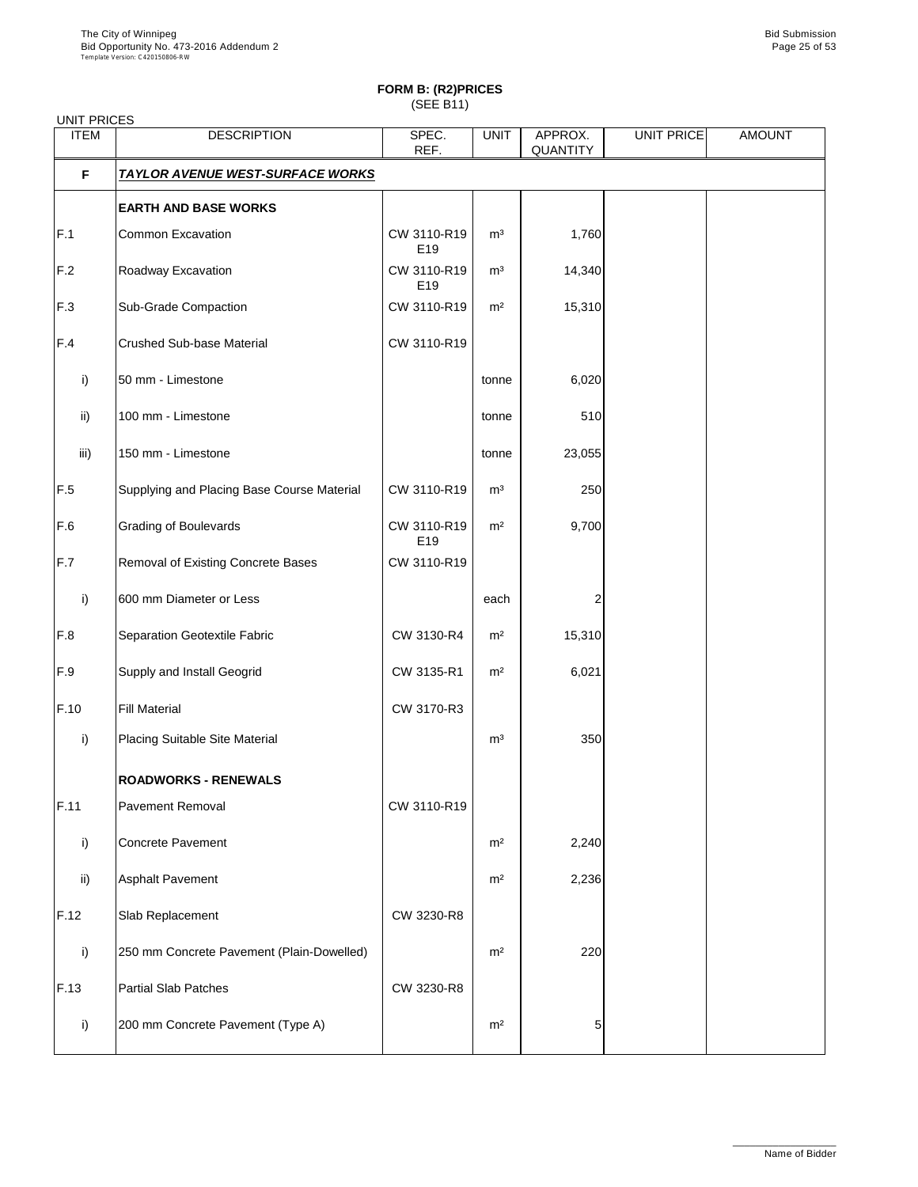## FORM B: (R2)PRICES

(SEE B11)

UNIT PRICES

| ITEM | DESCRIPTION | SPEC. REF. | UNIT | APPROX. QUANTITY | UNIT PRICE | AMOUNT |
|---|---|---|---|---|---|---|
| **F** | ***TAYLOR AVENUE WEST-SURFACE WORKS*** | | | | | |
| | **EARTH AND BASE WORKS** | | | | | |
| F.1 | Common Excavation | CW 3110-R19 E19 | m³ | 1,760 | | |
| F.2 | Roadway Excavation | CW 3110-R19 E19 | m³ | 14,340 | | |
| F.3 | Sub-Grade Compaction | CW 3110-R19 | m² | 15,310 | | |
| F.4 | Crushed Sub-base Material | CW 3110-R19 | | | | |
| i) | 50 mm - Limestone | | tonne | 6,020 | | |
| ii) | 100 mm - Limestone | | tonne | 510 | | |
| iii) | 150 mm - Limestone | | tonne | 23,055 | | |
| F.5 | Supplying and Placing Base Course Material | CW 3110-R19 | m³ | 250 | | |
| F.6 | Grading of Boulevards | CW 3110-R19 E19 | m² | 9,700 | | |
| F.7 | Removal of Existing Concrete Bases | CW 3110-R19 | | | | |
| i) | 600 mm Diameter or Less | | each | 2 | | |
| F.8 | Separation Geotextile Fabric | CW 3130-R4 | m² | 15,310 | | |
| F.9 | Supply and Install Geogrid | CW 3135-R1 | m² | 6,021 | | |
| F.10 | Fill Material | CW 3170-R3 | | | | |
| i) | Placing Suitable Site Material | | m³ | 350 | | |
| | **ROADWORKS - RENEWALS** | | | | | |
| F.11 | Pavement Removal | CW 3110-R19 | | | | |
| i) | Concrete Pavement | | m² | 2,240 | | |
| ii) | Asphalt Pavement | | m² | 2,236 | | |
| F.12 | Slab Replacement | CW 3230-R8 | | | | |
| i) | 250 mm Concrete Pavement (Plain-Dowelled) | | m² | 220 | | |
| F.13 | Partial Slab Patches | CW 3230-R8 | | | | |
| i) | 200 mm Concrete Pavement (Type A) | | m² | 5 | | |

Name of Bidder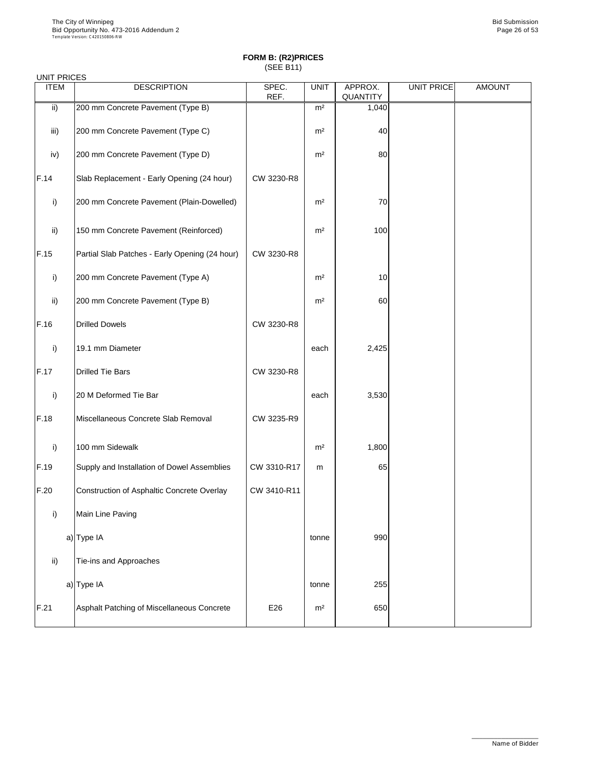**FORM B: (R2)PRICES**
(SEE B11)

UNIT PRICES

| ITEM | DESCRIPTION | SPEC. REF. | UNIT | APPROX. QUANTITY | UNIT PRICE | AMOUNT |
|---|---|---|---|---|---|---|
| ii) | 200 mm Concrete Pavement (Type B) | | m² | 1,040 | | |
| iii) | 200 mm Concrete Pavement (Type C) | | m² | 40 | | |
| iv) | 200 mm Concrete Pavement (Type D) | | m² | 80 | | |
| F.14 | Slab Replacement - Early Opening (24 hour) | CW 3230-R8 | | | | |
| i) | 200 mm Concrete Pavement (Plain-Dowelled) | | m² | 70 | | |
| ii) | 150 mm Concrete Pavement (Reinforced) | | m² | 100 | | |
| F.15 | Partial Slab Patches - Early Opening (24 hour) | CW 3230-R8 | | | | |
| i) | 200 mm Concrete Pavement (Type A) | | m² | 10 | | |
| ii) | 200 mm Concrete Pavement (Type B) | | m² | 60 | | |
| F.16 | Drilled Dowels | CW 3230-R8 | | | | |
| i) | 19.1 mm Diameter | | each | 2,425 | | |
| F.17 | Drilled Tie Bars | CW 3230-R8 | | | | |
| i) | 20 M Deformed Tie Bar | | each | 3,530 | | |
| F.18 | Miscellaneous Concrete Slab Removal | CW 3235-R9 | | | | |
| i) | 100 mm Sidewalk | | m² | 1,800 | | |
| F.19 | Supply and Installation of Dowel Assemblies | CW 3310-R17 | m | 65 | | |
| F.20 | Construction of Asphaltic Concrete Overlay | CW 3410-R11 | | | | |
| i) | Main Line Paving | | | | | |
| | a) Type IA | | tonne | 990 | | |
| ii) | Tie-ins and Approaches | | | | | |
| | a) Type IA | | tonne | 255 | | |
| F.21 | Asphalt Patching of Miscellaneous Concrete | E26 | m² | 650 | | |

Name of Bidder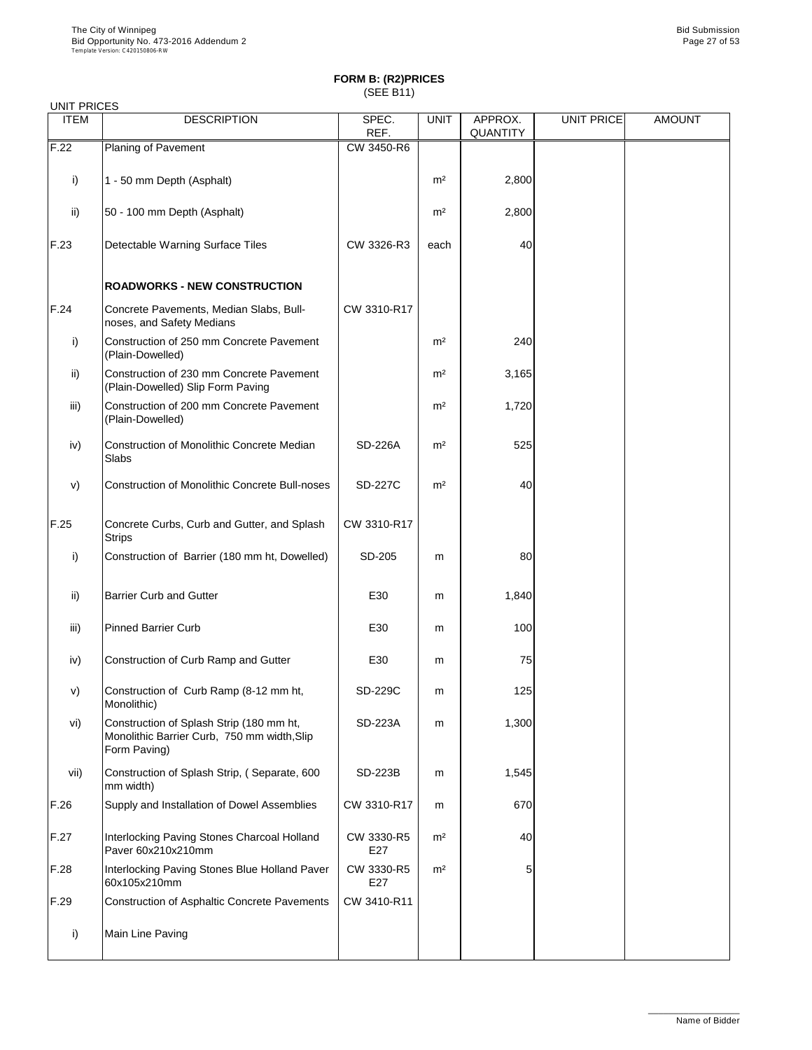## FORM B: (R2)PRICES
(SEE B11)

UNIT PRICES

| ITEM | DESCRIPTION | SPEC. REF. | UNIT | APPROX. QUANTITY | UNIT PRICE | AMOUNT |
|---|---|---|---|---|---|---|
| F.22 | Planing of Pavement | CW 3450-R6 | | | | |
| i) | 1 - 50 mm Depth (Asphalt) | | m² | 2,800 | | |
| ii) | 50 - 100 mm Depth (Asphalt) | | m² | 2,800 | | |
| F.23 | Detectable Warning Surface Tiles | CW 3326-R3 | each | 40 | | |
| | **ROADWORKS - NEW CONSTRUCTION** | | | | | |
| F.24 | Concrete Pavements, Median Slabs, Bull-noses, and Safety Medians | CW 3310-R17 | | | | |
| i) | Construction of 250 mm Concrete Pavement (Plain-Dowelled) | | m² | 240 | | |
| ii) | Construction of 230 mm Concrete Pavement (Plain-Dowelled) Slip Form Paving | | m² | 3,165 | | |
| iii) | Construction of 200 mm Concrete Pavement (Plain-Dowelled) | | m² | 1,720 | | |
| iv) | Construction of Monolithic Concrete Median Slabs | SD-226A | m² | 525 | | |
| v) | Construction of Monolithic Concrete Bull-noses | SD-227C | m² | 40 | | |
| F.25 | Concrete Curbs, Curb and Gutter, and Splash Strips | CW 3310-R17 | | | | |
| i) | Construction of Barrier (180 mm ht, Dowelled) | SD-205 | m | 80 | | |
| ii) | Barrier Curb and Gutter | E30 | m | 1,840 | | |
| iii) | Pinned Barrier Curb | E30 | m | 100 | | |
| iv) | Construction of Curb Ramp and Gutter | E30 | m | 75 | | |
| v) | Construction of Curb Ramp (8-12 mm ht, Monolithic) | SD-229C | m | 125 | | |
| vi) | Construction of Splash Strip (180 mm ht, Monolithic Barrier Curb, 750 mm width,Slip Form Paving) | SD-223A | m | 1,300 | | |
| vii) | Construction of Splash Strip, ( Separate, 600 mm width) | SD-223B | m | 1,545 | | |
| F.26 | Supply and Installation of Dowel Assemblies | CW 3310-R17 | m | 670 | | |
| F.27 | Interlocking Paving Stones Charcoal Holland Paver 60x210x210mm | CW 3330-R5 E27 | m² | 40 | | |
| F.28 | Interlocking Paving Stones Blue Holland Paver 60x105x210mm | CW 3330-R5 E27 | m² | 5 | | |
| F.29 | Construction of Asphaltic Concrete Pavements | CW 3410-R11 | | | | |
| i) | Main Line Paving | | | | | |

Name of Bidder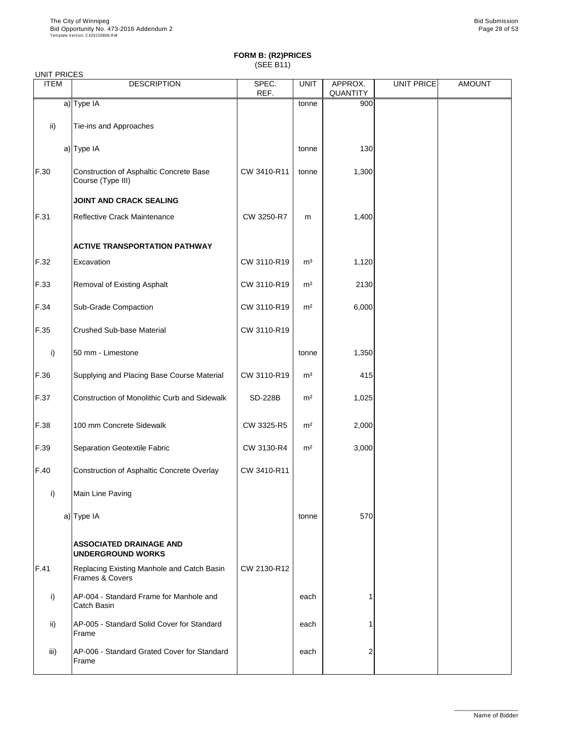# FORM B: (R2)PRICES
(SEE B11)

UNIT PRICES

| ITEM | DESCRIPTION | SPEC. REF. | UNIT | APPROX. QUANTITY | UNIT PRICE | AMOUNT |
|---|---|---|---|---|---|---|
| a) | Type IA | | tonne | 900 | | |
| ii) | Tie-ins and Approaches | | | | | |
| a) | Type IA | | tonne | 130 | | |
| F.30 | Construction of Asphaltic Concrete Base Course (Type III) | CW 3410-R11 | tonne | 1,300 | | |
| | **JOINT AND CRACK SEALING** | | | | | |
| F.31 | Reflective Crack Maintenance | CW 3250-R7 | m | 1,400 | | |
| | **ACTIVE TRANSPORTATION PATHWAY** | | | | | |
| F.32 | Excavation | CW 3110-R19 | m³ | 1,120 | | |
| F.33 | Removal of Existing Asphalt | CW 3110-R19 | m² | 2130 | | |
| F.34 | Sub-Grade Compaction | CW 3110-R19 | m² | 6,000 | | |
| F.35 | Crushed Sub-base Material | CW 3110-R19 | | | | |
| i) | 50 mm - Limestone | | tonne | 1,350 | | |
| F.36 | Supplying and Placing Base Course Material | CW 3110-R19 | m³ | 415 | | |
| F.37 | Construction of Monolithic Curb and Sidewalk | SD-228B | m² | 1,025 | | |
| F.38 | 100 mm Concrete Sidewalk | CW 3325-R5 | m² | 2,000 | | |
| F.39 | Separation Geotextile Fabric | CW 3130-R4 | m² | 3,000 | | |
| F.40 | Construction of Asphaltic Concrete Overlay | CW 3410-R11 | | | | |
| i) | Main Line Paving | | | | | |
| a) | Type IA | | tonne | 570 | | |
| | **ASSOCIATED DRAINAGE AND UNDERGROUND WORKS** | | | | | |
| F.41 | Replacing Existing Manhole and Catch Basin Frames & Covers | CW 2130-R12 | | | | |
| i) | AP-004 - Standard Frame for Manhole and Catch Basin | | each | 1 | | |
| ii) | AP-005 - Standard Solid Cover for Standard Frame | | each | 1 | | |
| iii) | AP-006 - Standard Grated Cover for Standard Frame | | each | 2 | | |

Name of Bidder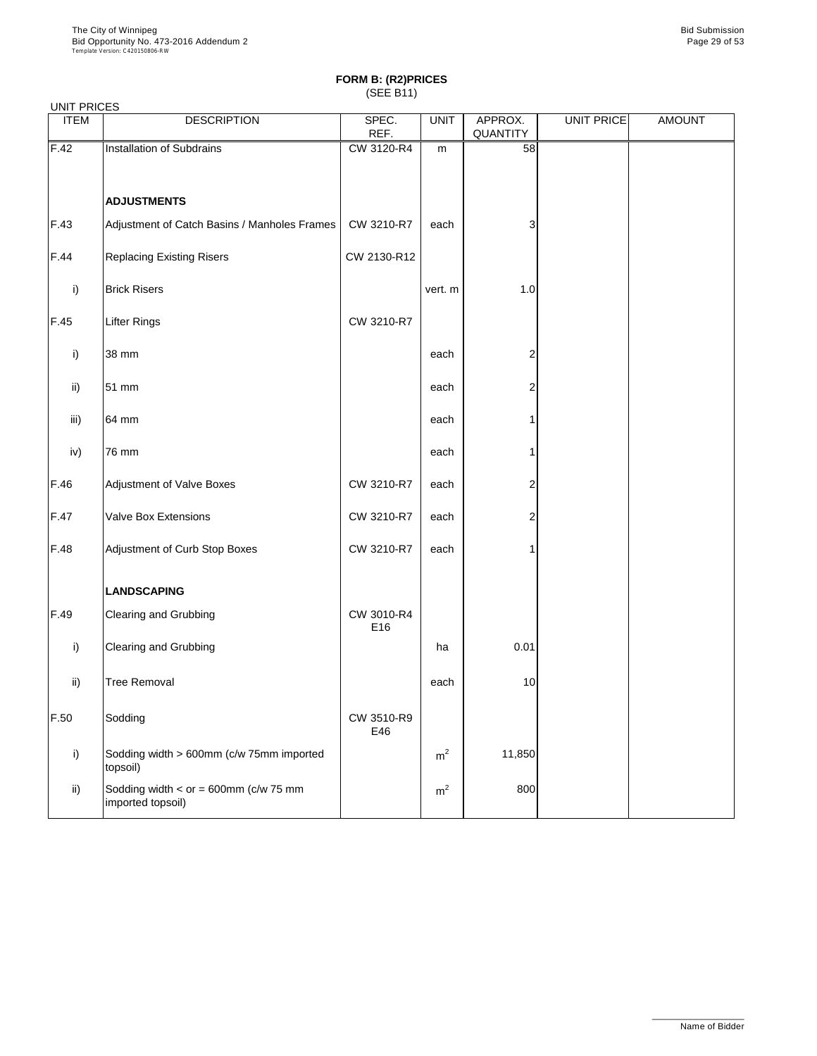**FORM B: (R2)PRICES**
(SEE B11)

UNIT PRICES

| ITEM | DESCRIPTION | SPEC. REF. | UNIT | APPROX. QUANTITY | UNIT PRICE | AMOUNT |
|---|---|---|---|---|---|---|
| F.42 | Installation of Subdrains | CW 3120-R4 | m | 58 | | |
| | **ADJUSTMENTS** | | | | | |
| F.43 | Adjustment of Catch Basins / Manholes Frames | CW 3210-R7 | each | 3 | | |
| F.44 | Replacing Existing Risers | CW 2130-R12 | | | | |
| i) | Brick Risers | | vert. m | 1.0 | | |
| F.45 | Lifter Rings | CW 3210-R7 | | | | |
| i) | 38 mm | | each | 2 | | |
| ii) | 51 mm | | each | 2 | | |
| iii) | 64 mm | | each | 1 | | |
| iv) | 76 mm | | each | 1 | | |
| F.46 | Adjustment of Valve Boxes | CW 3210-R7 | each | 2 | | |
| F.47 | Valve Box Extensions | CW 3210-R7 | each | 2 | | |
| F.48 | Adjustment of Curb Stop Boxes | CW 3210-R7 | each | 1 | | |
| | **LANDSCAPING** | | | | | |
| F.49 | Clearing and Grubbing | CW 3010-R4 E16 | | | | |
| i) | Clearing and Grubbing | | ha | 0.01 | | |
| ii) | Tree Removal | | each | 10 | | |
| F.50 | Sodding | CW 3510-R9 E46 | | | | |
| i) | Sodding width > 600mm (c/w 75mm imported topsoil) | | $m^2$ | 11,850 | | |
| ii) | Sodding width < or = 600mm (c/w 75 mm imported topsoil) | | $m^2$ | 800 | | |

Name of Bidder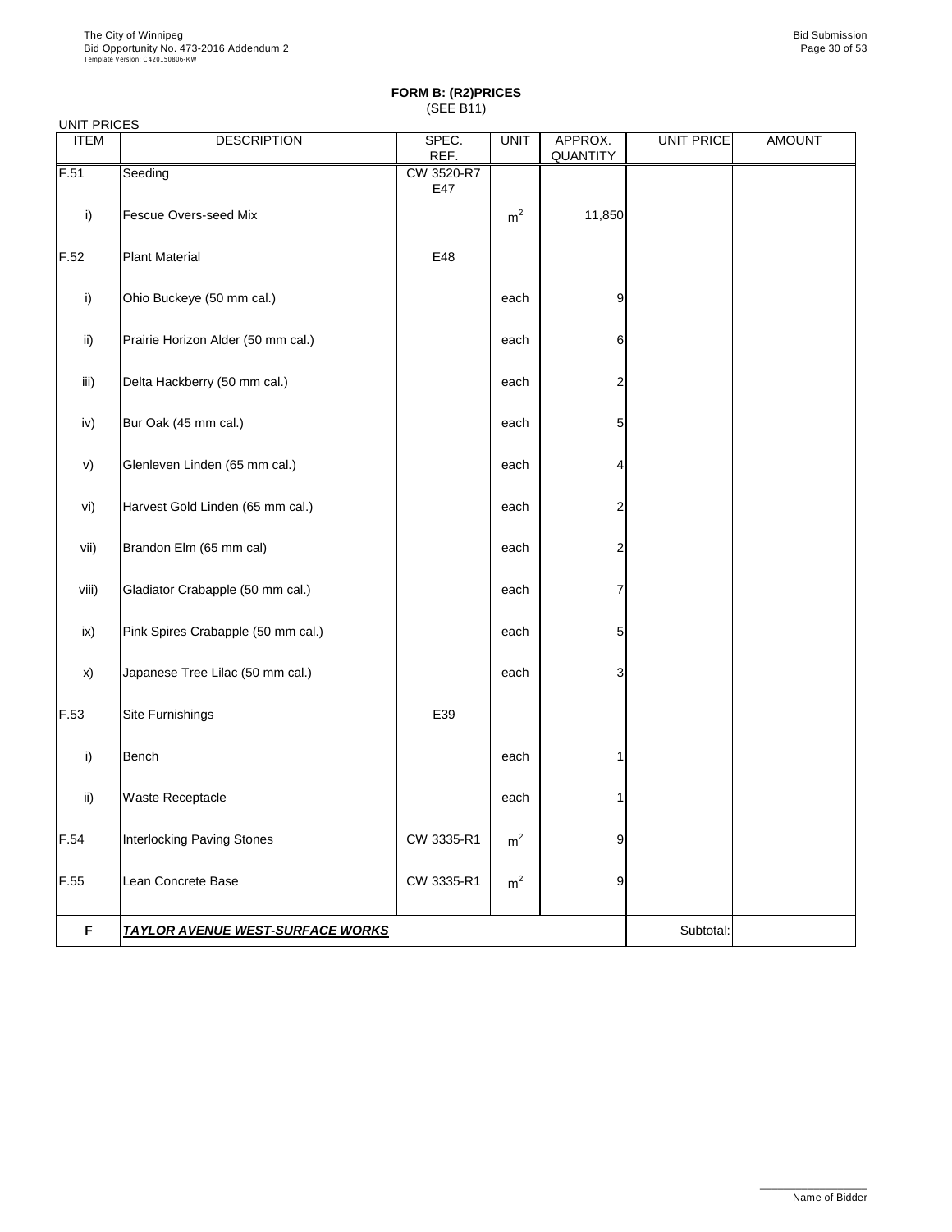**FORM B: (R2)PRICES**
(SEE B11)

UNIT PRICES

| ITEM | DESCRIPTION | SPEC. REF. | UNIT | APPROX. QUANTITY | UNIT PRICE | AMOUNT |
|---|---|---|---|---|---|---|
| F.51 | Seeding | CW 3520-R7 E47 | | | | |
| i) | Fescue Overs-seed Mix | | $m^2$ | 11,850 | | |
| F.52 | Plant Material | E48 | | | | |
| i) | Ohio Buckeye (50 mm cal.) | | each | 9 | | |
| ii) | Prairie Horizon Alder (50 mm cal.) | | each | 6 | | |
| iii) | Delta Hackberry (50 mm cal.) | | each | 2 | | |
| iv) | Bur Oak (45 mm cal.) | | each | 5 | | |
| v) | Glenleven Linden (65 mm cal.) | | each | 4 | | |
| vi) | Harvest Gold Linden (65 mm cal.) | | each | 2 | | |
| vii) | Brandon Elm (65 mm cal) | | each | 2 | | |
| viii) | Gladiator Crabapple (50 mm cal.) | | each | 7 | | |
| ix) | Pink Spires Crabapple (50 mm cal.) | | each | 5 | | |
| x) | Japanese Tree Lilac (50 mm cal.) | | each | 3 | | |
| F.53 | Site Furnishings | E39 | | | | |
| i) | Bench | | each | 1 | | |
| ii) | Waste Receptacle | | each | 1 | | |
| F.54 | Interlocking Paving Stones | CW 3335-R1 | $m^2$ | 9 | | |
| F.55 | Lean Concrete Base | CW 3335-R1 | $m^2$ | 9 | | |
| **F** | ***TAYLOR AVENUE WEST-SURFACE WORKS*** | | | | Subtotal: | |

Name of Bidder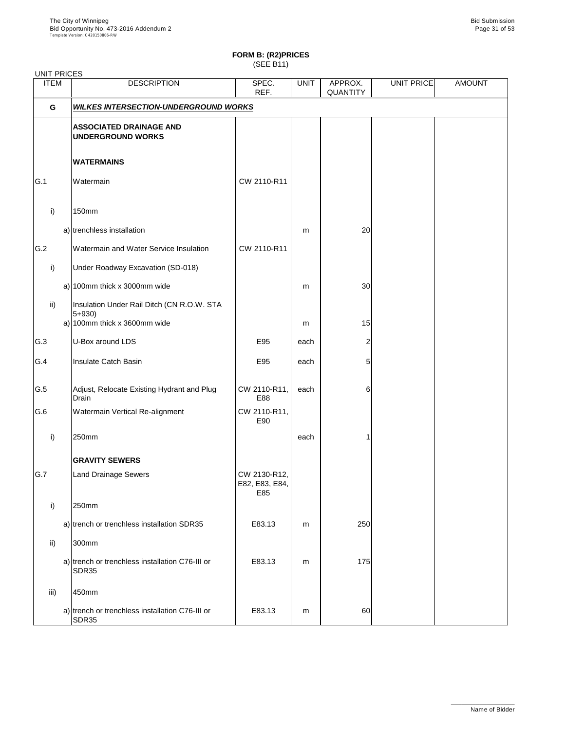**FORM B: (R2)PRICES**
(SEE B11)

UNIT PRICES

| ITEM | | DESCRIPTION | SPEC. REF. | UNIT | APPROX. QUANTITY | UNIT PRICE | AMOUNT |
|---|---|---|---|---|---|---|---|
| G | | ***WILKES INTERSECTION-UNDERGROUND WORKS*** | | | | | |
| | | **ASSOCIATED DRAINAGE AND UNDERGROUND WORKS** | | | | | |
| | | **WATERMAINS** | | | | | |
| G.1 | | Watermain | CW 2110-R11 | | | | |
| i) | | 150mm | | | | | |
| | a) | trenchless installation | | m | 20 | | |
| G.2 | | Watermain and Water Service Insulation | CW 2110-R11 | | | | |
| i) | | Under Roadway Excavation (SD-018) | | | | | |
| | a) | 100mm thick x 3000mm wide | | m | 30 | | |
| ii) | | Insulation Under Rail Ditch (CN R.O.W. STA 5+930) | | | | | |
| | a) | 100mm thick x 3600mm wide | | m | 15 | | |
| G.3 | | U-Box around LDS | E95 | each | 2 | | |
| G.4 | | Insulate Catch Basin | E95 | each | 5 | | |
| G.5 | | Adjust, Relocate Existing Hydrant and Plug Drain | CW 2110-R11, E88 | each | 6 | | |
| G.6 | | Watermain Vertical Re-alignment | CW 2110-R11, E90 | | | | |
| i) | | 250mm | | each | 1 | | |
| | | **GRAVITY SEWERS** | | | | | |
| G.7 | | Land Drainage Sewers | CW 2130-R12, E82, E83, E84, E85 | | | | |
| i) | | 250mm | | | | | |
| | a) | trench or trenchless installation SDR35 | E83.13 | m | 250 | | |
| ii) | | 300mm | | | | | |
| | a) | trench or trenchless installation C76-III or SDR35 | E83.13 | m | 175 | | |
| iii) | | 450mm | | | | | |
| | a) | trench or trenchless installation C76-III or SDR35 | E83.13 | m | 60 | | |

Name of Bidder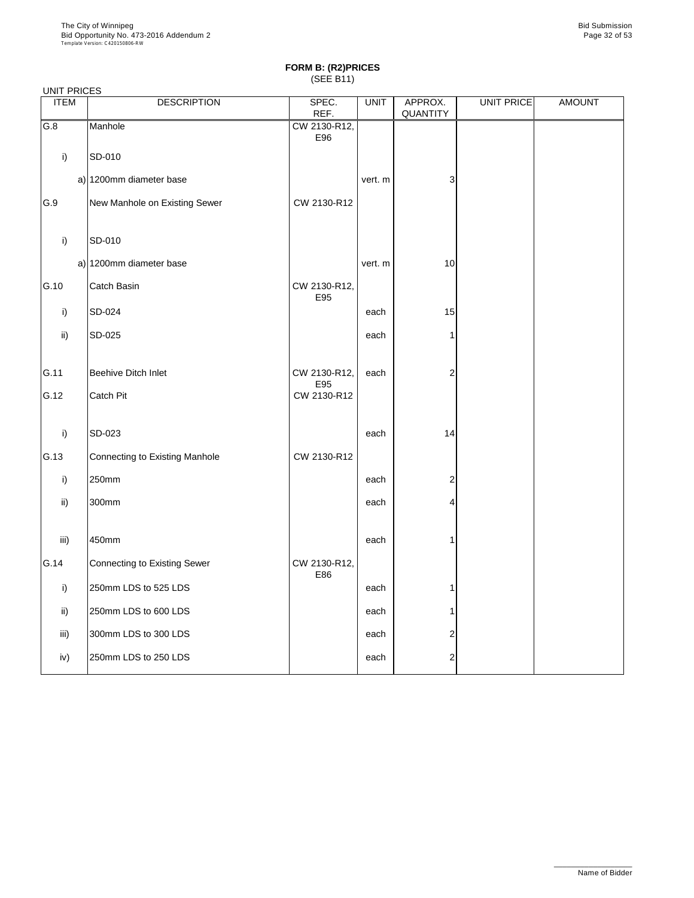**FORM B: (R2)PRICES**
(SEE B11)

UNIT PRICES

| ITEM | DESCRIPTION | SPEC. REF. | UNIT | APPROX. QUANTITY | UNIT PRICE | AMOUNT |
|---|---|---|---|---|---|---|
| G.8 | Manhole | CW 2130-R12, E96 | | | | |
| i) | SD-010 | | | | | |
| | a) 1200mm diameter base | | vert. m | 3 | | |
| G.9 | New Manhole on Existing Sewer | CW 2130-R12 | | | | |
| i) | SD-010 | | | | | |
| | a) 1200mm diameter base | | vert. m | 10 | | |
| G.10 | Catch Basin | CW 2130-R12, E95 | | | | |
| i) | SD-024 | | each | 15 | | |
| ii) | SD-025 | | each | 1 | | |
| G.11 | Beehive Ditch Inlet | CW 2130-R12, E95 | each | 2 | | |
| G.12 | Catch Pit | CW 2130-R12 | | | | |
| i) | SD-023 | | each | 14 | | |
| G.13 | Connecting to Existing Manhole | CW 2130-R12 | | | | |
| i) | 250mm | | each | 2 | | |
| ii) | 300mm | | each | 4 | | |
| iii) | 450mm | | each | 1 | | |
| G.14 | Connecting to Existing Sewer | CW 2130-R12, E86 | | | | |
| i) | 250mm LDS to 525 LDS | | each | 1 | | |
| ii) | 250mm LDS to 600 LDS | | each | 1 | | |
| iii) | 300mm LDS to 300 LDS | | each | 2 | | |
| iv) | 250mm LDS to 250 LDS | | each | 2 | | |

Name of Bidder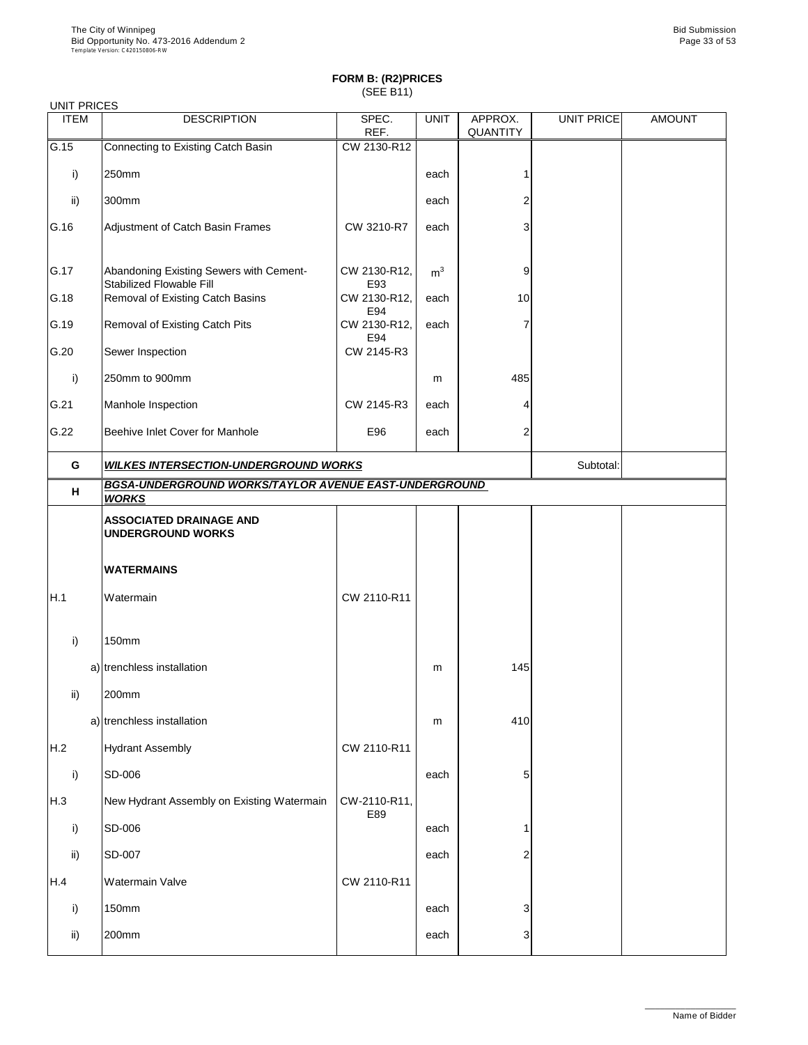## FORM B: (R2)PRICES
(SEE B11)

UNIT PRICES

| ITEM | DESCRIPTION | SPEC. REF. | UNIT | APPROX. QUANTITY | UNIT PRICE | AMOUNT |
|---|---|---|---|---|---|---|
| G.15 | Connecting to Existing Catch Basin | CW 2130-R12 | | | | |
| i) | 250mm | | each | 1 | | |
| ii) | 300mm | | each | 2 | | |
| G.16 | Adjustment of Catch Basin Frames | CW 3210-R7 | each | 3 | | |
| G.17 | Abandoning Existing Sewers with Cement-Stabilized Flowable Fill | CW 2130-R12, E93 | $m^3$ | 9 | | |
| G.18 | Removal of Existing Catch Basins | CW 2130-R12, E94 | each | 10 | | |
| G.19 | Removal of Existing Catch Pits | CW 2130-R12, E94 | each | 7 | | |
| G.20 | Sewer Inspection | CW 2145-R3 | | | | |
| i) | 250mm to 900mm | | m | 485 | | |
| G.21 | Manhole Inspection | CW 2145-R3 | each | 4 | | |
| G.22 | Beehive Inlet Cover for Manhole | E96 | each | 2 | | |
| **G** | ***WILKES INTERSECTION-UNDERGROUND WORKS*** | | | | Subtotal: | |
| **H** | ***BGSA-UNDERGROUND WORKS/TAYLOR AVENUE EAST-UNDERGROUND WORKS*** | | | | | |
| | **ASSOCIATED DRAINAGE AND UNDERGROUND WORKS** | | | | | |
| | **WATERMAINS** | | | | | |
| H.1 | Watermain | CW 2110-R11 | | | | |
| i) | 150mm | | | | | |
| | a) trenchless installation | | m | 145 | | |
| ii) | 200mm | | | | | |
| | a) trenchless installation | | m | 410 | | |
| H.2 | Hydrant Assembly | CW 2110-R11 | | | | |
| i) | SD-006 | | each | 5 | | |
| H.3 | New Hydrant Assembly on Existing Watermain | CW-2110-R11, E89 | | | | |
| i) | SD-006 | | each | 1 | | |
| ii) | SD-007 | | each | 2 | | |
| H.4 | Watermain Valve | CW 2110-R11 | | | | |
| i) | 150mm | | each | 3 | | |
| ii) | 200mm | | each | 3 | | |

Name of Bidder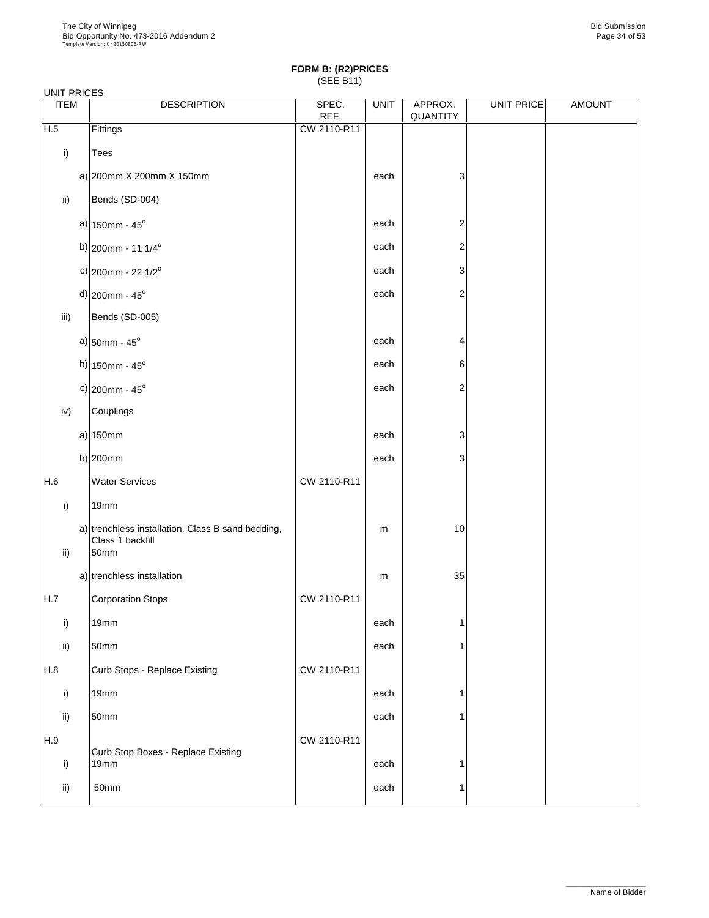**FORM B: (R2)PRICES**
(SEE B11)

UNIT PRICES

| ITEM | | DESCRIPTION | SPEC. REF. | UNIT | APPROX. QUANTITY | UNIT PRICE | AMOUNT |
|---|---|---|---|---|---|---|---|
| H.5 | | Fittings | CW 2110-R11 | | | | |
| i) | | Tees | | | | | |
| | a) | 200mm X 200mm X 150mm | | each | 3 | | |
| ii) | | Bends (SD-004) | | | | | |
| | a) | 150mm - 45° | | each | 2 | | |
| | b) | 200mm - 11 1/4° | | each | 2 | | |
| | c) | 200mm - 22 1/2° | | each | 3 | | |
| | d) | 200mm - 45° | | each | 2 | | |
| iii) | | Bends (SD-005) | | | | | |
| | a) | 50mm - 45° | | each | 4 | | |
| | b) | 150mm - 45° | | each | 6 | | |
| | c) | 200mm - 45° | | each | 2 | | |
| iv) | | Couplings | | | | | |
| | a) | 150mm | | each | 3 | | |
| | b) | 200mm | | each | 3 | | |
| H.6 | | Water Services | CW 2110-R11 | | | | |
| i) | | 19mm | | | | | |
| | a) | trenchless installation, Class B sand bedding, Class 1 backfill | | m | 10 | | |
| ii) | | 50mm | | | | | |
| | a) | trenchless installation | | m | 35 | | |
| H.7 | | Corporation Stops | CW 2110-R11 | | | | |
| i) | | 19mm | | each | 1 | | |
| ii) | | 50mm | | each | 1 | | |
| H.8 | | Curb Stops - Replace Existing | CW 2110-R11 | | | | |
| i) | | 19mm | | each | 1 | | |
| ii) | | 50mm | | each | 1 | | |
| H.9 | | Curb Stop Boxes - Replace Existing | CW 2110-R11 | | | | |
| i) | | 19mm | | each | 1 | | |
| ii) | | 50mm | | each | 1 | | |

Name of Bidder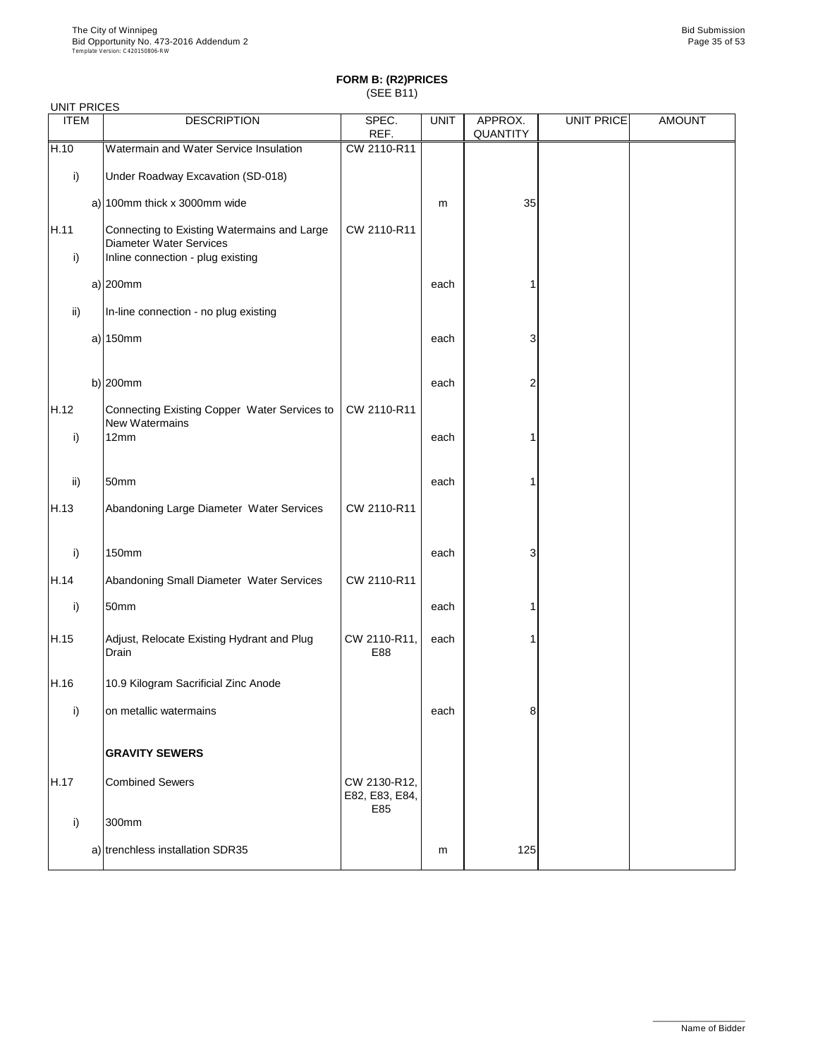## FORM B: (R2)PRICES
(SEE B11)

UNIT PRICES

| ITEM | | DESCRIPTION | SPEC. REF. | UNIT | APPROX. QUANTITY | UNIT PRICE | AMOUNT |
|---|---|---|---|---|---|---|---|
| H.10 | | Watermain and Water Service Insulation | CW 2110-R11 | | | | |
| i) | | Under Roadway Excavation (SD-018) | | | | | |
| | a) | 100mm thick x 3000mm wide | | m | 35 | | |
| H.11 | | Connecting to Existing Watermains and Large Diameter Water Services | CW 2110-R11 | | | | |
| i) | | Inline connection - plug existing | | | | | |
| | a) | 200mm | | each | 1 | | |
| ii) | | In-line connection - no plug existing | | | | | |
| | a) | 150mm | | each | 3 | | |
| | b) | 200mm | | each | 2 | | |
| H.12 | | Connecting Existing Copper Water Services to New Watermains | CW 2110-R11 | | | | |
| i) | | 12mm | | each | 1 | | |
| ii) | | 50mm | | each | 1 | | |
| H.13 | | Abandoning Large Diameter Water Services | CW 2110-R11 | | | | |
| i) | | 150mm | | each | 3 | | |
| H.14 | | Abandoning Small Diameter Water Services | CW 2110-R11 | | | | |
| i) | | 50mm | | each | 1 | | |
| H.15 | | Adjust, Relocate Existing Hydrant and Plug Drain | CW 2110-R11, E88 | each | 1 | | |
| H.16 | | 10.9 Kilogram Sacrificial Zinc Anode | | | | | |
| i) | | on metallic watermains | | each | 8 | | |
| | | **GRAVITY SEWERS** | | | | | |
| H.17 | | Combined Sewers | CW 2130-R12, E82, E83, E84, E85 | | | | |
| i) | | 300mm | | | | | |
| | a) | trenchless installation SDR35 | | m | 125 | | |

Name of Bidder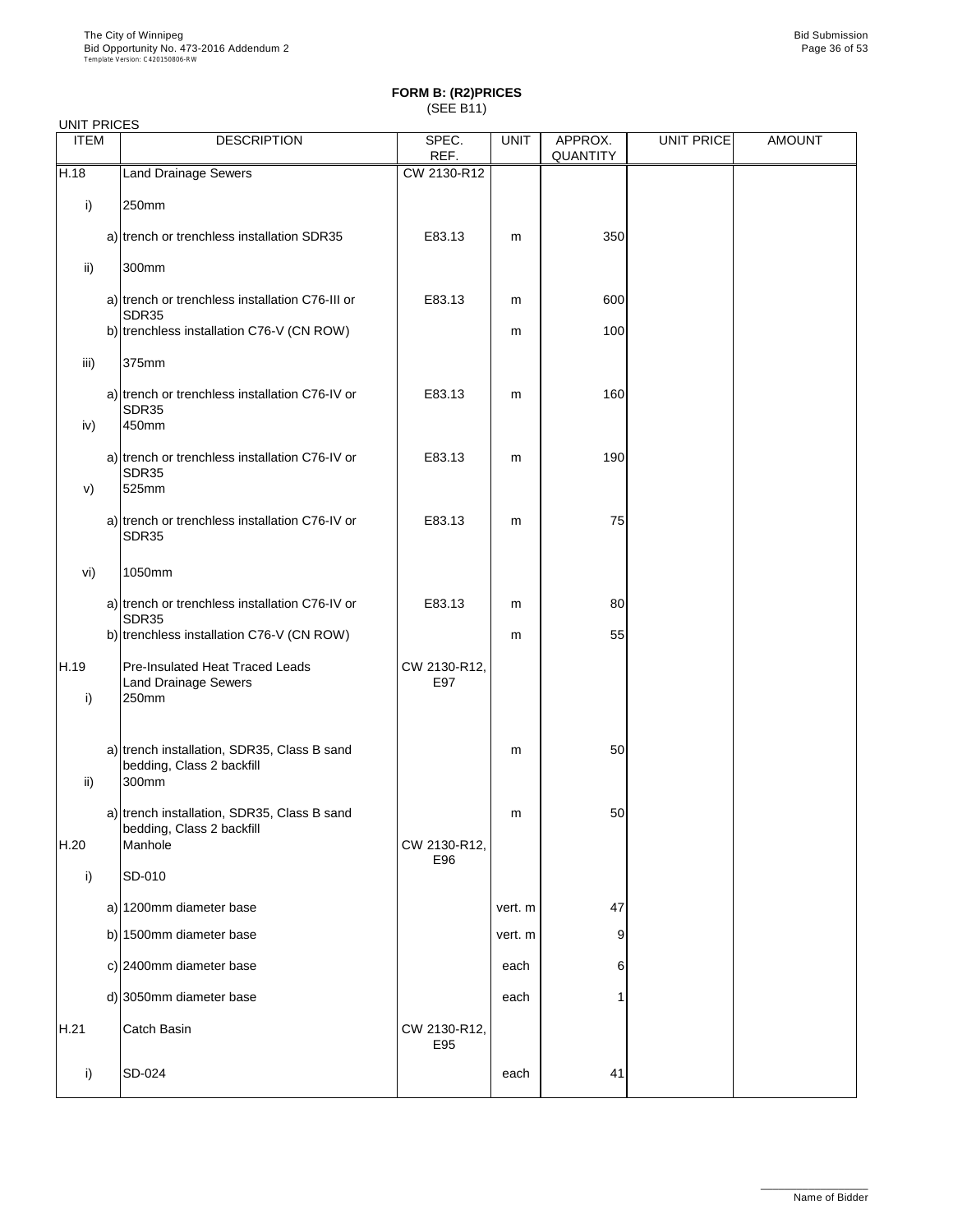**FORM B: (R2)PRICES**
(SEE B11)

UNIT PRICES

| ITEM | | DESCRIPTION | SPEC. REF. | UNIT | APPROX. QUANTITY | UNIT PRICE | AMOUNT |
|---|---|---|---|---|---|---|---|
| H.18 | | Land Drainage Sewers | CW 2130-R12 | | | | |
| i) | | 250mm | | | | | |
| | a) | trench or trenchless installation SDR35 | E83.13 | m | 350 | | |
| ii) | | 300mm | | | | | |
| | a) | trench or trenchless installation C76-III or SDR35 | E83.13 | m | 600 | | |
| | b) | trenchless installation C76-V (CN ROW) | | m | 100 | | |
| iii) | | 375mm | | | | | |
| | a) | trench or trenchless installation C76-IV or SDR35 | E83.13 | m | 160 | | |
| iv) | | 450mm | | | | | |
| | a) | trench or trenchless installation C76-IV or SDR35 | E83.13 | m | 190 | | |
| v) | | 525mm | | | | | |
| | a) | trench or trenchless installation C76-IV or SDR35 | E83.13 | m | 75 | | |
| vi) | | 1050mm | | | | | |
| | a) | trench or trenchless installation C76-IV or SDR35 | E83.13 | m | 80 | | |
| | b) | trenchless installation C76-V (CN ROW) | | m | 55 | | |
| H.19 | | Pre-Insulated Heat Traced Leads Land Drainage Sewers | CW 2130-R12, E97 | | | | |
| i) | | 250mm | | | | | |
| | a) | trench installation, SDR35, Class B sand bedding, Class 2 backfill | | m | 50 | | |
| ii) | | 300mm | | | | | |
| | a) | trench installation, SDR35, Class B sand bedding, Class 2 backfill | | m | 50 | | |
| H.20 | | Manhole | CW 2130-R12, E96 | | | | |
| i) | | SD-010 | | | | | |
| | a) | 1200mm diameter base | | vert. m | 47 | | |
| | b) | 1500mm diameter base | | vert. m | 9 | | |
| | c) | 2400mm diameter base | | each | 6 | | |
| | d) | 3050mm diameter base | | each | 1 | | |
| H.21 | | Catch Basin | CW 2130-R12, E95 | | | | |
| i) | | SD-024 | | each | 41 | | |

Name of Bidder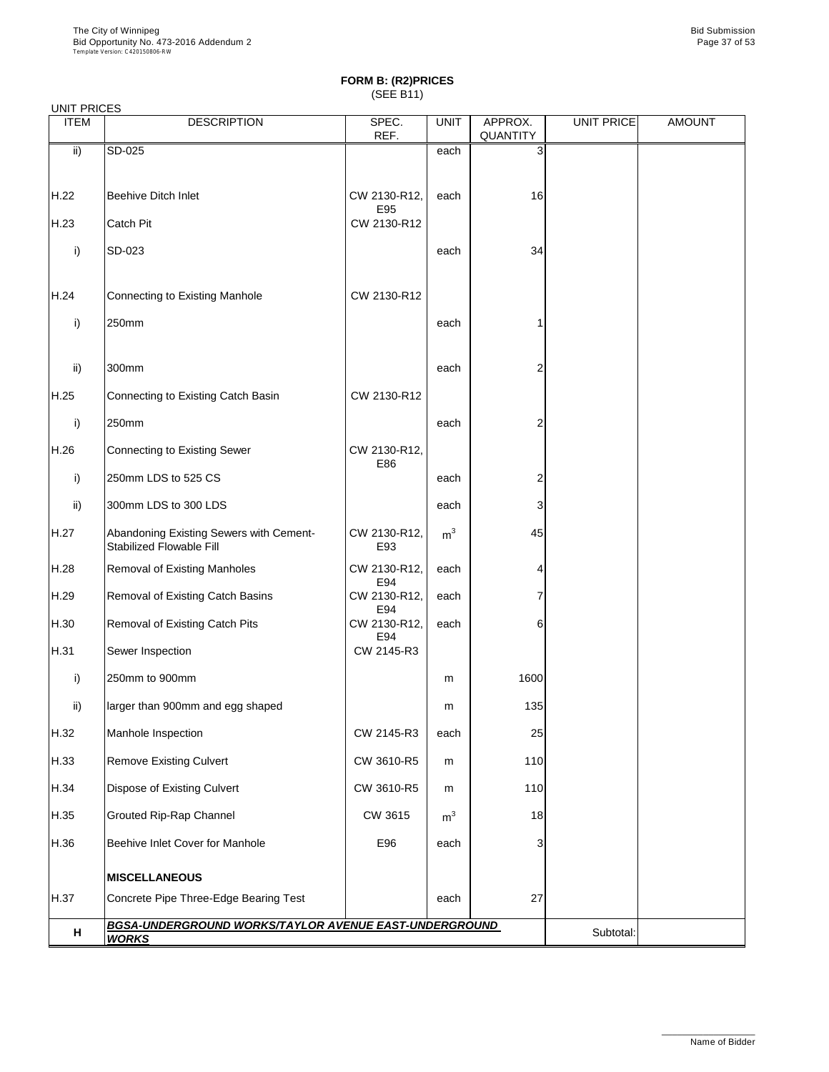# FORM B: (R2)PRICES

(SEE B11)

UNIT PRICES

| ITEM | DESCRIPTION | SPEC. REF. | UNIT | APPROX. QUANTITY | UNIT PRICE | AMOUNT |
|---|---|---|---|---|---|---|
| ii) | SD-025 | | each | 3 | | |
| H.22 | Beehive Ditch Inlet | CW 2130-R12, E95 | each | 16 | | |
| H.23 | Catch Pit | CW 2130-R12 | | | | |
| i) | SD-023 | | each | 34 | | |
| H.24 | Connecting to Existing Manhole | CW 2130-R12 | | | | |
| i) | 250mm | | each | 1 | | |
| ii) | 300mm | | each | 2 | | |
| H.25 | Connecting to Existing Catch Basin | CW 2130-R12 | | | | |
| i) | 250mm | | each | 2 | | |
| H.26 | Connecting to Existing Sewer | CW 2130-R12, E86 | | | | |
| i) | 250mm LDS to 525 CS | | each | 2 | | |
| ii) | 300mm LDS to 300 LDS | | each | 3 | | |
| H.27 | Abandoning Existing Sewers with Cement-Stabilized Flowable Fill | CW 2130-R12, E93 | $m^3$ | 45 | | |
| H.28 | Removal of Existing Manholes | CW 2130-R12, E94 | each | 4 | | |
| H.29 | Removal of Existing Catch Basins | CW 2130-R12, E94 | each | 7 | | |
| H.30 | Removal of Existing Catch Pits | CW 2130-R12, E94 | each | 6 | | |
| H.31 | Sewer Inspection | CW 2145-R3 | | | | |
| i) | 250mm to 900mm | | m | 1600 | | |
| ii) | larger than 900mm and egg shaped | | m | 135 | | |
| H.32 | Manhole Inspection | CW 2145-R3 | each | 25 | | |
| H.33 | Remove Existing Culvert | CW 3610-R5 | m | 110 | | |
| H.34 | Dispose of Existing Culvert | CW 3610-R5 | m | 110 | | |
| H.35 | Grouted Rip-Rap Channel | CW 3615 | $m^3$ | 18 | | |
| H.36 | Beehive Inlet Cover for Manhole | E96 | each | 3 | | |
| | **MISCELLANEOUS** | | | | | |
| H.37 | Concrete Pipe Three-Edge Bearing Test | | each | 27 | | |
| **H** | ***BGSA-UNDERGROUND WORKS/TAYLOR AVENUE EAST-UNDERGROUND WORKS*** | | | | Subtotal: | |

Name of Bidder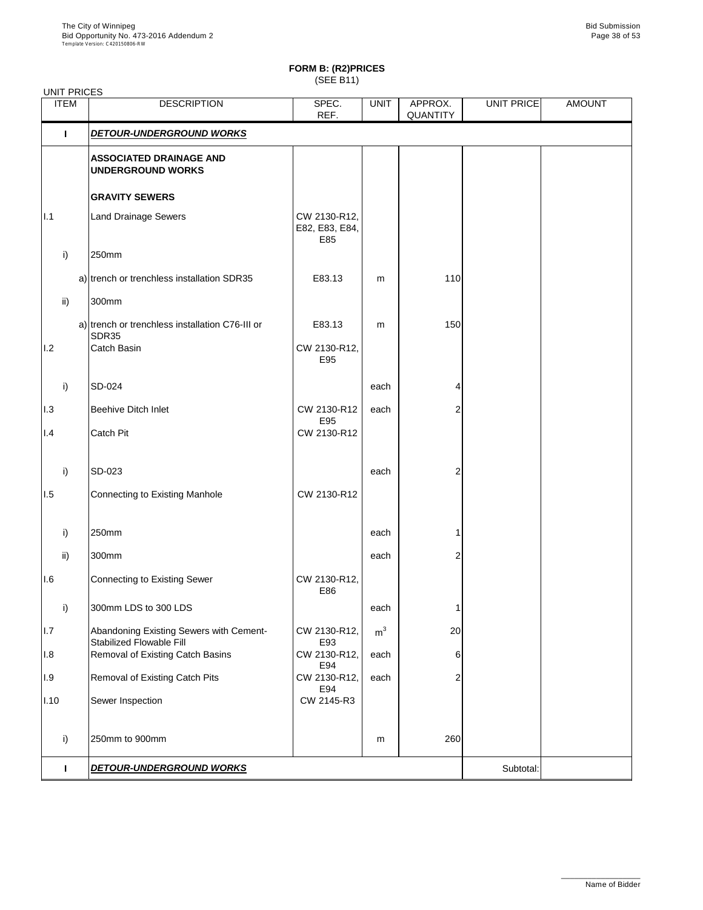**FORM B: (R2)PRICES**
(SEE B11)

UNIT PRICES

| ITEM | | DESCRIPTION | SPEC. REF. | UNIT | APPROX. QUANTITY | UNIT PRICE | AMOUNT |
|---|---|---|---|---|---|---|---|
| **I** | | ***DETOUR-UNDERGROUND WORKS*** | | | | | |
| | | **ASSOCIATED DRAINAGE AND UNDERGROUND WORKS** | | | | | |
| | | **GRAVITY SEWERS** | | | | | |
| I.1 | | Land Drainage Sewers | CW 2130-R12, E82, E83, E84, E85 | | | | |
| | i) | 250mm | | | | | |
| | a) | trench or trenchless installation SDR35 | E83.13 | m | 110 | | |
| | ii) | 300mm | | | | | |
| | a) | trench or trenchless installation C76-III or SDR35 | E83.13 | m | 150 | | |
| I.2 | | Catch Basin | CW 2130-R12, E95 | | | | |
| | i) | SD-024 | | each | 4 | | |
| I.3 | | Beehive Ditch Inlet | CW 2130-R12 E95 | each | 2 | | |
| I.4 | | Catch Pit | CW 2130-R12 | | | | |
| | i) | SD-023 | | each | 2 | | |
| I.5 | | Connecting to Existing Manhole | CW 2130-R12 | | | | |
| | i) | 250mm | | each | 1 | | |
| | ii) | 300mm | | each | 2 | | |
| I.6 | | Connecting to Existing Sewer | CW 2130-R12, E86 | | | | |
| | i) | 300mm LDS to 300 LDS | | each | 1 | | |
| I.7 | | Abandoning Existing Sewers with Cement-Stabilized Flowable Fill | CW 2130-R12, E93 | $m^3$ | 20 | | |
| I.8 | | Removal of Existing Catch Basins | CW 2130-R12, E94 | each | 6 | | |
| I.9 | | Removal of Existing Catch Pits | CW 2130-R12, E94 | each | 2 | | |
| I.10 | | Sewer Inspection | CW 2145-R3 | | | | |
| | i) | 250mm to 900mm | | m | 260 | | |
| **I** | | ***DETOUR-UNDERGROUND WORKS*** | | | | Subtotal: | |

Name of Bidder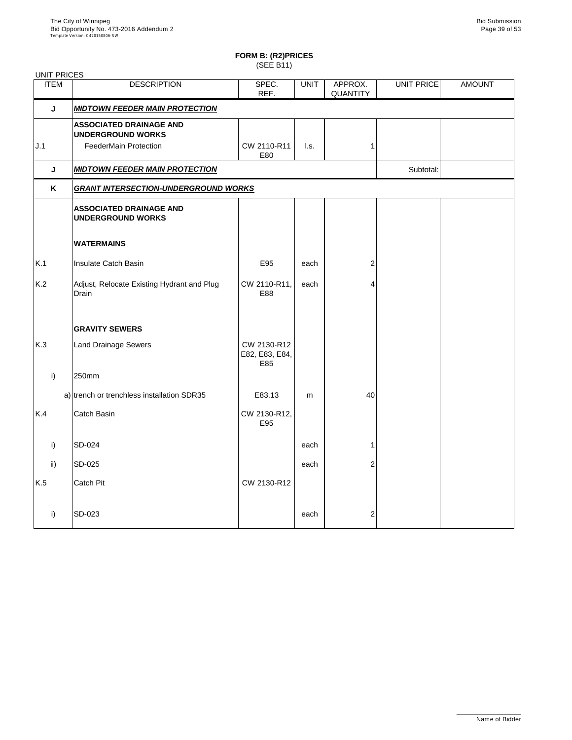**FORM B: (R2)PRICES**
(SEE B11)

UNIT PRICES

| ITEM | DESCRIPTION | SPEC. REF. | UNIT | APPROX. QUANTITY | UNIT PRICE | AMOUNT |
|---|---|---|---|---|---|---|
| **J** | ***MIDTOWN FEEDER MAIN PROTECTION*** | | | | | |
| | **ASSOCIATED DRAINAGE AND UNDERGROUND WORKS** | | | | | |
| J.1 | FeederMain Protection | CW 2110-R11 E80 | l.s. | 1 | | |
| **J** | ***MIDTOWN FEEDER MAIN PROTECTION*** | | | | Subtotal: | |
| **K** | ***GRANT INTERSECTION-UNDERGROUND WORKS*** | | | | | |
| | **ASSOCIATED DRAINAGE AND UNDERGROUND WORKS** | | | | | |
| | **WATERMAINS** | | | | | |
| K.1 | Insulate Catch Basin | E95 | each | 2 | | |
| K.2 | Adjust, Relocate Existing Hydrant and Plug Drain | CW 2110-R11, E88 | each | 4 | | |
| | **GRAVITY SEWERS** | | | | | |
| K.3 | Land Drainage Sewers | CW 2130-R12 E82, E83, E84, E85 | | | | |
| i) | 250mm | | | | | |
| | a) trench or trenchless installation SDR35 | E83.13 | m | 40 | | |
| K.4 | Catch Basin | CW 2130-R12, E95 | | | | |
| i) | SD-024 | | each | 1 | | |
| ii) | SD-025 | | each | 2 | | |
| K.5 | Catch Pit | CW 2130-R12 | | | | |
| i) | SD-023 | | each | 2 | | |

Name of Bidder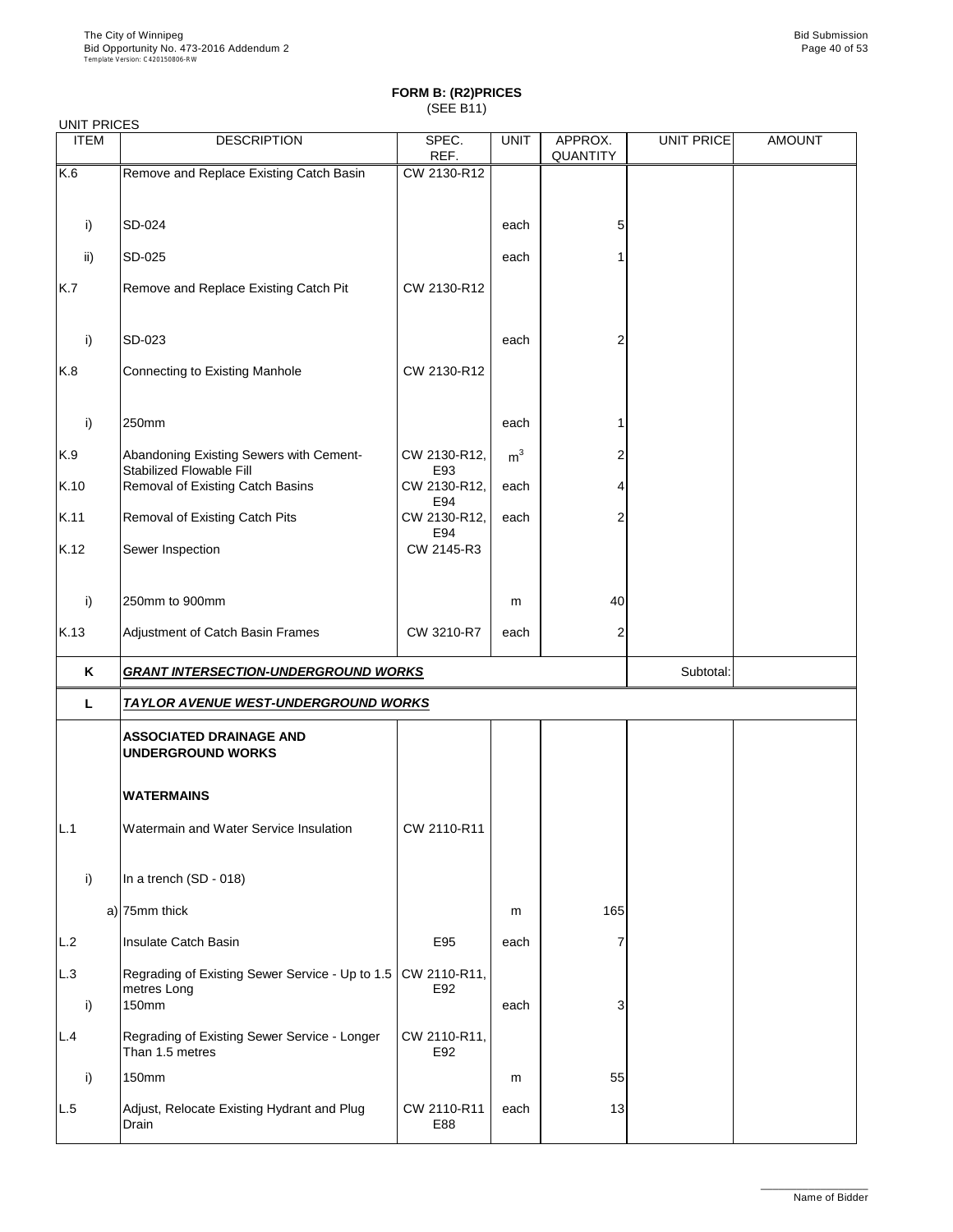**FORM B: (R2)PRICES**
(SEE B11)

UNIT PRICES

| ITEM | DESCRIPTION | SPEC. REF. | UNIT | APPROX. QUANTITY | UNIT PRICE | AMOUNT |
|---|---|---|---|---|---|---|
| K.6 | Remove and Replace Existing Catch Basin | CW 2130-R12 | | | | |
| i) | SD-024 | | each | 5 | | |
| ii) | SD-025 | | each | 1 | | |
| K.7 | Remove and Replace Existing Catch Pit | CW 2130-R12 | | | | |
| i) | SD-023 | | each | 2 | | |
| K.8 | Connecting to Existing Manhole | CW 2130-R12 | | | | |
| i) | 250mm | | each | 1 | | |
| K.9 | Abandoning Existing Sewers with Cement-Stabilized Flowable Fill | CW 2130-R12, E93 | $m^3$ | 2 | | |
| K.10 | Removal of Existing Catch Basins | CW 2130-R12, E94 | each | 4 | | |
| K.11 | Removal of Existing Catch Pits | CW 2130-R12, E94 | each | 2 | | |
| K.12 | Sewer Inspection | CW 2145-R3 | | | | |
| i) | 250mm to 900mm | | m | 40 | | |
| K.13 | Adjustment of Catch Basin Frames | CW 3210-R7 | each | 2 | | |
| **K** | ***GRANT INTERSECTION-UNDERGROUND WORKS*** | | | | Subtotal: | |
| **L** | ***TAYLOR AVENUE WEST-UNDERGROUND WORKS*** | | | | | |
| | **ASSOCIATED DRAINAGE AND UNDERGROUND WORKS** | | | | | |
| | **WATERMAINS** | | | | | |
| L.1 | Watermain and Water Service Insulation | CW 2110-R11 | | | | |
| i) | In a trench (SD - 018) | | | | | |
| a) | 75mm thick | | m | 165 | | |
| L.2 | Insulate Catch Basin | E95 | each | 7 | | |
| L.3 | Regrading of Existing Sewer Service - Up to 1.5 metres Long | CW 2110-R11, E92 | | | | |
| i) | 150mm | | each | 3 | | |
| L.4 | Regrading of Existing Sewer Service - Longer Than 1.5 metres | CW 2110-R11, E92 | | | | |
| i) | 150mm | | m | 55 | | |
| L.5 | Adjust, Relocate Existing Hydrant and Plug Drain | CW 2110-R11 E88 | each | 13 | | |

Name of Bidder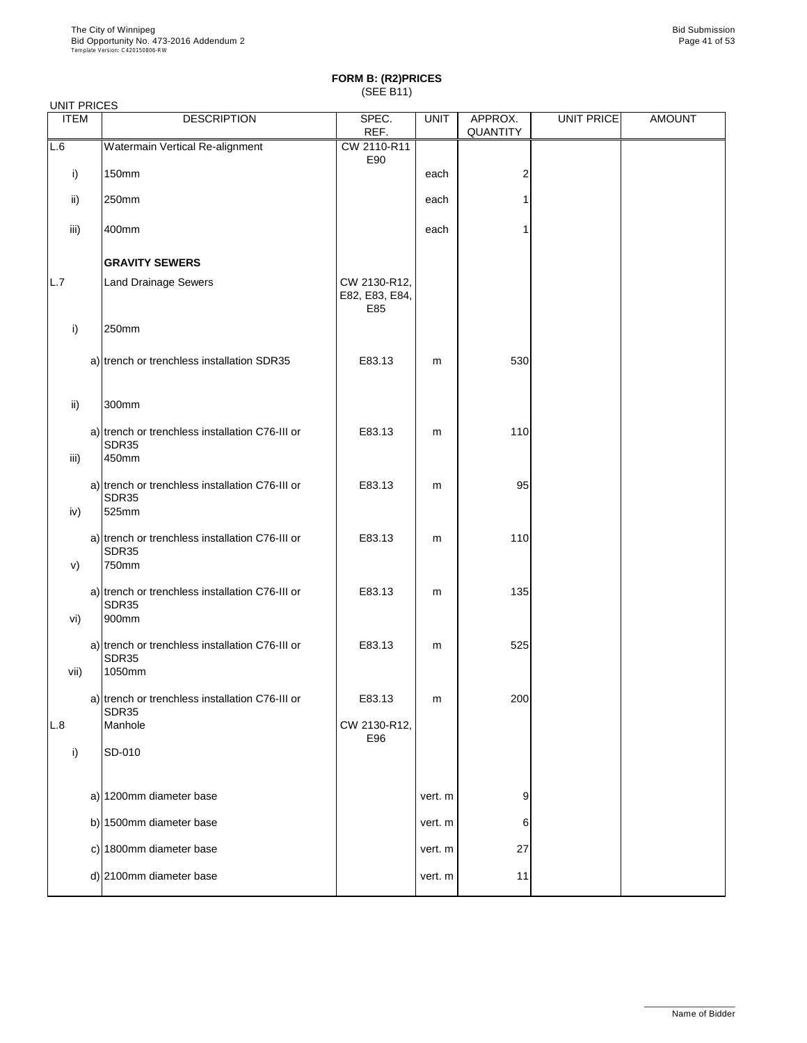**FORM B: (R2)PRICES**
(SEE B11)

UNIT PRICES

| ITEM | DESCRIPTION | SPEC. REF. | UNIT | APPROX. QUANTITY | UNIT PRICE | AMOUNT |
|---|---|---|---|---|---|---|
| L.6 | Watermain Vertical Re-alignment | CW 2110-R11 E90 | | | | |
| i) | 150mm | | each | 2 | | |
| ii) | 250mm | | each | 1 | | |
| iii) | 400mm | | each | 1 | | |
| | **GRAVITY SEWERS** | | | | | |
| L.7 | Land Drainage Sewers | CW 2130-R12, E82, E83, E84, E85 | | | | |
| i) | 250mm | | | | | |
| | a) trench or trenchless installation SDR35 | E83.13 | m | 530 | | |
| ii) | 300mm | | | | | |
| | a) trench or trenchless installation C76-III or SDR35 | E83.13 | m | 110 | | |
| iii) | 450mm | | | | | |
| | a) trench or trenchless installation C76-III or SDR35 | E83.13 | m | 95 | | |
| iv) | 525mm | | | | | |
| | a) trench or trenchless installation C76-III or SDR35 | E83.13 | m | 110 | | |
| v) | 750mm | | | | | |
| | a) trench or trenchless installation C76-III or SDR35 | E83.13 | m | 135 | | |
| vi) | 900mm | | | | | |
| | a) trench or trenchless installation C76-III or SDR35 | E83.13 | m | 525 | | |
| vii) | 1050mm | | | | | |
| | a) trench or trenchless installation C76-III or SDR35 | E83.13 | m | 200 | | |
| L.8 | Manhole | CW 2130-R12, E96 | | | | |
| i) | SD-010 | | | | | |
| | a) 1200mm diameter base | | vert. m | 9 | | |
| | b) 1500mm diameter base | | vert. m | 6 | | |
| | c) 1800mm diameter base | | vert. m | 27 | | |
| | d) 2100mm diameter base | | vert. m | 11 | | |

Name of Bidder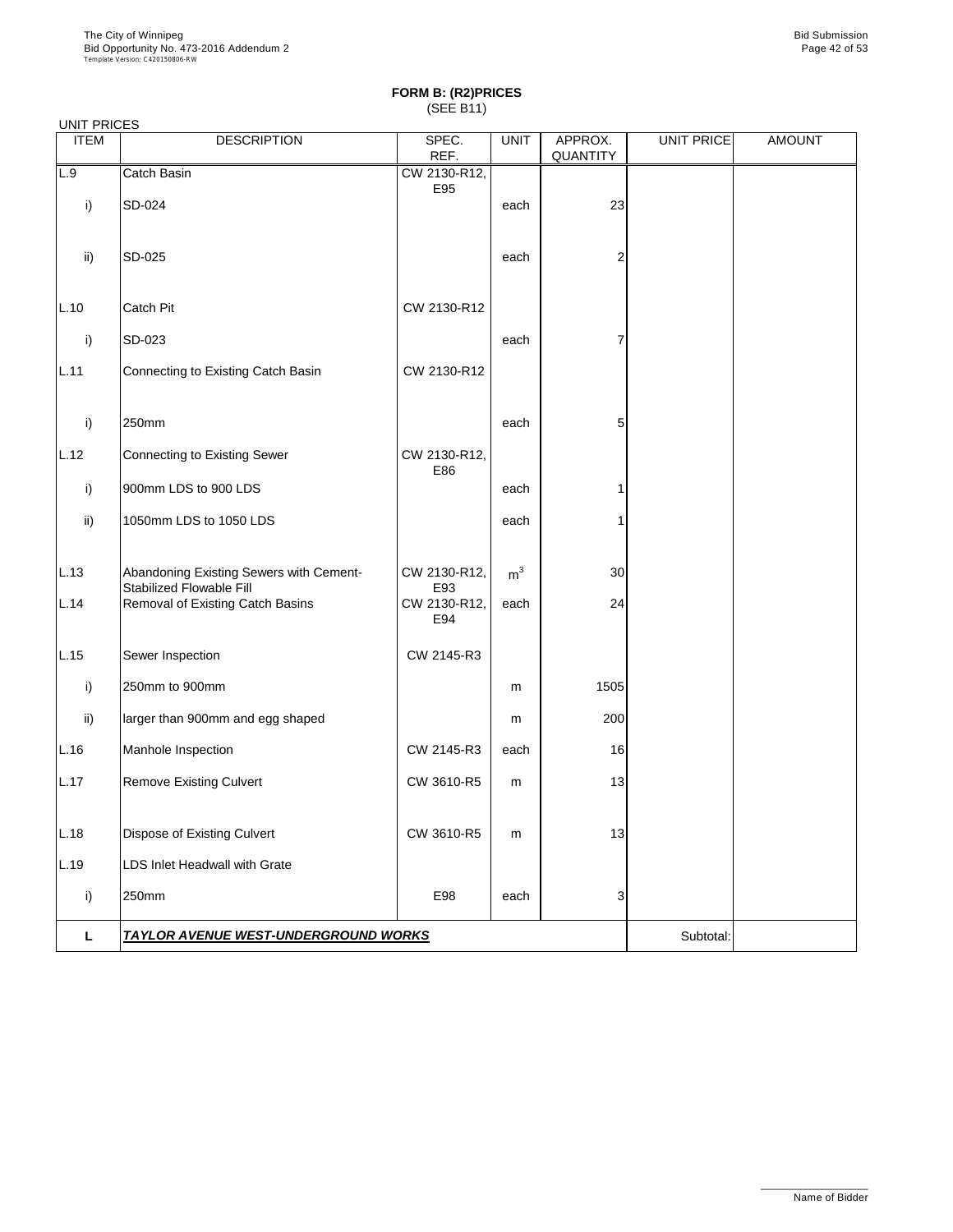**FORM B: (R2)PRICES**
(SEE B11)

UNIT PRICES

| ITEM | DESCRIPTION | SPEC. REF. | UNIT | APPROX. QUANTITY | UNIT PRICE | AMOUNT |
|---|---|---|---|---|---|---|
| L.9 | Catch Basin | CW 2130-R12, E95 | | | | |
| i) | SD-024 | | each | 23 | | |
| ii) | SD-025 | | each | 2 | | |
| L.10 | Catch Pit | CW 2130-R12 | | | | |
| i) | SD-023 | | each | 7 | | |
| L.11 | Connecting to Existing Catch Basin | CW 2130-R12 | | | | |
| i) | 250mm | | each | 5 | | |
| L.12 | Connecting to Existing Sewer | CW 2130-R12, E86 | | | | |
| i) | 900mm LDS to 900 LDS | | each | 1 | | |
| ii) | 1050mm LDS to 1050 LDS | | each | 1 | | |
| L.13 | Abandoning Existing Sewers with Cement-Stabilized Flowable Fill | CW 2130-R12, E93 | $m^3$ | 30 | | |
| L.14 | Removal of Existing Catch Basins | CW 2130-R12, E94 | each | 24 | | |
| L.15 | Sewer Inspection | CW 2145-R3 | | | | |
| i) | 250mm to 900mm | | m | 1505 | | |
| ii) | larger than 900mm and egg shaped | | m | 200 | | |
| L.16 | Manhole Inspection | CW 2145-R3 | each | 16 | | |
| L.17 | Remove Existing Culvert | CW 3610-R5 | m | 13 | | |
| L.18 | Dispose of Existing Culvert | CW 3610-R5 | m | 13 | | |
| L.19 | LDS Inlet Headwall with Grate | | | | | |
| i) | 250mm | E98 | each | 3 | | |
| **L** | ***TAYLOR AVENUE WEST-UNDERGROUND WORKS*** | | | | Subtotal: | |

Name of Bidder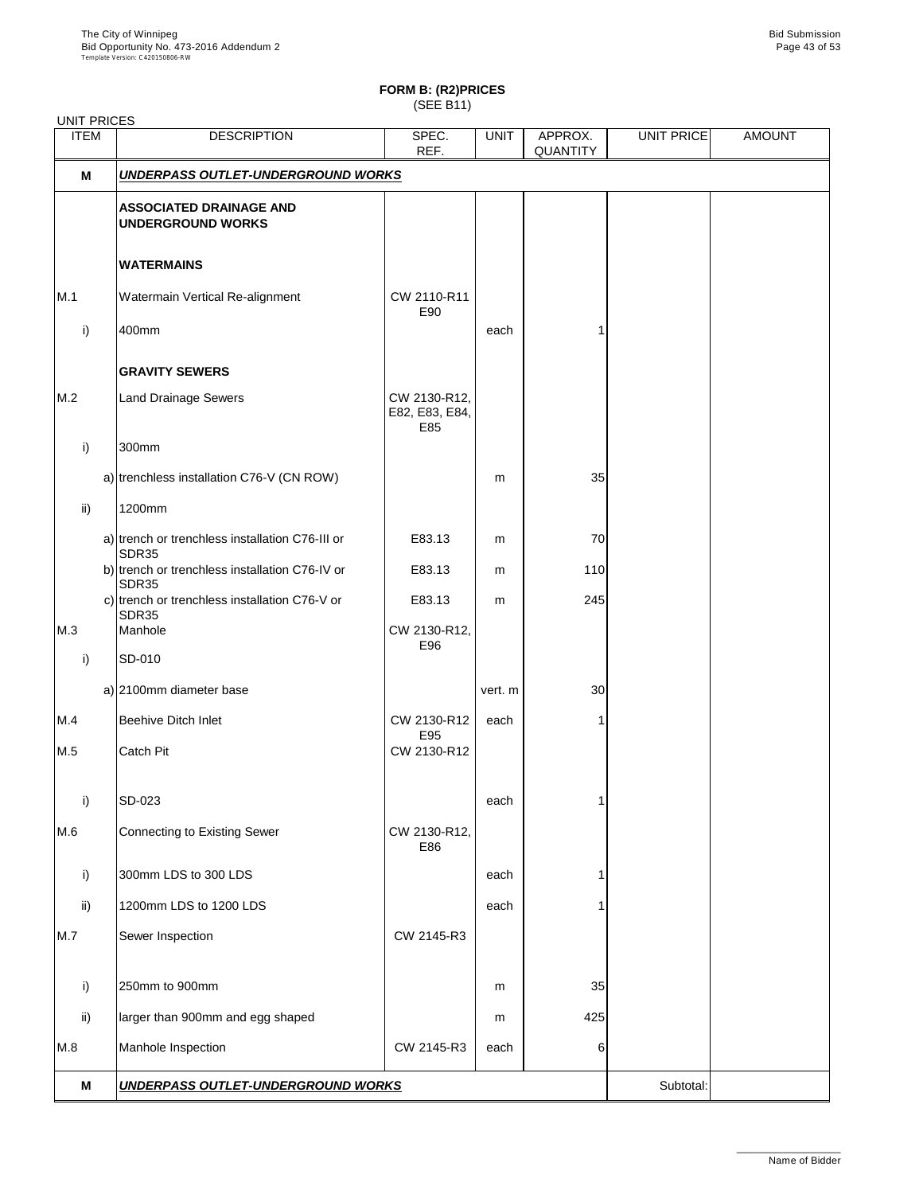# FORM B: (R2)PRICES
(SEE B11)

UNIT PRICES

| ITEM | DESCRIPTION | SPEC. REF. | UNIT | APPROX. QUANTITY | UNIT PRICE | AMOUNT |
|---|---|---|---|---|---|---|
| **M** | ***UNDERPASS OUTLET-UNDERGROUND WORKS*** | | | | | |
| | **ASSOCIATED DRAINAGE AND UNDERGROUND WORKS** | | | | | |
| | **WATERMAINS** | | | | | |
| M.1 | Watermain Vertical Re-alignment | CW 2110-R11 E90 | | | | |
| i) | 400mm | | each | 1 | | |
| | **GRAVITY SEWERS** | | | | | |
| M.2 | Land Drainage Sewers | CW 2130-R12, E82, E83, E84, E85 | | | | |
| i) | 300mm | | | | | |
| | a) trenchless installation C76-V (CN ROW) | | m | 35 | | |
| ii) | 1200mm | | | | | |
| | a) trench or trenchless installation C76-III or SDR35 | E83.13 | m | 70 | | |
| | b) trench or trenchless installation C76-IV or SDR35 | E83.13 | m | 110 | | |
| | c) trench or trenchless installation C76-V or SDR35 | E83.13 | m | 245 | | |
| M.3 | Manhole | CW 2130-R12, E96 | | | | |
| i) | SD-010 | | | | | |
| | a) 2100mm diameter base | | vert. m | 30 | | |
| M.4 | Beehive Ditch Inlet | CW 2130-R12 E95 | each | 1 | | |
| M.5 | Catch Pit | CW 2130-R12 | | | | |
| i) | SD-023 | | each | 1 | | |
| M.6 | Connecting to Existing Sewer | CW 2130-R12, E86 | | | | |
| i) | 300mm LDS to 300 LDS | | each | 1 | | |
| ii) | 1200mm LDS to 1200 LDS | | each | 1 | | |
| M.7 | Sewer Inspection | CW 2145-R3 | | | | |
| i) | 250mm to 900mm | | m | 35 | | |
| ii) | larger than 900mm and egg shaped | | m | 425 | | |
| M.8 | Manhole Inspection | CW 2145-R3 | each | 6 | | |
| **M** | ***UNDERPASS OUTLET-UNDERGROUND WORKS*** | | | | Subtotal: | |

Name of Bidder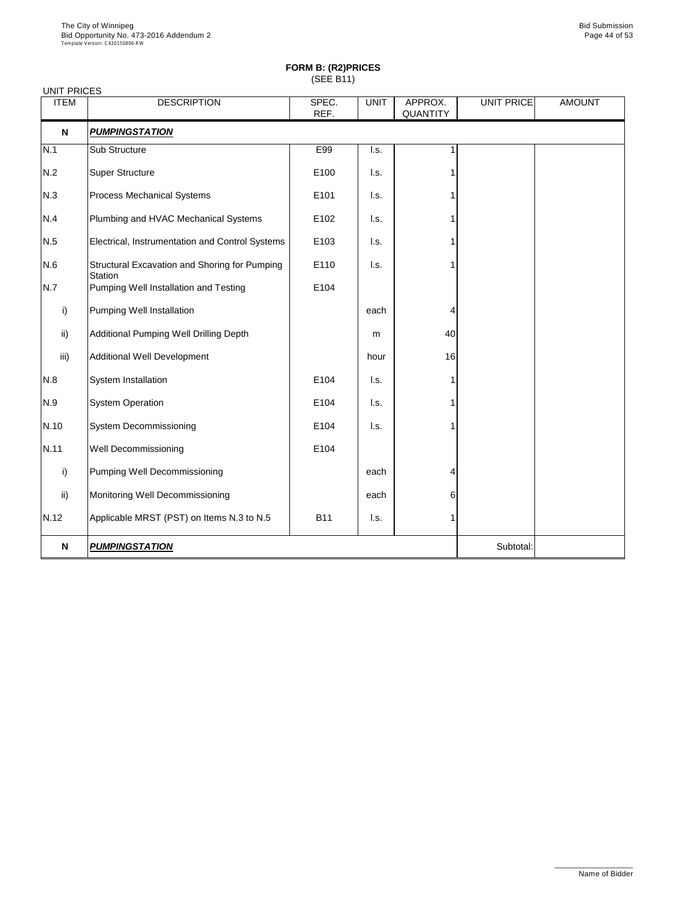**FORM B: (R2)PRICES**
(SEE B11)

UNIT PRICES

| ITEM | DESCRIPTION | SPEC. REF. | UNIT | APPROX. QUANTITY | UNIT PRICE | AMOUNT |
|---|---|---|---|---|---|---|
| **N** | ***PUMPINGSTATION*** | | | | | |
| N.1 | Sub Structure | E99 | l.s. | 1 | | |
| N.2 | Super Structure | E100 | l.s. | 1 | | |
| N.3 | Process Mechanical Systems | E101 | l.s. | 1 | | |
| N.4 | Plumbing and HVAC Mechanical Systems | E102 | l.s. | 1 | | |
| N.5 | Electrical, Instrumentation and Control Systems | E103 | l.s. | 1 | | |
| N.6 | Structural Excavation and Shoring for Pumping Station | E110 | l.s. | 1 | | |
| N.7 | Pumping Well Installation and Testing | E104 | | | | |
| i) | Pumping Well Installation | | each | 4 | | |
| ii) | Additional Pumping Well Drilling Depth | | m | 40 | | |
| iii) | Additional Well Development | | hour | 16 | | |
| N.8 | System Installation | E104 | l.s. | 1 | | |
| N.9 | System Operation | E104 | l.s. | 1 | | |
| N.10 | System Decommissioning | E104 | l.s. | 1 | | |
| N.11 | Well Decommissioning | E104 | | | | |
| i) | Pumping Well Decommissioning | | each | 4 | | |
| ii) | Monitoring Well Decommissioning | | each | 6 | | |
| N.12 | Applicable MRST (PST) on Items N.3 to N.5 | B11 | l.s. | 1 | | |
| **N** | ***PUMPINGSTATION*** | | | | Subtotal: | |

Name of Bidder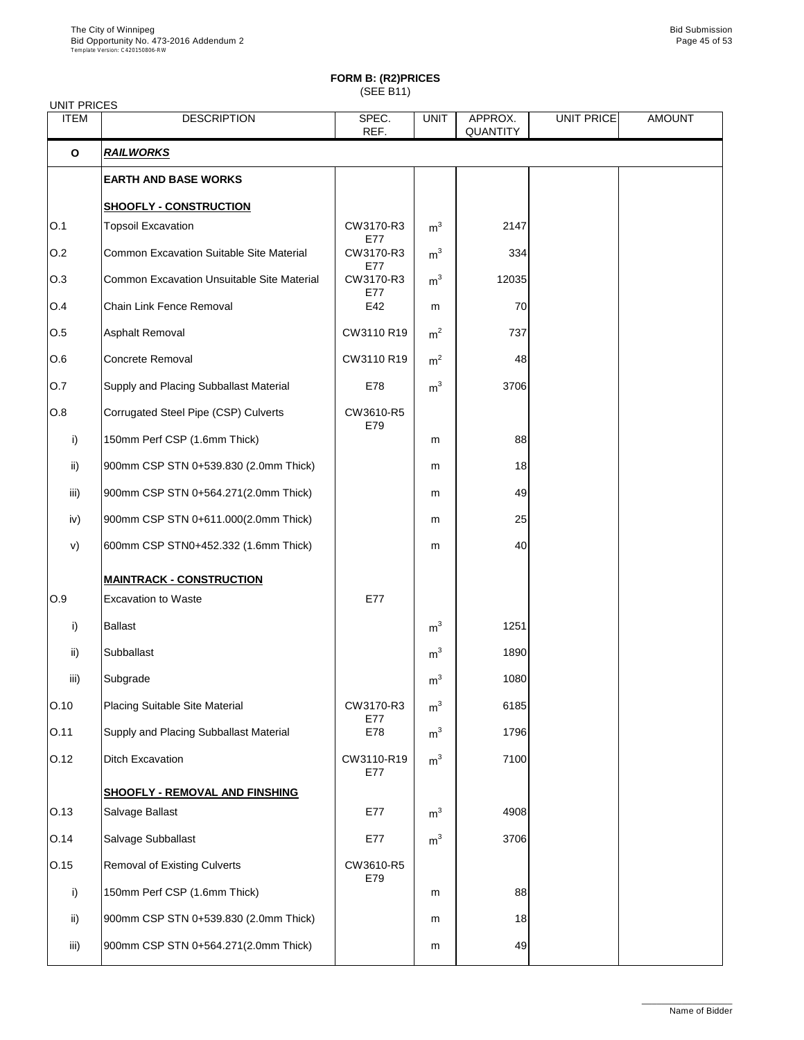**FORM B: (R2)PRICES**
(SEE B11)

UNIT PRICES

| ITEM | DESCRIPTION | SPEC. REF. | UNIT | APPROX. QUANTITY | UNIT PRICE | AMOUNT |
|---|---|---|---|---|---|---|
| **O** | ***RAILWORKS*** | | | | | |
| | **EARTH AND BASE WORKS** | | | | | |
| | **SHOOFLY - CONSTRUCTION** | | | | | |
| O.1 | Topsoil Excavation | CW3170-R3 E77 | $m^3$ | 2147 | | |
| O.2 | Common Excavation Suitable Site Material | CW3170-R3 E77 | $m^3$ | 334 | | |
| O.3 | Common Excavation Unsuitable Site Material | CW3170-R3 E77 | $m^3$ | 12035 | | |
| O.4 | Chain Link Fence Removal | E42 | m | 70 | | |
| O.5 | Asphalt Removal | CW3110 R19 | $m^2$ | 737 | | |
| O.6 | Concrete Removal | CW3110 R19 | $m^2$ | 48 | | |
| O.7 | Supply and Placing Subballast Material | E78 | $m^3$ | 3706 | | |
| O.8 | Corrugated Steel Pipe (CSP) Culverts | CW3610-R5 E79 | | | | |
| i) | 150mm Perf CSP (1.6mm Thick) | | m | 88 | | |
| ii) | 900mm CSP STN 0+539.830 (2.0mm Thick) | | m | 18 | | |
| iii) | 900mm CSP STN 0+564.271(2.0mm Thick) | | m | 49 | | |
| iv) | 900mm CSP STN 0+611.000(2.0mm Thick) | | m | 25 | | |
| v) | 600mm CSP STN0+452.332 (1.6mm Thick) | | m | 40 | | |
| | **MAINTRACK - CONSTRUCTION** | | | | | |
| O.9 | Excavation to Waste | E77 | | | | |
| i) | Ballast | | $m^3$ | 1251 | | |
| ii) | Subballast | | $m^3$ | 1890 | | |
| iii) | Subgrade | | $m^3$ | 1080 | | |
| O.10 | Placing Suitable Site Material | CW3170-R3 E77 | $m^3$ | 6185 | | |
| O.11 | Supply and Placing Subballast Material | E78 | $m^3$ | 1796 | | |
| O.12 | Ditch Excavation | CW3110-R19 E77 | $m^3$ | 7100 | | |
| | **SHOOFLY - REMOVAL AND FINSHING** | | | | | |
| O.13 | Salvage Ballast | E77 | $m^3$ | 4908 | | |
| O.14 | Salvage Subballast | E77 | $m^3$ | 3706 | | |
| O.15 | Removal of Existing Culverts | CW3610-R5 E79 | | | | |
| i) | 150mm Perf CSP (1.6mm Thick) | | m | 88 | | |
| ii) | 900mm CSP STN 0+539.830 (2.0mm Thick) | | m | 18 | | |
| iii) | 900mm CSP STN 0+564.271(2.0mm Thick) | | m | 49 | | |

Name of Bidder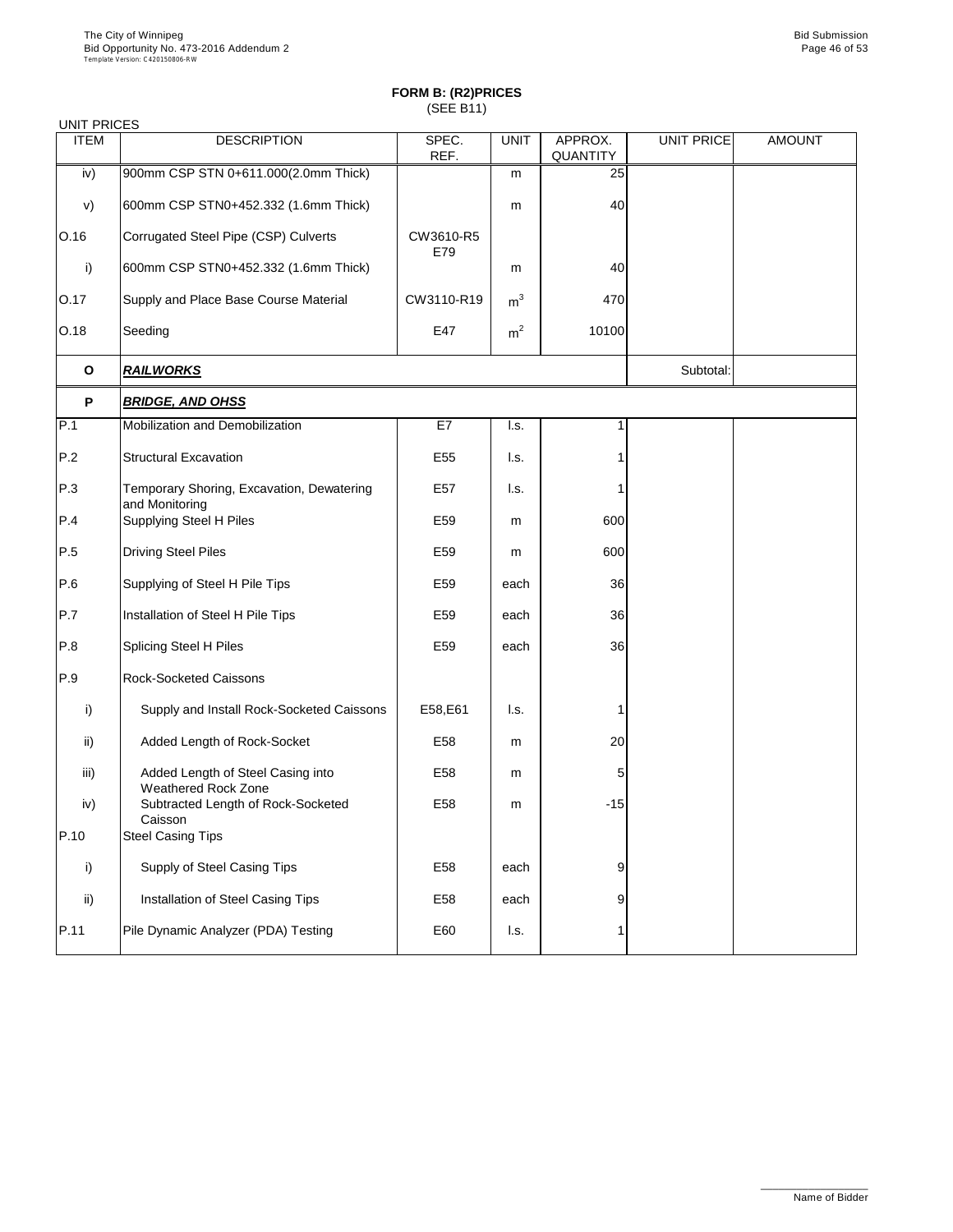## FORM B: (R2)PRICES

(SEE B11)

UNIT PRICES

| ITEM | DESCRIPTION | SPEC. REF. | UNIT | APPROX. QUANTITY | UNIT PRICE | AMOUNT |
|---|---|---|---|---|---|---|
| iv) | 900mm CSP STN 0+611.000(2.0mm Thick) | | m | 25 | | |
| v) | 600mm CSP STN0+452.332 (1.6mm Thick) | | m | 40 | | |
| O.16 | Corrugated Steel Pipe (CSP) Culverts | CW3610-R5 E79 | | | | |
| i) | 600mm CSP STN0+452.332 (1.6mm Thick) | | m | 40 | | |
| O.17 | Supply and Place Base Course Material | CW3110-R19 | $m^3$ | 470 | | |
| O.18 | Seeding | E47 | $m^2$ | 10100 | | |
| **O** | ***RAILWORKS*** | | | | Subtotal: | |
| **P** | ***BRIDGE, AND OHSS*** | | | | | |
| P.1 | Mobilization and Demobilization | E7 | l.s. | 1 | | |
| P.2 | Structural Excavation | E55 | l.s. | 1 | | |
| P.3 | Temporary Shoring, Excavation, Dewatering and Monitoring | E57 | l.s. | 1 | | |
| P.4 | Supplying Steel H Piles | E59 | m | 600 | | |
| P.5 | Driving Steel Piles | E59 | m | 600 | | |
| P.6 | Supplying of Steel H Pile Tips | E59 | each | 36 | | |
| P.7 | Installation of Steel H Pile Tips | E59 | each | 36 | | |
| P.8 | Splicing Steel H Piles | E59 | each | 36 | | |
| P.9 | Rock-Socketed Caissons | | | | | |
| i) | Supply and Install Rock-Socketed Caissons | E58,E61 | l.s. | 1 | | |
| ii) | Added Length of Rock-Socket | E58 | m | 20 | | |
| iii) | Added Length of Steel Casing into Weathered Rock Zone | E58 | m | 5 | | |
| iv) | Subtracted Length of Rock-Socketed Caisson | E58 | m | -15 | | |
| P.10 | Steel Casing Tips | | | | | |
| i) | Supply of Steel Casing Tips | E58 | each | 9 | | |
| ii) | Installation of Steel Casing Tips | E58 | each | 9 | | |
| P.11 | Pile Dynamic Analyzer (PDA) Testing | E60 | l.s. | 1 | | |

Name of Bidder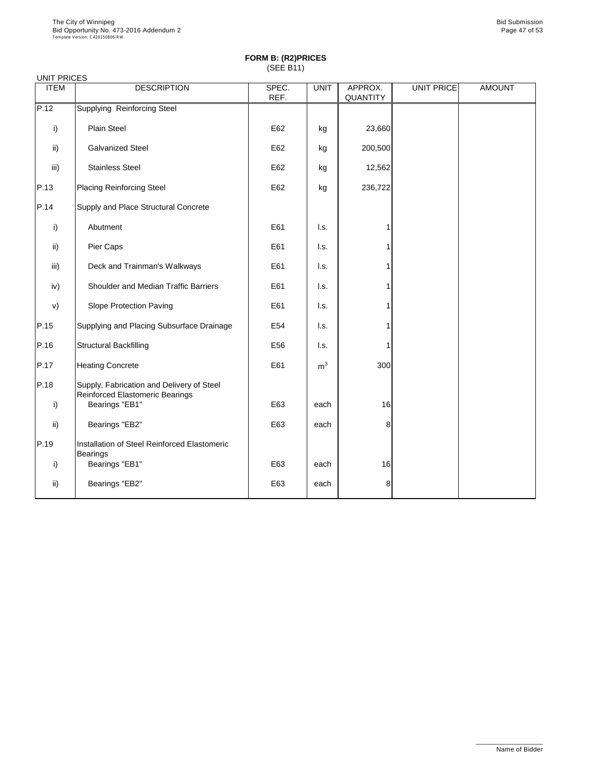**FORM B: (R2)PRICES**
(SEE B11)

UNIT PRICES

| ITEM | DESCRIPTION | SPEC. REF. | UNIT | APPROX. QUANTITY | UNIT PRICE | AMOUNT |
|---|---|---|---|---|---|---|
| P.12 | Supplying Reinforcing Steel | | | | | |
| i) | Plain Steel | E62 | kg | 23,660 | | |
| ii) | Galvanized Steel | E62 | kg | 200,500 | | |
| iii) | Stainless Steel | E62 | kg | 12,562 | | |
| P.13 | Placing Reinforcing Steel | E62 | kg | 236,722 | | |
| P.14 | Supply and Place Structural Concrete | | | | | |
| i) | Abutment | E61 | l.s. | 1 | | |
| ii) | Pier Caps | E61 | l.s. | 1 | | |
| iii) | Deck and Trainman's Walkways | E61 | l.s. | 1 | | |
| iv) | Shoulder and Median Traffic Barriers | E61 | l.s. | 1 | | |
| v) | Slope Protection Paving | E61 | l.s. | 1 | | |
| P.15 | Supplying and Placing Subsurface Drainage | E54 | l.s. | 1 | | |
| P.16 | Structural Backfilling | E56 | l.s. | 1 | | |
| P.17 | Heating Concrete | E61 | $m^3$ | 300 | | |
| P.18 | Supply, Fabrication and Delivery of Steel Reinforced Elastomeric Bearings | | | | | |
| i) | Bearings "EB1" | E63 | each | 16 | | |
| ii) | Bearings "EB2" | E63 | each | 8 | | |
| P.19 | Installation of Steel Reinforced Elastomeric Bearings | | | | | |
| i) | Bearings "EB1" | E63 | each | 16 | | |
| ii) | Bearings "EB2" | E63 | each | 8 | | |

Name of Bidder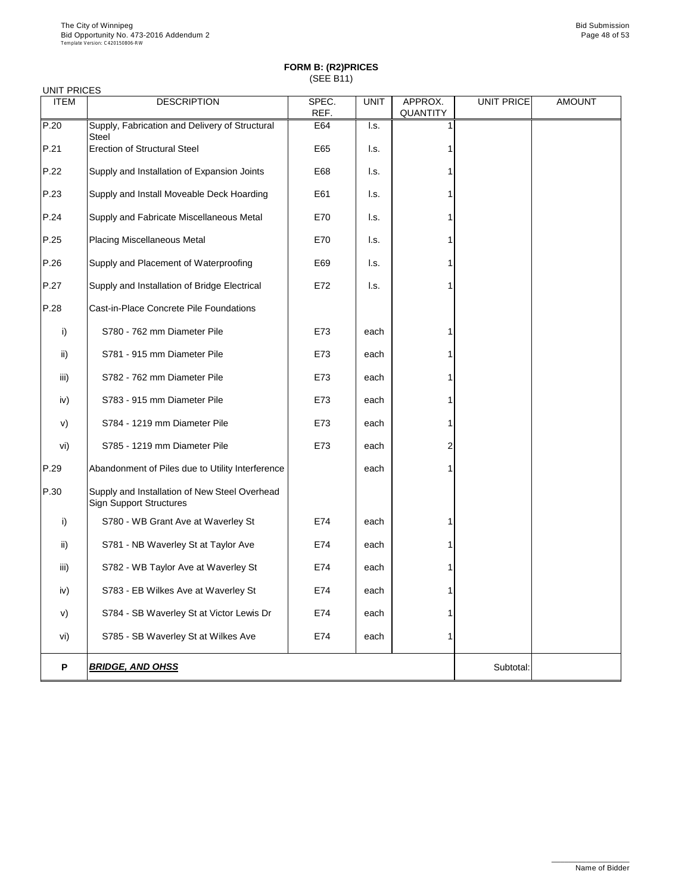**FORM B: (R2)PRICES**
(SEE B11)

UNIT PRICES

| ITEM | DESCRIPTION | SPEC. REF. | UNIT | APPROX. QUANTITY | UNIT PRICE | AMOUNT |
|---|---|---|---|---|---|---|
| P.20 | Supply, Fabrication and Delivery of Structural Steel | E64 | l.s. | 1 | | |
| P.21 | Erection of Structural Steel | E65 | l.s. | 1 | | |
| P.22 | Supply and Installation of Expansion Joints | E68 | l.s. | 1 | | |
| P.23 | Supply and Install Moveable Deck Hoarding | E61 | l.s. | 1 | | |
| P.24 | Supply and Fabricate Miscellaneous Metal | E70 | l.s. | 1 | | |
| P.25 | Placing Miscellaneous Metal | E70 | l.s. | 1 | | |
| P.26 | Supply and Placement of Waterproofing | E69 | l.s. | 1 | | |
| P.27 | Supply and Installation of Bridge Electrical | E72 | l.s. | 1 | | |
| P.28 | Cast-in-Place Concrete Pile Foundations | | | | | |
| i) | S780 - 762 mm Diameter Pile | E73 | each | 1 | | |
| ii) | S781 - 915 mm Diameter Pile | E73 | each | 1 | | |
| iii) | S782 - 762 mm Diameter Pile | E73 | each | 1 | | |
| iv) | S783 - 915 mm Diameter Pile | E73 | each | 1 | | |
| v) | S784 - 1219 mm Diameter Pile | E73 | each | 1 | | |
| vi) | S785 - 1219 mm Diameter Pile | E73 | each | 2 | | |
| P.29 | Abandonment of Piles due to Utility Interference | | each | 1 | | |
| P.30 | Supply and Installation of New Steel Overhead Sign Support Structures | | | | | |
| i) | S780 - WB Grant Ave at Waverley St | E74 | each | 1 | | |
| ii) | S781 - NB Waverley St at Taylor Ave | E74 | each | 1 | | |
| iii) | S782 - WB Taylor Ave at Waverley St | E74 | each | 1 | | |
| iv) | S783 - EB Wilkes Ave at Waverley St | E74 | each | 1 | | |
| v) | S784 - SB Waverley St at Victor Lewis Dr | E74 | each | 1 | | |
| vi) | S785 - SB Waverley St at Wilkes Ave | E74 | each | 1 | | |
| **P** | ***BRIDGE, AND OHSS*** | | | | Subtotal: | |

Name of Bidder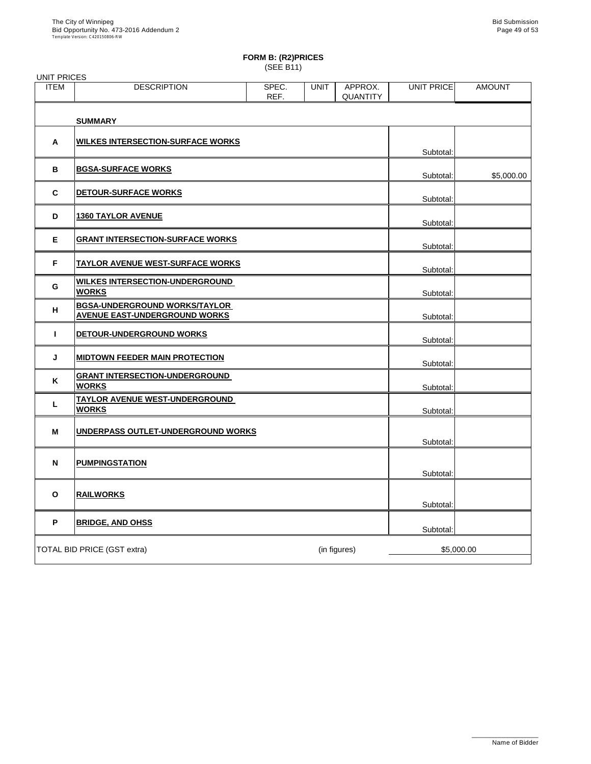**FORM B: (R2)PRICES**
(SEE B11)

UNIT PRICES

| ITEM | DESCRIPTION | SPEC. REF. | UNIT | APPROX. QUANTITY | UNIT PRICE | AMOUNT |
|---|---|---|---|---|---|---|
| | **SUMMARY** | | | | | |
| **A** | **WILKES INTERSECTION-SURFACE WORKS** | | | | Subtotal: | |
| **B** | **BGSA-SURFACE WORKS** | | | | Subtotal: | $5,000.00 |
| **C** | **DETOUR-SURFACE WORKS** | | | | Subtotal: | |
| **D** | **1360 TAYLOR AVENUE** | | | | Subtotal: | |
| **E** | **GRANT INTERSECTION-SURFACE WORKS** | | | | Subtotal: | |
| **F** | **TAYLOR AVENUE WEST-SURFACE WORKS** | | | | Subtotal: | |
| **G** | **WILKES INTERSECTION-UNDERGROUND WORKS** | | | | Subtotal: | |
| **H** | **BGSA-UNDERGROUND WORKS/TAYLOR AVENUE EAST-UNDERGROUND WORKS** | | | | Subtotal: | |
| **I** | **DETOUR-UNDERGROUND WORKS** | | | | Subtotal: | |
| **J** | **MIDTOWN FEEDER MAIN PROTECTION** | | | | Subtotal: | |
| **K** | **GRANT INTERSECTION-UNDERGROUND WORKS** | | | | Subtotal: | |
| **L** | **TAYLOR AVENUE WEST-UNDERGROUND WORKS** | | | | Subtotal: | |
| **M** | **UNDERPASS OUTLET-UNDERGROUND WORKS** | | | | Subtotal: | |
| **N** | **PUMPINGSTATION** | | | | Subtotal: | |
| **O** | **RAILWORKS** | | | | Subtotal: | |
| **P** | **BRIDGE, AND OHSS** | | | | Subtotal: | |

TOTAL BID PRICE (GST extra) (in figures) $5,000.00

Name of Bidder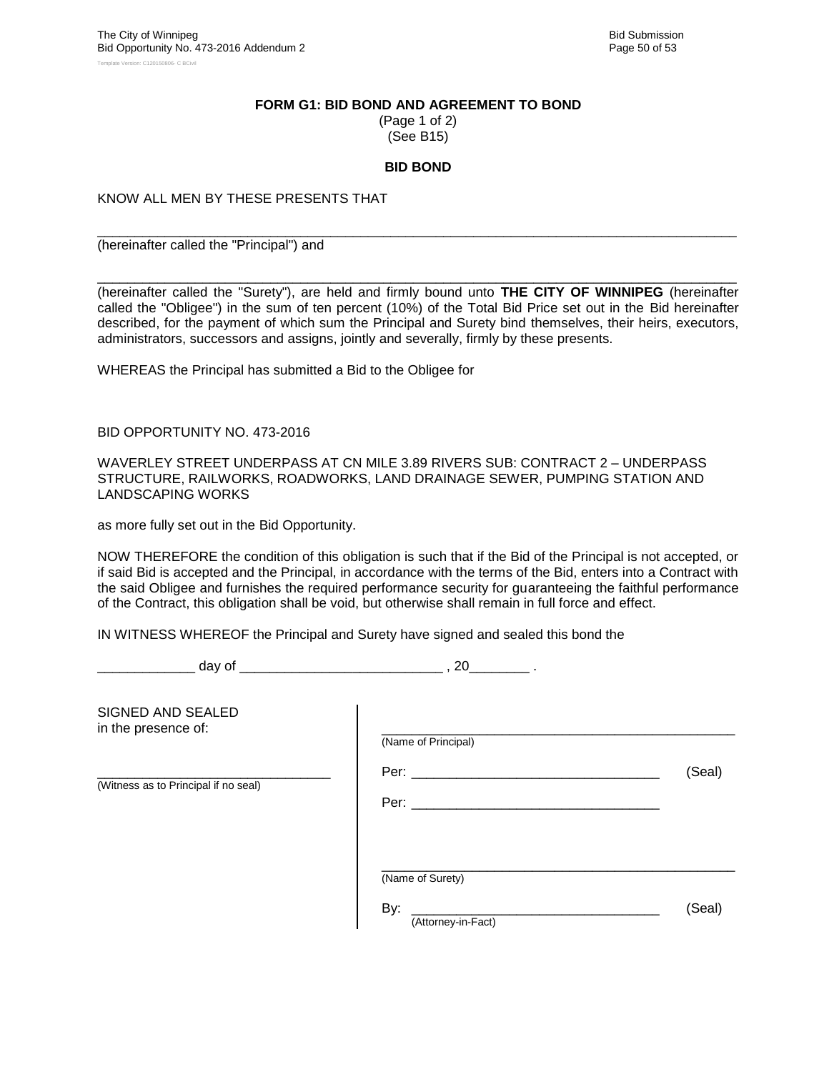**FORM G1: BID BOND AND AGREEMENT TO BOND**
(Page 1 of 2)
(See B15)

**BID BOND**

KNOW ALL MEN BY THESE PRESENTS THAT

_______________________________________________________________________________
(hereinafter called the "Principal") and

_______________________________________________________________________________
(hereinafter called the "Surety"), are held and firmly bound unto **THE CITY OF WINNIPEG** (hereinafter called the "Obligee") in the sum of ten percent (10%) of the Total Bid Price set out in the Bid hereinafter described, for the payment of which sum the Principal and Surety bind themselves, their heirs, executors, administrators, successors and assigns, jointly and severally, firmly by these presents.

WHEREAS the Principal has submitted a Bid to the Obligee for

BID OPPORTUNITY NO. 473-2016

WAVERLEY STREET UNDERPASS AT CN MILE 3.89 RIVERS SUB: CONTRACT 2 – UNDERPASS STRUCTURE, RAILWORKS, ROADWORKS, LAND DRAINAGE SEWER, PUMPING STATION AND LANDSCAPING WORKS

as more fully set out in the Bid Opportunity.

NOW THEREFORE the condition of this obligation is such that if the Bid of the Principal is not accepted, or if said Bid is accepted and the Principal, in accordance with the terms of the Bid, enters into a Contract with the said Obligee and furnishes the required performance security for guaranteeing the faithful performance of the Contract, this obligation shall be void, but otherwise shall remain in full force and effect.

IN WITNESS WHEREOF the Principal and Surety have signed and sealed this bond the

_____________ day of ___________________________ , 20________ .

SIGNED AND SEALED
in the presence of:

_________________________________
(Witness as to Principal if no seal)

_________________________________________________
(Name of Principal)

Per: _________________________________ (Seal)

Per: _________________________________

_________________________________________________
(Name of Surety)

By: _________________________________ (Seal)
(Attorney-in-Fact)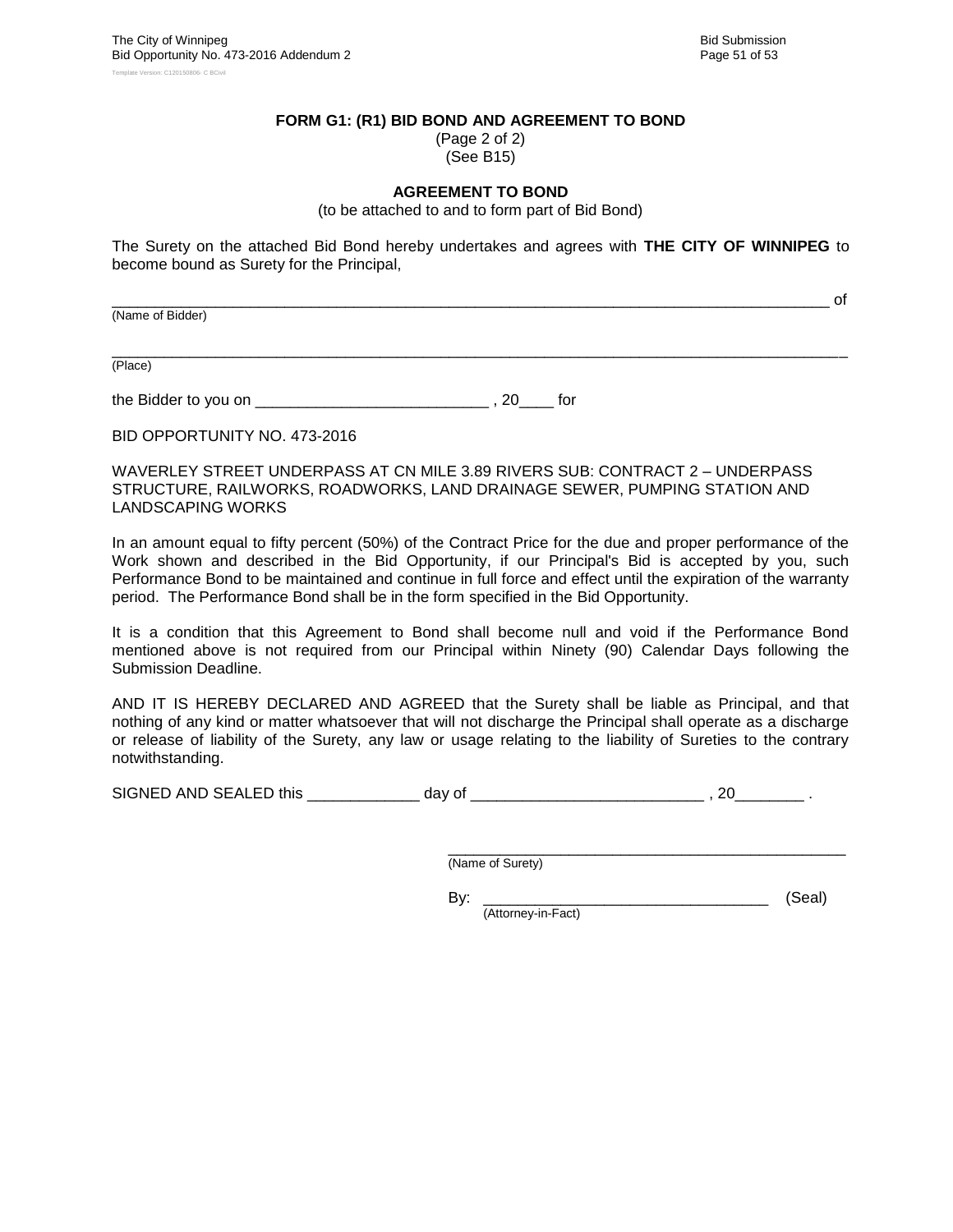**FORM G1: (R1) BID BOND AND AGREEMENT TO BOND**
(Page 2 of 2)
(See B15)

**AGREEMENT TO BOND**
(to be attached to and to form part of Bid Bond)

The Surety on the attached Bid Bond hereby undertakes and agrees with **THE CITY OF WINNIPEG** to become bound as Surety for the Principal,

_______________________________________________________________________________ of
(Name of Bidder)

________________________________________________________________________________
(Place)

the Bidder to you on ___________________________ , 20____ for

BID OPPORTUNITY NO. 473-2016

WAVERLEY STREET UNDERPASS AT CN MILE 3.89 RIVERS SUB: CONTRACT 2 – UNDERPASS STRUCTURE, RAILWORKS, ROADWORKS, LAND DRAINAGE SEWER, PUMPING STATION AND LANDSCAPING WORKS

In an amount equal to fifty percent (50%) of the Contract Price for the due and proper performance of the Work shown and described in the Bid Opportunity, if our Principal's Bid is accepted by you, such Performance Bond to be maintained and continue in full force and effect until the expiration of the warranty period. The Performance Bond shall be in the form specified in the Bid Opportunity.

It is a condition that this Agreement to Bond shall become null and void if the Performance Bond mentioned above is not required from our Principal within Ninety (90) Calendar Days following the Submission Deadline.

AND IT IS HEREBY DECLARED AND AGREED that the Surety shall be liable as Principal, and that nothing of any kind or matter whatsoever that will not discharge the Principal shall operate as a discharge or release of liability of the Surety, any law or usage relating to the liability of Sureties to the contrary notwithstanding.

SIGNED AND SEALED this _____________ day of ___________________________ , 20________ .

_______________________________________________
(Name of Surety)

By: _________________________________ (Seal)
(Attorney-in-Fact)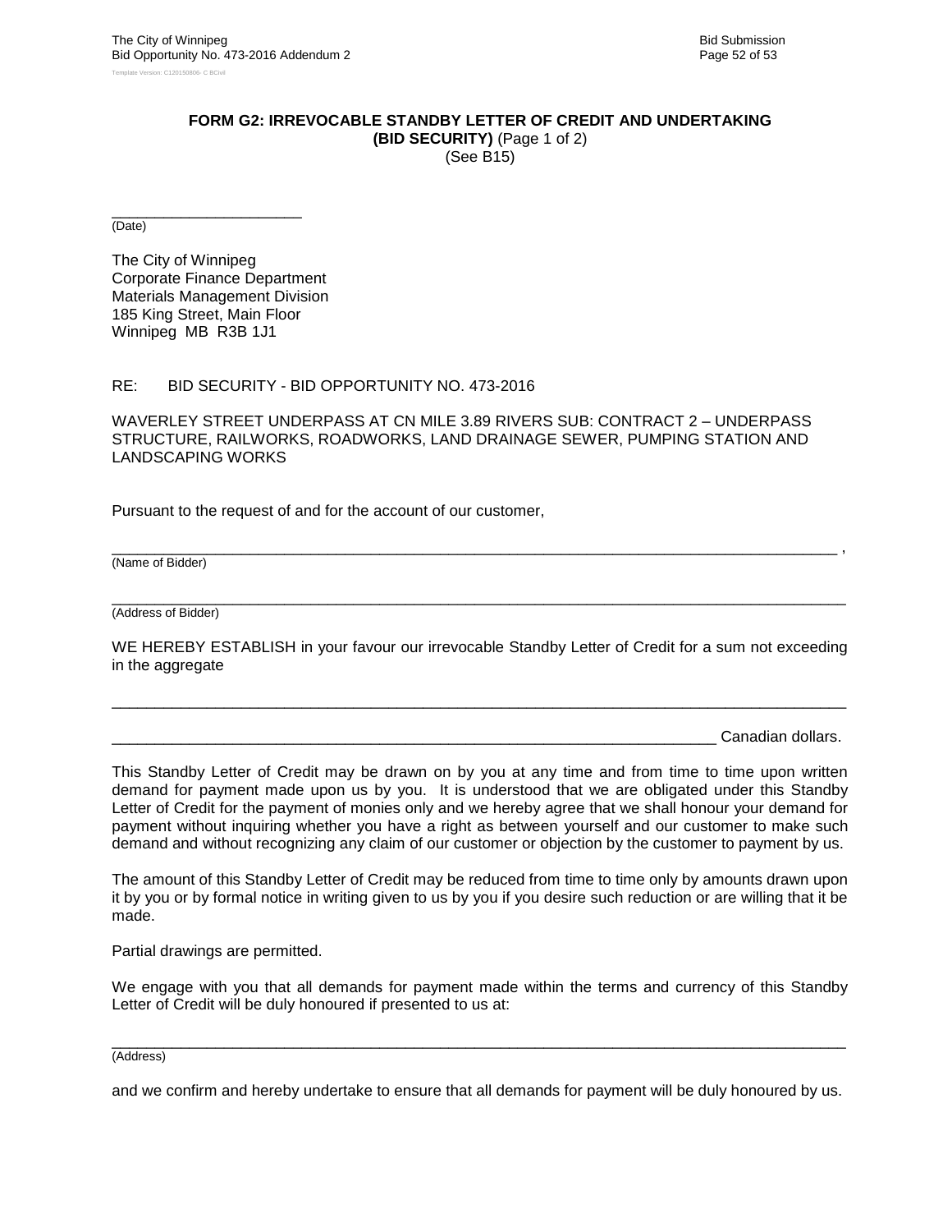**FORM G2: IRREVOCABLE STANDBY LETTER OF CREDIT AND UNDERTAKING**
**(BID SECURITY)** (Page 1 of 2)
(See B15)

______________________
(Date)

The City of Winnipeg
Corporate Finance Department
Materials Management Division
185 King Street, Main Floor
Winnipeg MB R3B 1J1

RE: BID SECURITY - BID OPPORTUNITY NO. 473-2016

WAVERLEY STREET UNDERPASS AT CN MILE 3.89 RIVERS SUB: CONTRACT 2 – UNDERPASS STRUCTURE, RAILWORKS, ROADWORKS, LAND DRAINAGE SEWER, PUMPING STATION AND LANDSCAPING WORKS

Pursuant to the request of and for the account of our customer,

________________________________________________________________________________ ,
(Name of Bidder)

________________________________________________________________________________
(Address of Bidder)

WE HEREBY ESTABLISH in your favour our irrevocable Standby Letter of Credit for a sum not exceeding in the aggregate

________________________________________________________________________________

______________________________________________________________________ Canadian dollars.

This Standby Letter of Credit may be drawn on by you at any time and from time to time upon written demand for payment made upon us by you. It is understood that we are obligated under this Standby Letter of Credit for the payment of monies only and we hereby agree that we shall honour your demand for payment without inquiring whether you have a right as between yourself and our customer to make such demand and without recognizing any claim of our customer or objection by the customer to payment by us.

The amount of this Standby Letter of Credit may be reduced from time to time only by amounts drawn upon it by you or by formal notice in writing given to us by you if you desire such reduction or are willing that it be made.

Partial drawings are permitted.

We engage with you that all demands for payment made within the terms and currency of this Standby Letter of Credit will be duly honoured if presented to us at:

________________________________________________________________________________
(Address)

and we confirm and hereby undertake to ensure that all demands for payment will be duly honoured by us.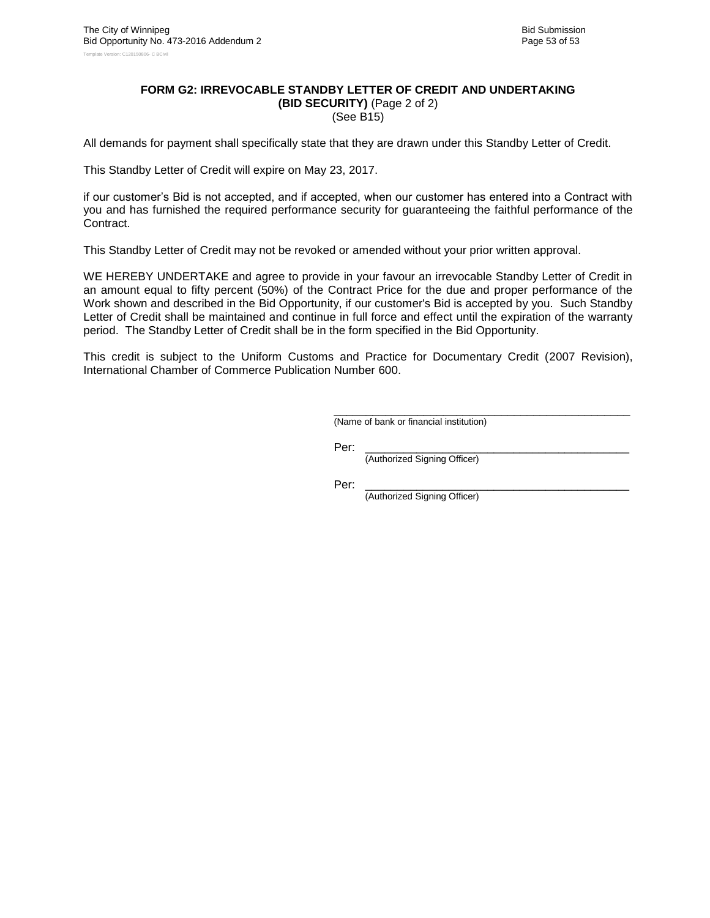**FORM G2: IRREVOCABLE STANDBY LETTER OF CREDIT AND UNDERTAKING**
**(BID SECURITY)** (Page 2 of 2)
(See B15)

All demands for payment shall specifically state that they are drawn under this Standby Letter of Credit.

This Standby Letter of Credit will expire on May 23, 2017.

if our customer's Bid is not accepted, and if accepted, when our customer has entered into a Contract with you and has furnished the required performance security for guaranteeing the faithful performance of the Contract.

This Standby Letter of Credit may not be revoked or amended without your prior written approval.

WE HEREBY UNDERTAKE and agree to provide in your favour an irrevocable Standby Letter of Credit in an amount equal to fifty percent (50%) of the Contract Price for the due and proper performance of the Work shown and described in the Bid Opportunity, if our customer's Bid is accepted by you. Such Standby Letter of Credit shall be maintained and continue in full force and effect until the expiration of the warranty period. The Standby Letter of Credit shall be in the form specified in the Bid Opportunity.

This credit is subject to the Uniform Customs and Practice for Documentary Credit (2007 Revision), International Chamber of Commerce Publication Number 600.

\_\_\_\_\_\_\_\_\_\_\_\_\_\_\_\_\_\_\_\_\_\_\_\_\_\_\_\_\_\_\_\_\_\_\_\_\_\_\_\_\_\_\_\_
(Name of bank or financial institution)

Per: \_\_\_\_\_\_\_\_\_\_\_\_\_\_\_\_\_\_\_\_\_\_\_\_\_\_\_\_\_\_\_\_\_\_\_\_\_\_\_\_
(Authorized Signing Officer)

Per: \_\_\_\_\_\_\_\_\_\_\_\_\_\_\_\_\_\_\_\_\_\_\_\_\_\_\_\_\_\_\_\_\_\_\_\_\_\_\_\_
(Authorized Signing Officer)